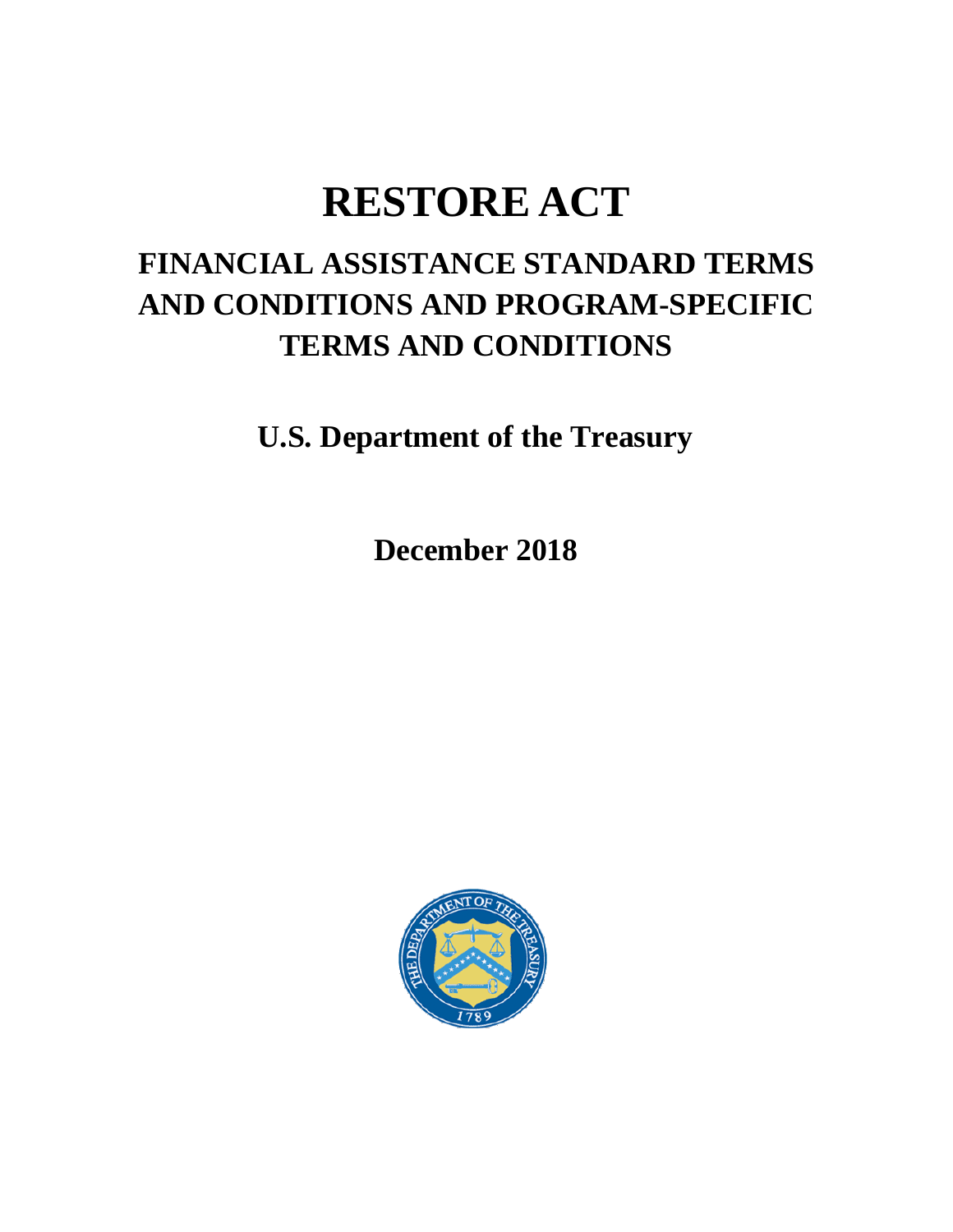# RESTORE ACT

## FINANCIAL ASSISTANCE STANDARD TERMS AND CONDITIONS AND PROGRAM-SPECIFIC TERMS AND CONDITIONS

**U.S. Department of the Treasury**

**December 2018**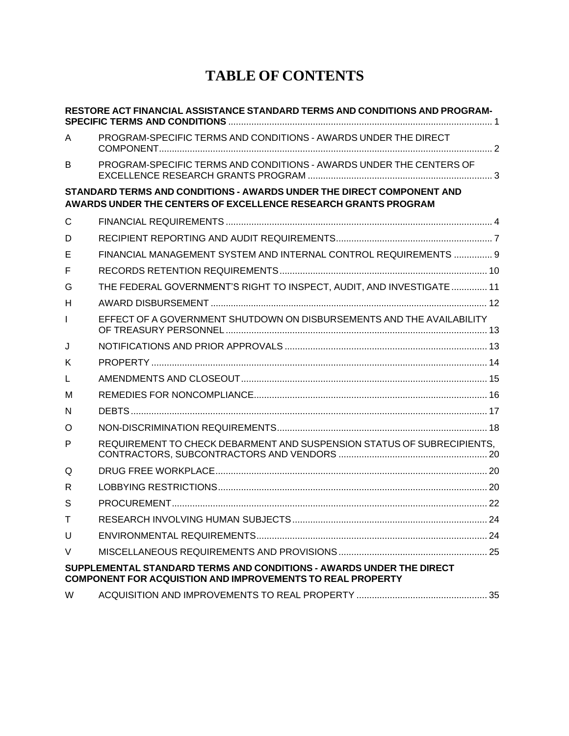# TABLE OF CONTENTS

**RESTORE ACT FINANCIAL ASSISTANCE STANDARD TERMS AND CONDITIONS AND PROGRAM-SPECIFIC TERMS AND CONDITIONS** ..... 1

| | | |
|---|---|---|
| A | PROGRAM-SPECIFIC TERMS AND CONDITIONS - AWARDS UNDER THE DIRECT COMPONENT | 2 |
| B | PROGRAM-SPECIFIC TERMS AND CONDITIONS - AWARDS UNDER THE CENTERS OF EXCELLENCE RESEARCH GRANTS PROGRAM | 3 |

**STANDARD TERMS AND CONDITIONS - AWARDS UNDER THE DIRECT COMPONENT AND AWARDS UNDER THE CENTERS OF EXCELLENCE RESEARCH GRANTS PROGRAM**

| | | |
|---|---|---|
| C | FINANCIAL REQUIREMENTS | 4 |
| D | RECIPIENT REPORTING AND AUDIT REQUIREMENTS | 7 |
| E | FINANCIAL MANAGEMENT SYSTEM AND INTERNAL CONTROL REQUIREMENTS | 9 |
| F | RECORDS RETENTION REQUIREMENTS | 10 |
| G | THE FEDERAL GOVERNMENT'S RIGHT TO INSPECT, AUDIT, AND INVESTIGATE | 11 |
| H | AWARD DISBURSEMENT | 12 |
| I | EFFECT OF A GOVERNMENT SHUTDOWN ON DISBURSEMENTS AND THE AVAILABILITY OF TREASURY PERSONNEL | 13 |
| J | NOTIFICATIONS AND PRIOR APPROVALS | 13 |
| K | PROPERTY | 14 |
| L | AMENDMENTS AND CLOSEOUT | 15 |
| M | REMEDIES FOR NONCOMPLIANCE | 16 |
| N | DEBTS | 17 |
| O | NON-DISCRIMINATION REQUIREMENTS | 18 |
| P | REQUIREMENT TO CHECK DEBARMENT AND SUSPENSION STATUS OF SUBRECIPIENTS, CONTRACTORS, SUBCONTRACTORS AND VENDORS | 20 |
| Q | DRUG FREE WORKPLACE | 20 |
| R | LOBBYING RESTRICTIONS | 20 |
| S | PROCUREMENT | 22 |
| T | RESEARCH INVOLVING HUMAN SUBJECTS | 24 |
| U | ENVIRONMENTAL REQUIREMENTS | 24 |
| V | MISCELLANEOUS REQUIREMENTS AND PROVISIONS | 25 |

**SUPPLEMENTAL STANDARD TERMS AND CONDITIONS - AWARDS UNDER THE DIRECT COMPONENT FOR ACQUISTION AND IMPROVEMENTS TO REAL PROPERTY**

| | | |
|---|---|---|
| W | ACQUISITION AND IMPROVEMENTS TO REAL PROPERTY | 35 |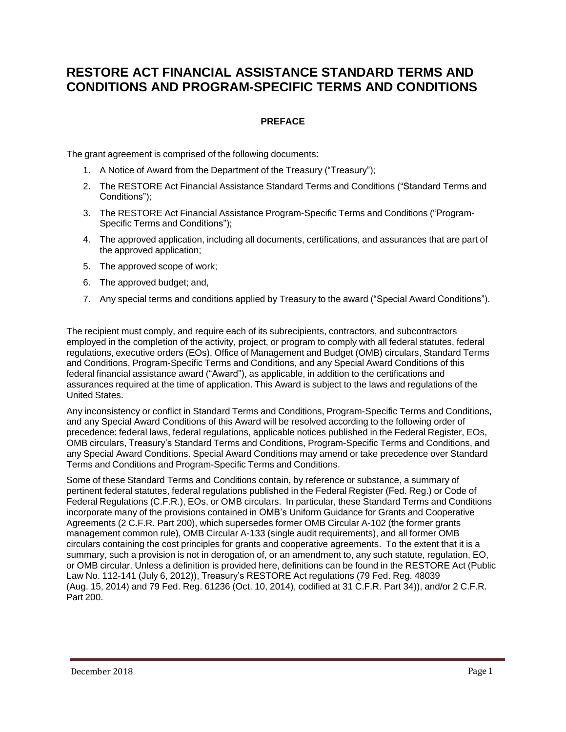# RESTORE ACT FINANCIAL ASSISTANCE STANDARD TERMS AND CONDITIONS AND PROGRAM-SPECIFIC TERMS AND CONDITIONS

## PREFACE

The grant agreement is comprised of the following documents:

1. A Notice of Award from the Department of the Treasury ("Treasury");
2. The RESTORE Act Financial Assistance Standard Terms and Conditions ("Standard Terms and Conditions");
3. The RESTORE Act Financial Assistance Program-Specific Terms and Conditions ("Program-Specific Terms and Conditions");
4. The approved application, including all documents, certifications, and assurances that are part of the approved application;
5. The approved scope of work;
6. The approved budget; and,
7. Any special terms and conditions applied by Treasury to the award ("Special Award Conditions").

The recipient must comply, and require each of its subrecipients, contractors, and subcontractors employed in the completion of the activity, project, or program to comply with all federal statutes, federal regulations, executive orders (EOs), Office of Management and Budget (OMB) circulars, Standard Terms and Conditions, Program-Specific Terms and Conditions, and any Special Award Conditions of this federal financial assistance award ("Award"), as applicable, in addition to the certifications and assurances required at the time of application. This Award is subject to the laws and regulations of the United States.

Any inconsistency or conflict in Standard Terms and Conditions, Program-Specific Terms and Conditions, and any Special Award Conditions of this Award will be resolved according to the following order of precedence: federal laws, federal regulations, applicable notices published in the Federal Register, EOs, OMB circulars, Treasury's Standard Terms and Conditions, Program-Specific Terms and Conditions, and any Special Award Conditions. Special Award Conditions may amend or take precedence over Standard Terms and Conditions and Program-Specific Terms and Conditions.

Some of these Standard Terms and Conditions contain, by reference or substance, a summary of pertinent federal statutes, federal regulations published in the Federal Register (Fed. Reg.) or Code of Federal Regulations (C.F.R.), EOs, or OMB circulars. In particular, these Standard Terms and Conditions incorporate many of the provisions contained in OMB's Uniform Guidance for Grants and Cooperative Agreements (2 C.F.R. Part 200), which supersedes former OMB Circular A-102 (the former grants management common rule), OMB Circular A-133 (single audit requirements), and all former OMB circulars containing the cost principles for grants and cooperative agreements. To the extent that it is a summary, such a provision is not in derogation of, or an amendment to, any such statute, regulation, EO, or OMB circular. Unless a definition is provided here, definitions can be found in the RESTORE Act (Public Law No. 112-141 (July 6, 2012)), Treasury's RESTORE Act regulations (79 Fed. Reg. 48039 (Aug. 15, 2014) and 79 Fed. Reg. 61236 (Oct. 10, 2014), codified at 31 C.F.R. Part 34)), and/or 2 C.F.R. Part 200.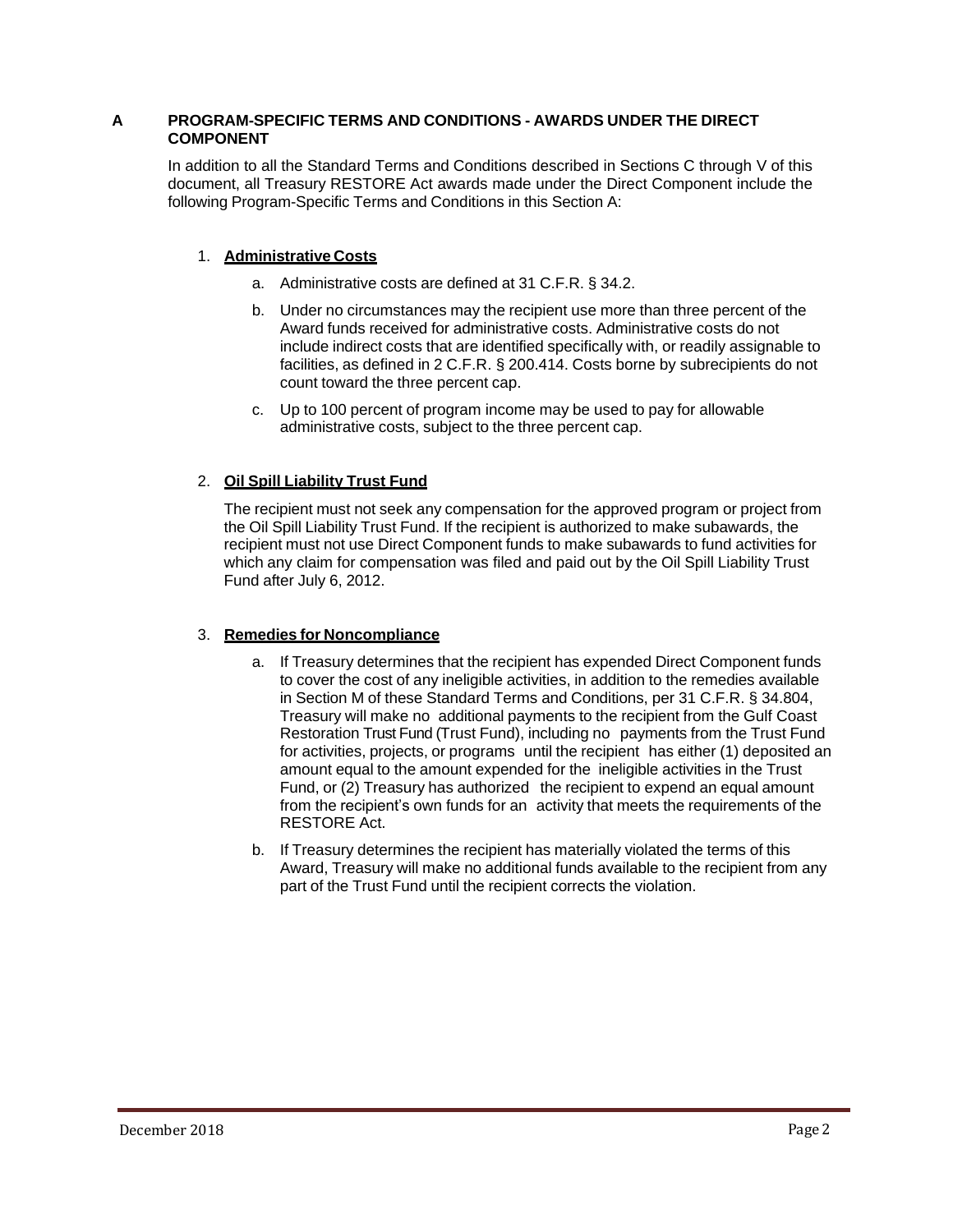## A PROGRAM-SPECIFIC TERMS AND CONDITIONS - AWARDS UNDER THE DIRECT COMPONENT

In addition to all the Standard Terms and Conditions described in Sections C through V of this document, all Treasury RESTORE Act awards made under the Direct Component include the following Program-Specific Terms and Conditions in this Section A:

1. **Administrative Costs**

   a. Administrative costs are defined at 31 C.F.R. § 34.2.

   b. Under no circumstances may the recipient use more than three percent of the Award funds received for administrative costs. Administrative costs do not include indirect costs that are identified specifically with, or readily assignable to facilities, as defined in 2 C.F.R. § 200.414. Costs borne by subrecipients do not count toward the three percent cap.

   c. Up to 100 percent of program income may be used to pay for allowable administrative costs, subject to the three percent cap.

2. **Oil Spill Liability Trust Fund**

   The recipient must not seek any compensation for the approved program or project from the Oil Spill Liability Trust Fund. If the recipient is authorized to make subawards, the recipient must not use Direct Component funds to make subawards to fund activities for which any claim for compensation was filed and paid out by the Oil Spill Liability Trust Fund after July 6, 2012.

3. **Remedies for Noncompliance**

   a. If Treasury determines that the recipient has expended Direct Component funds to cover the cost of any ineligible activities, in addition to the remedies available in Section M of these Standard Terms and Conditions, per 31 C.F.R. § 34.804, Treasury will make no additional payments to the recipient from the Gulf Coast Restoration Trust Fund (Trust Fund), including no payments from the Trust Fund for activities, projects, or programs until the recipient has either (1) deposited an amount equal to the amount expended for the ineligible activities in the Trust Fund, or (2) Treasury has authorized the recipient to expend an equal amount from the recipient's own funds for an activity that meets the requirements of the RESTORE Act.

   b. If Treasury determines the recipient has materially violated the terms of this Award, Treasury will make no additional funds available to the recipient from any part of the Trust Fund until the recipient corrects the violation.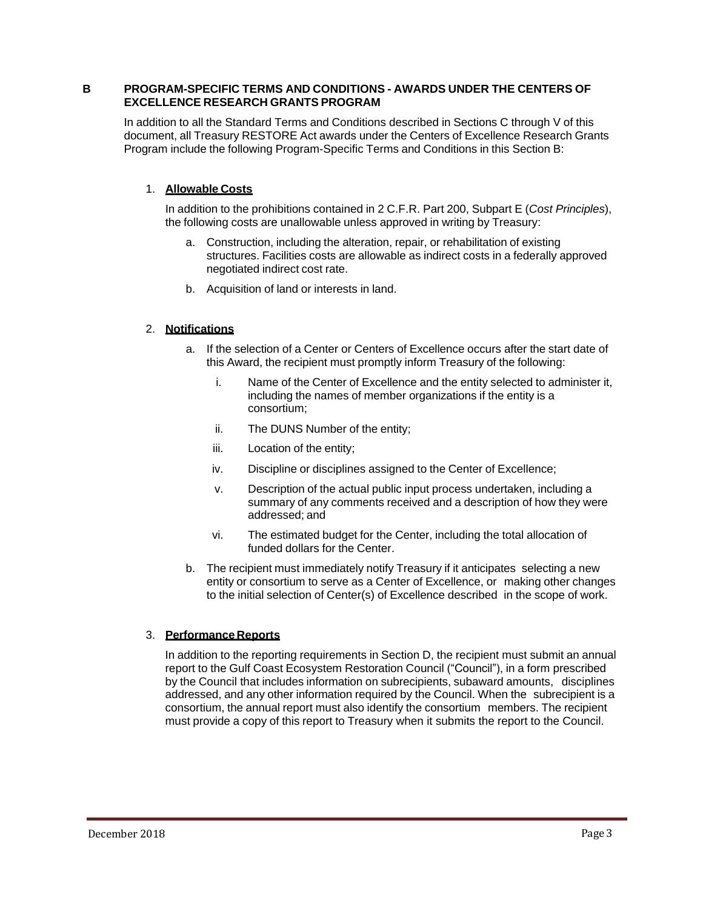## B PROGRAM-SPECIFIC TERMS AND CONDITIONS - AWARDS UNDER THE CENTERS OF EXCELLENCE RESEARCH GRANTS PROGRAM

In addition to all the Standard Terms and Conditions described in Sections C through V of this document, all Treasury RESTORE Act awards under the Centers of Excellence Research Grants Program include the following Program-Specific Terms and Conditions in this Section B:

### 1. Allowable Costs

In addition to the prohibitions contained in 2 C.F.R. Part 200, Subpart E (*Cost Principles*), the following costs are unallowable unless approved in writing by Treasury:

a. Construction, including the alteration, repair, or rehabilitation of existing structures. Facilities costs are allowable as indirect costs in a federally approved negotiated indirect cost rate.

b. Acquisition of land or interests in land.

### 2. Notifications

a. If the selection of a Center or Centers of Excellence occurs after the start date of this Award, the recipient must promptly inform Treasury of the following:

   i. Name of the Center of Excellence and the entity selected to administer it, including the names of member organizations if the entity is a consortium;

   ii. The DUNS Number of the entity;

   iii. Location of the entity;

   iv. Discipline or disciplines assigned to the Center of Excellence;

   v. Description of the actual public input process undertaken, including a summary of any comments received and a description of how they were addressed; and

   vi. The estimated budget for the Center, including the total allocation of funded dollars for the Center.

b. The recipient must immediately notify Treasury if it anticipates selecting a new entity or consortium to serve as a Center of Excellence, or making other changes to the initial selection of Center(s) of Excellence described in the scope of work.

### 3. Performance Reports

In addition to the reporting requirements in Section D, the recipient must submit an annual report to the Gulf Coast Ecosystem Restoration Council ("Council"), in a form prescribed by the Council that includes information on subrecipients, subaward amounts, disciplines addressed, and any other information required by the Council. When the subrecipient is a consortium, the annual report must also identify the consortium members. The recipient must provide a copy of this report to Treasury when it submits the report to the Council.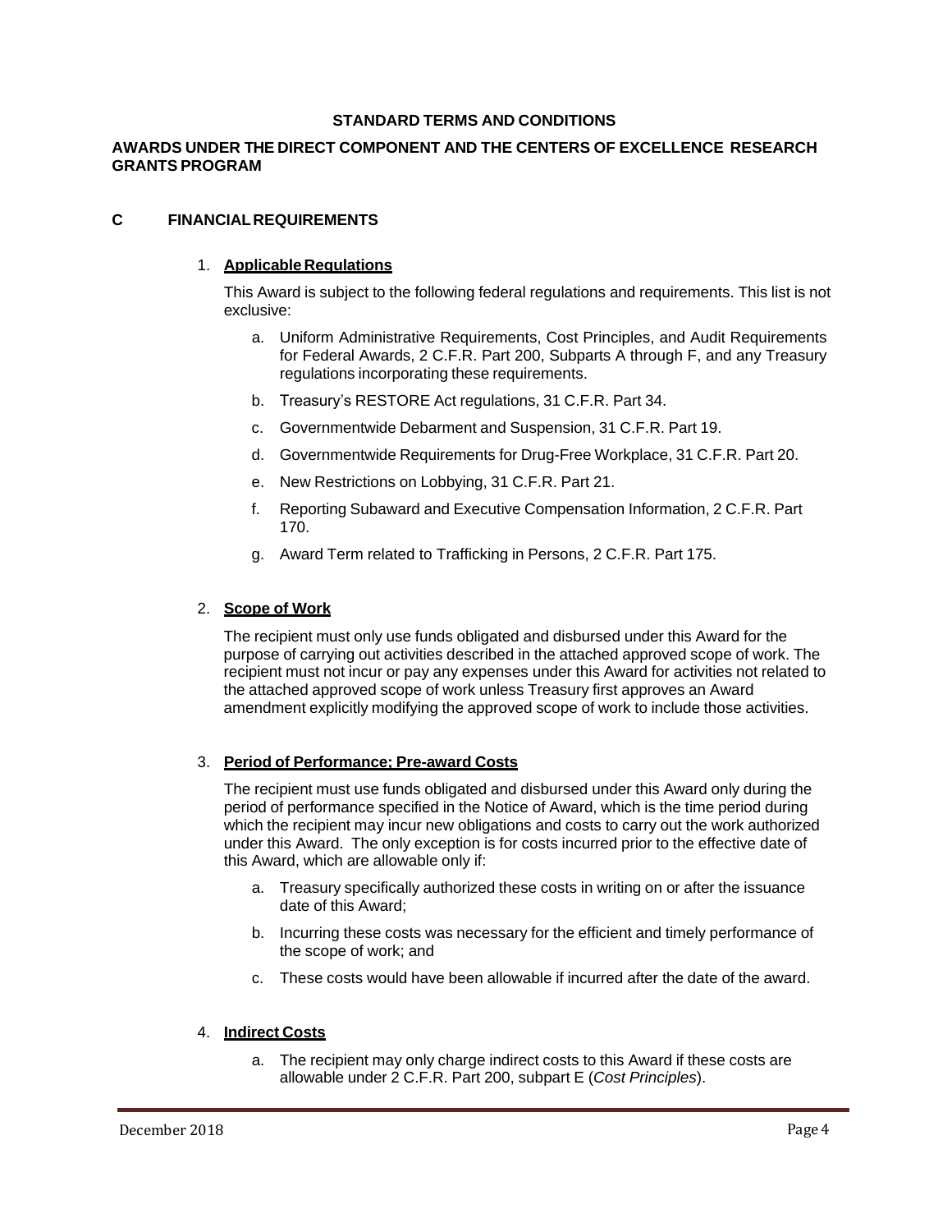**STANDARD TERMS AND CONDITIONS**

**AWARDS UNDER THE DIRECT COMPONENT AND THE CENTERS OF EXCELLENCE RESEARCH GRANTS PROGRAM**

## C FINANCIAL REQUIREMENTS

1. **Applicable Regulations**

   This Award is subject to the following federal regulations and requirements. This list is not exclusive:

   a. Uniform Administrative Requirements, Cost Principles, and Audit Requirements for Federal Awards, 2 C.F.R. Part 200, Subparts A through F, and any Treasury regulations incorporating these requirements.

   b. Treasury's RESTORE Act regulations, 31 C.F.R. Part 34.

   c. Governmentwide Debarment and Suspension, 31 C.F.R. Part 19.

   d. Governmentwide Requirements for Drug-Free Workplace, 31 C.F.R. Part 20.

   e. New Restrictions on Lobbying, 31 C.F.R. Part 21.

   f. Reporting Subaward and Executive Compensation Information, 2 C.F.R. Part 170.

   g. Award Term related to Trafficking in Persons, 2 C.F.R. Part 175.

2. **Scope of Work**

   The recipient must only use funds obligated and disbursed under this Award for the purpose of carrying out activities described in the attached approved scope of work. The recipient must not incur or pay any expenses under this Award for activities not related to the attached approved scope of work unless Treasury first approves an Award amendment explicitly modifying the approved scope of work to include those activities.

3. **Period of Performance; Pre-award Costs**

   The recipient must use funds obligated and disbursed under this Award only during the period of performance specified in the Notice of Award, which is the time period during which the recipient may incur new obligations and costs to carry out the work authorized under this Award. The only exception is for costs incurred prior to the effective date of this Award, which are allowable only if:

   a. Treasury specifically authorized these costs in writing on or after the issuance date of this Award;

   b. Incurring these costs was necessary for the efficient and timely performance of the scope of work; and

   c. These costs would have been allowable if incurred after the date of the award.

4. **Indirect Costs**

   a. The recipient may only charge indirect costs to this Award if these costs are allowable under 2 C.F.R. Part 200, subpart E (*Cost Principles*).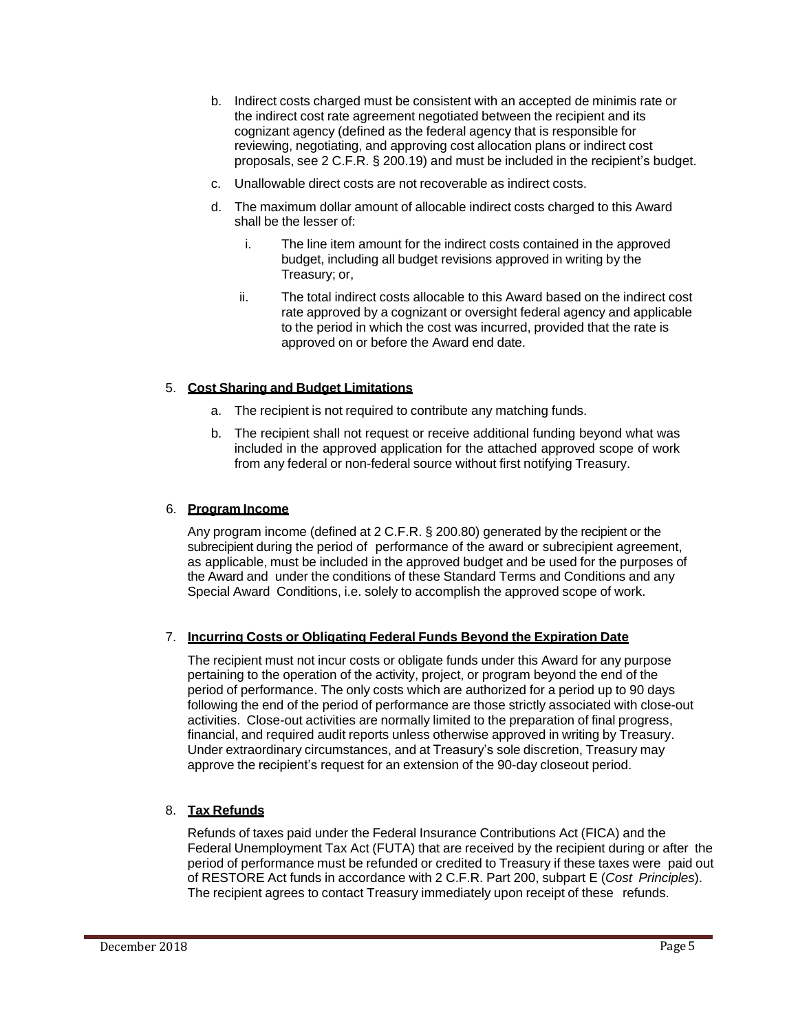b. Indirect costs charged must be consistent with an accepted de minimis rate or the indirect cost rate agreement negotiated between the recipient and its cognizant agency (defined as the federal agency that is responsible for reviewing, negotiating, and approving cost allocation plans or indirect cost proposals, see 2 C.F.R. § 200.19) and must be included in the recipient's budget.

c. Unallowable direct costs are not recoverable as indirect costs.

d. The maximum dollar amount of allocable indirect costs charged to this Award shall be the lesser of:

   i. The line item amount for the indirect costs contained in the approved budget, including all budget revisions approved in writing by the Treasury; or,

   ii. The total indirect costs allocable to this Award based on the indirect cost rate approved by a cognizant or oversight federal agency and applicable to the period in which the cost was incurred, provided that the rate is approved on or before the Award end date.

5. **Cost Sharing and Budget Limitations**

   a. The recipient is not required to contribute any matching funds.

   b. The recipient shall not request or receive additional funding beyond what was included in the approved application for the attached approved scope of work from any federal or non-federal source without first notifying Treasury.

6. **Program Income**

   Any program income (defined at 2 C.F.R. § 200.80) generated by the recipient or the subrecipient during the period of performance of the award or subrecipient agreement, as applicable, must be included in the approved budget and be used for the purposes of the Award and under the conditions of these Standard Terms and Conditions and any Special Award Conditions, i.e. solely to accomplish the approved scope of work.

7. **Incurring Costs or Obligating Federal Funds Beyond the Expiration Date**

   The recipient must not incur costs or obligate funds under this Award for any purpose pertaining to the operation of the activity, project, or program beyond the end of the period of performance. The only costs which are authorized for a period up to 90 days following the end of the period of performance are those strictly associated with close-out activities. Close-out activities are normally limited to the preparation of final progress, financial, and required audit reports unless otherwise approved in writing by Treasury. Under extraordinary circumstances, and at Treasury's sole discretion, Treasury may approve the recipient's request for an extension of the 90-day closeout period.

8. **Tax Refunds**

   Refunds of taxes paid under the Federal Insurance Contributions Act (FICA) and the Federal Unemployment Tax Act (FUTA) that are received by the recipient during or after the period of performance must be refunded or credited to Treasury if these taxes were paid out of RESTORE Act funds in accordance with 2 C.F.R. Part 200, subpart E (*Cost Principles*). The recipient agrees to contact Treasury immediately upon receipt of these refunds.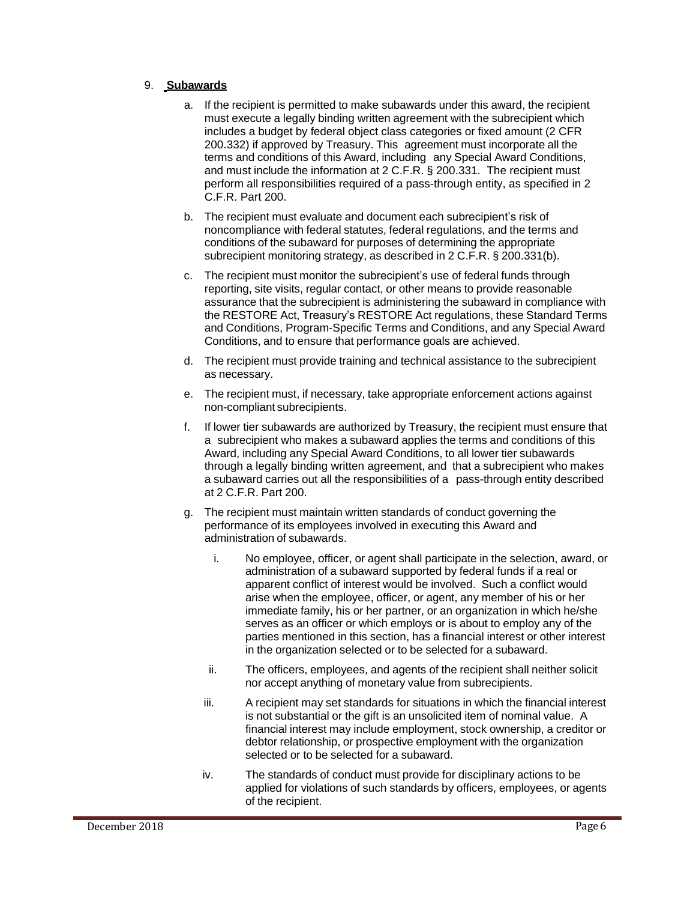9. **Subawards**

   a. If the recipient is permitted to make subawards under this award, the recipient must execute a legally binding written agreement with the subrecipient which includes a budget by federal object class categories or fixed amount (2 CFR 200.332) if approved by Treasury. This agreement must incorporate all the terms and conditions of this Award, including any Special Award Conditions, and must include the information at 2 C.F.R. § 200.331. The recipient must perform all responsibilities required of a pass-through entity, as specified in 2 C.F.R. Part 200.

   b. The recipient must evaluate and document each subrecipient's risk of noncompliance with federal statutes, federal regulations, and the terms and conditions of the subaward for purposes of determining the appropriate subrecipient monitoring strategy, as described in 2 C.F.R. § 200.331(b).

   c. The recipient must monitor the subrecipient's use of federal funds through reporting, site visits, regular contact, or other means to provide reasonable assurance that the subrecipient is administering the subaward in compliance with the RESTORE Act, Treasury's RESTORE Act regulations, these Standard Terms and Conditions, Program-Specific Terms and Conditions, and any Special Award Conditions, and to ensure that performance goals are achieved.

   d. The recipient must provide training and technical assistance to the subrecipient as necessary.

   e. The recipient must, if necessary, take appropriate enforcement actions against non-compliant subrecipients.

   f. If lower tier subawards are authorized by Treasury, the recipient must ensure that a subrecipient who makes a subaward applies the terms and conditions of this Award, including any Special Award Conditions, to all lower tier subawards through a legally binding written agreement, and that a subrecipient who makes a subaward carries out all the responsibilities of a pass-through entity described at 2 C.F.R. Part 200.

   g. The recipient must maintain written standards of conduct governing the performance of its employees involved in executing this Award and administration of subawards.

      i. No employee, officer, or agent shall participate in the selection, award, or administration of a subaward supported by federal funds if a real or apparent conflict of interest would be involved. Such a conflict would arise when the employee, officer, or agent, any member of his or her immediate family, his or her partner, or an organization in which he/she serves as an officer or which employs or is about to employ any of the parties mentioned in this section, has a financial interest or other interest in the organization selected or to be selected for a subaward.

      ii. The officers, employees, and agents of the recipient shall neither solicit nor accept anything of monetary value from subrecipients.

      iii. A recipient may set standards for situations in which the financial interest is not substantial or the gift is an unsolicited item of nominal value. A financial interest may include employment, stock ownership, a creditor or debtor relationship, or prospective employment with the organization selected or to be selected for a subaward.

      iv. The standards of conduct must provide for disciplinary actions to be applied for violations of such standards by officers, employees, or agents of the recipient.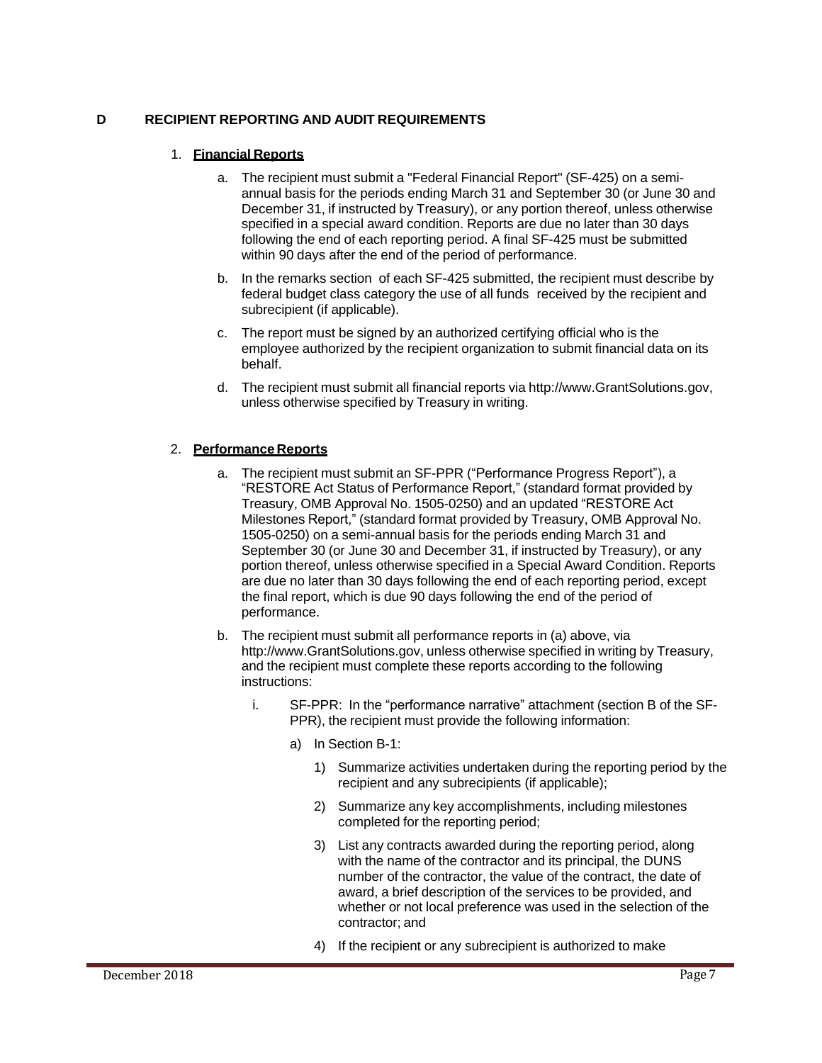## D RECIPIENT REPORTING AND AUDIT REQUIREMENTS

### 1. **Financial Reports**

a. The recipient must submit a "Federal Financial Report" (SF-425) on a semi-annual basis for the periods ending March 31 and September 30 (or June 30 and December 31, if instructed by Treasury), or any portion thereof, unless otherwise specified in a special award condition. Reports are due no later than 30 days following the end of each reporting period. A final SF-425 must be submitted within 90 days after the end of the period of performance.

b. In the remarks section of each SF-425 submitted, the recipient must describe by federal budget class category the use of all funds received by the recipient and subrecipient (if applicable).

c. The report must be signed by an authorized certifying official who is the employee authorized by the recipient organization to submit financial data on its behalf.

d. The recipient must submit all financial reports via http://www.GrantSolutions.gov, unless otherwise specified by Treasury in writing.

### 2. **Performance Reports**

a. The recipient must submit an SF-PPR ("Performance Progress Report"), a "RESTORE Act Status of Performance Report," (standard format provided by Treasury, OMB Approval No. 1505-0250) and an updated "RESTORE Act Milestones Report," (standard format provided by Treasury, OMB Approval No. 1505-0250) on a semi-annual basis for the periods ending March 31 and September 30 (or June 30 and December 31, if instructed by Treasury), or any portion thereof, unless otherwise specified in a Special Award Condition. Reports are due no later than 30 days following the end of each reporting period, except the final report, which is due 90 days following the end of the period of performance.

b. The recipient must submit all performance reports in (a) above, via http://www.GrantSolutions.gov, unless otherwise specified in writing by Treasury, and the recipient must complete these reports according to the following instructions:

   i. SF-PPR: In the "performance narrative" attachment (section B of the SF-PPR), the recipient must provide the following information:

      a) In Section B-1:

         1) Summarize activities undertaken during the reporting period by the recipient and any subrecipients (if applicable);

         2) Summarize any key accomplishments, including milestones completed for the reporting period;

         3) List any contracts awarded during the reporting period, along with the name of the contractor and its principal, the DUNS number of the contractor, the value of the contract, the date of award, a brief description of the services to be provided, and whether or not local preference was used in the selection of the contractor; and

         4) If the recipient or any subrecipient is authorized to make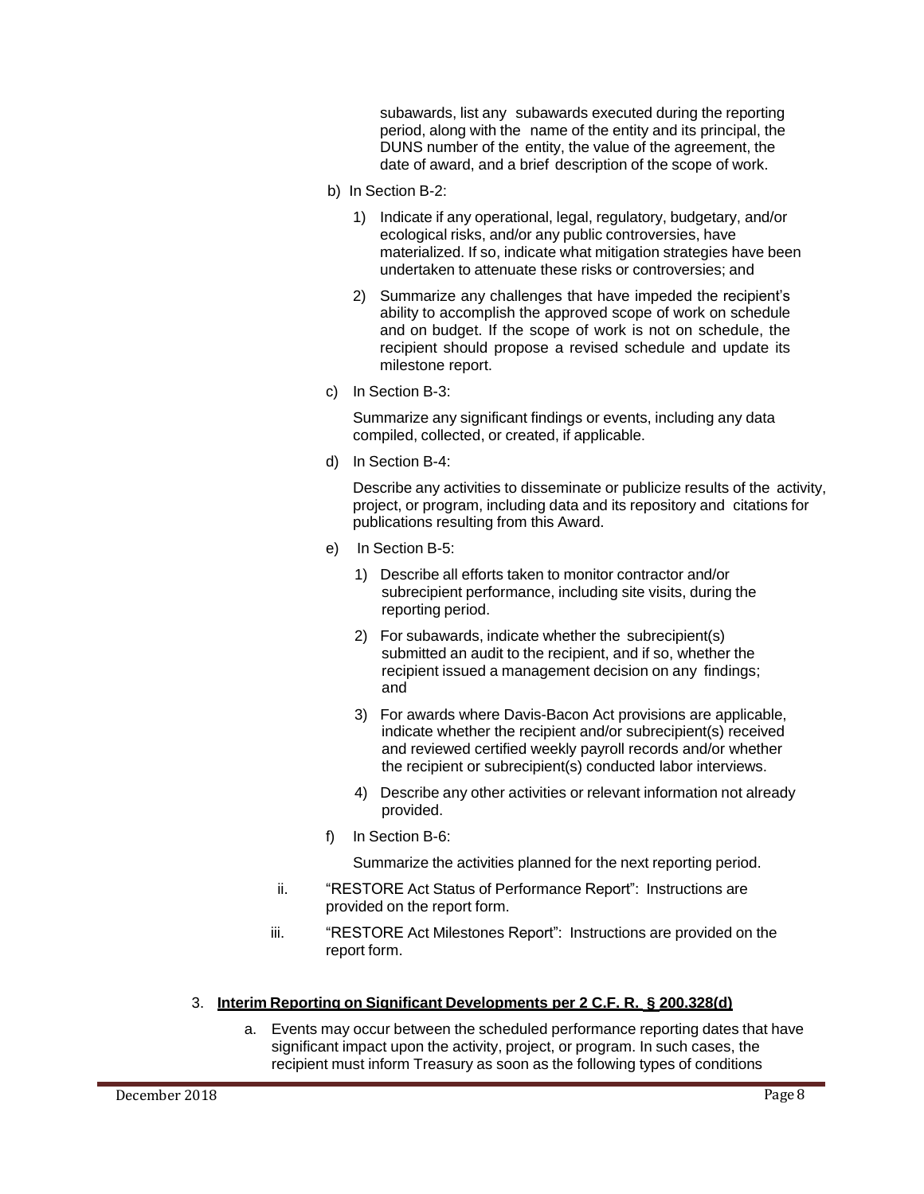subawards, list any subawards executed during the reporting period, along with the name of the entity and its principal, the DUNS number of the entity, the value of the agreement, the date of award, and a brief description of the scope of work.

b) In Section B-2:

1) Indicate if any operational, legal, regulatory, budgetary, and/or ecological risks, and/or any public controversies, have materialized. If so, indicate what mitigation strategies have been undertaken to attenuate these risks or controversies; and

2) Summarize any challenges that have impeded the recipient's ability to accomplish the approved scope of work on schedule and on budget. If the scope of work is not on schedule, the recipient should propose a revised schedule and update its milestone report.

c) In Section B-3:

Summarize any significant findings or events, including any data compiled, collected, or created, if applicable.

d) In Section B-4:

Describe any activities to disseminate or publicize results of the activity, project, or program, including data and its repository and citations for publications resulting from this Award.

e) In Section B-5:

1) Describe all efforts taken to monitor contractor and/or subrecipient performance, including site visits, during the reporting period.

2) For subawards, indicate whether the subrecipient(s) submitted an audit to the recipient, and if so, whether the recipient issued a management decision on any findings; and

3) For awards where Davis-Bacon Act provisions are applicable, indicate whether the recipient and/or subrecipient(s) received and reviewed certified weekly payroll records and/or whether the recipient or subrecipient(s) conducted labor interviews.

4) Describe any other activities or relevant information not already provided.

f) In Section B-6:

Summarize the activities planned for the next reporting period.

ii. "RESTORE Act Status of Performance Report": Instructions are provided on the report form.

iii. "RESTORE Act Milestones Report": Instructions are provided on the report form.

3. **Interim Reporting on Significant Developments per 2 C.F.R. § 200.328(d)**

a. Events may occur between the scheduled performance reporting dates that have significant impact upon the activity, project, or program. In such cases, the recipient must inform Treasury as soon as the following types of conditions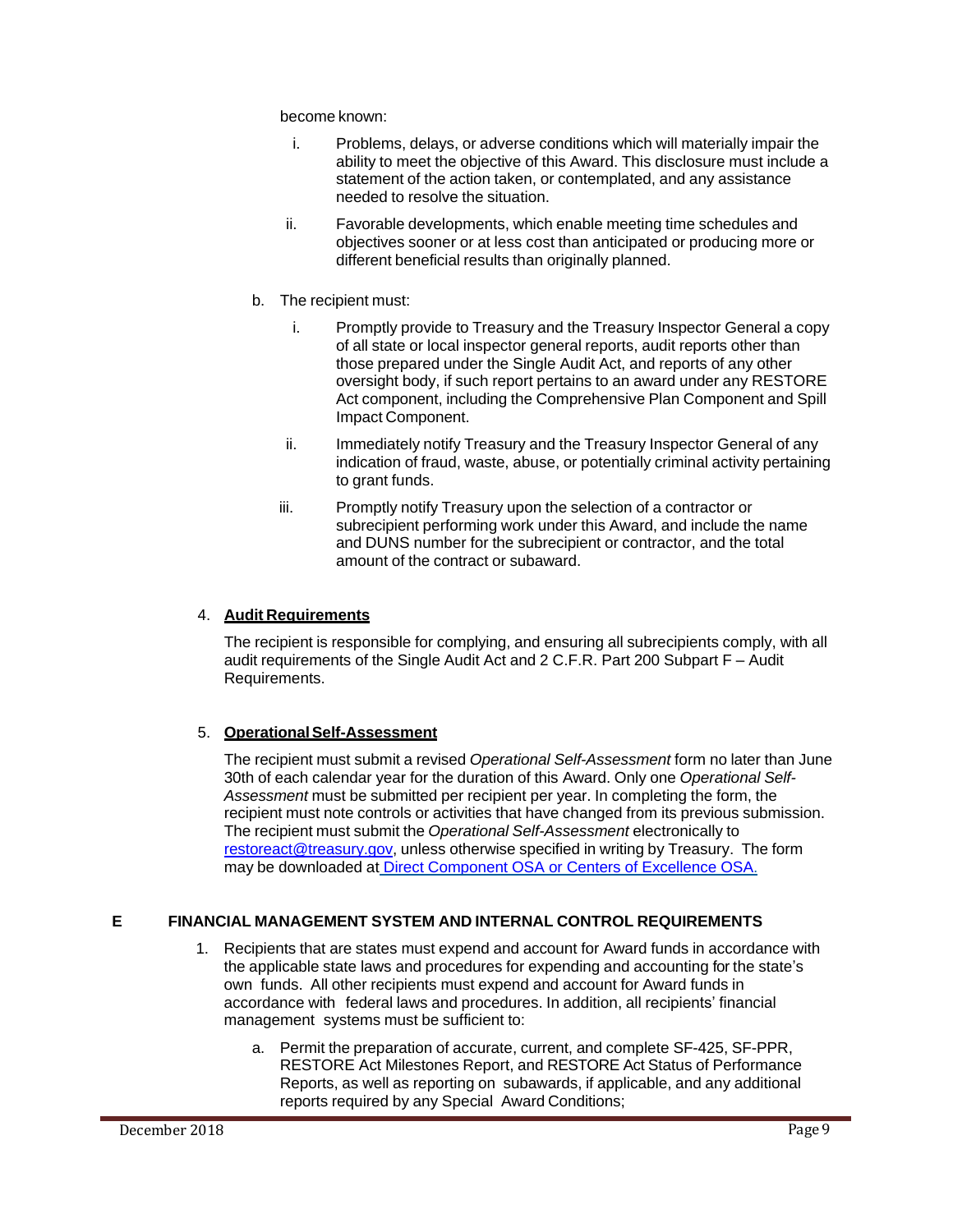become known:

i. Problems, delays, or adverse conditions which will materially impair the ability to meet the objective of this Award. This disclosure must include a statement of the action taken, or contemplated, and any assistance needed to resolve the situation.

ii. Favorable developments, which enable meeting time schedules and objectives sooner or at less cost than anticipated or producing more or different beneficial results than originally planned.

b. The recipient must:

i. Promptly provide to Treasury and the Treasury Inspector General a copy of all state or local inspector general reports, audit reports other than those prepared under the Single Audit Act, and reports of any other oversight body, if such report pertains to an award under any RESTORE Act component, including the Comprehensive Plan Component and Spill Impact Component.

ii. Immediately notify Treasury and the Treasury Inspector General of any indication of fraud, waste, abuse, or potentially criminal activity pertaining to grant funds.

iii. Promptly notify Treasury upon the selection of a contractor or subrecipient performing work under this Award, and include the name and DUNS number for the subrecipient or contractor, and the total amount of the contract or subaward.

4. **Audit Requirements**

The recipient is responsible for complying, and ensuring all subrecipients comply, with all audit requirements of the Single Audit Act and 2 C.F.R. Part 200 Subpart F – Audit Requirements.

5. **Operational Self-Assessment**

The recipient must submit a revised *Operational Self-Assessment* form no later than June 30th of each calendar year for the duration of this Award. Only one *Operational Self-Assessment* must be submitted per recipient per year. In completing the form, the recipient must note controls or activities that have changed from its previous submission. The recipient must submit the *Operational Self-Assessment* electronically to restoreact@treasury.gov, unless otherwise specified in writing by Treasury. The form may be downloaded at Direct Component OSA or Centers of Excellence OSA.

## E FINANCIAL MANAGEMENT SYSTEM AND INTERNAL CONTROL REQUIREMENTS

1. Recipients that are states must expend and account for Award funds in accordance with the applicable state laws and procedures for expending and accounting for the state's own funds. All other recipients must expend and account for Award funds in accordance with federal laws and procedures. In addition, all recipients' financial management systems must be sufficient to:

   a. Permit the preparation of accurate, current, and complete SF-425, SF-PPR, RESTORE Act Milestones Report, and RESTORE Act Status of Performance Reports, as well as reporting on subawards, if applicable, and any additional reports required by any Special Award Conditions;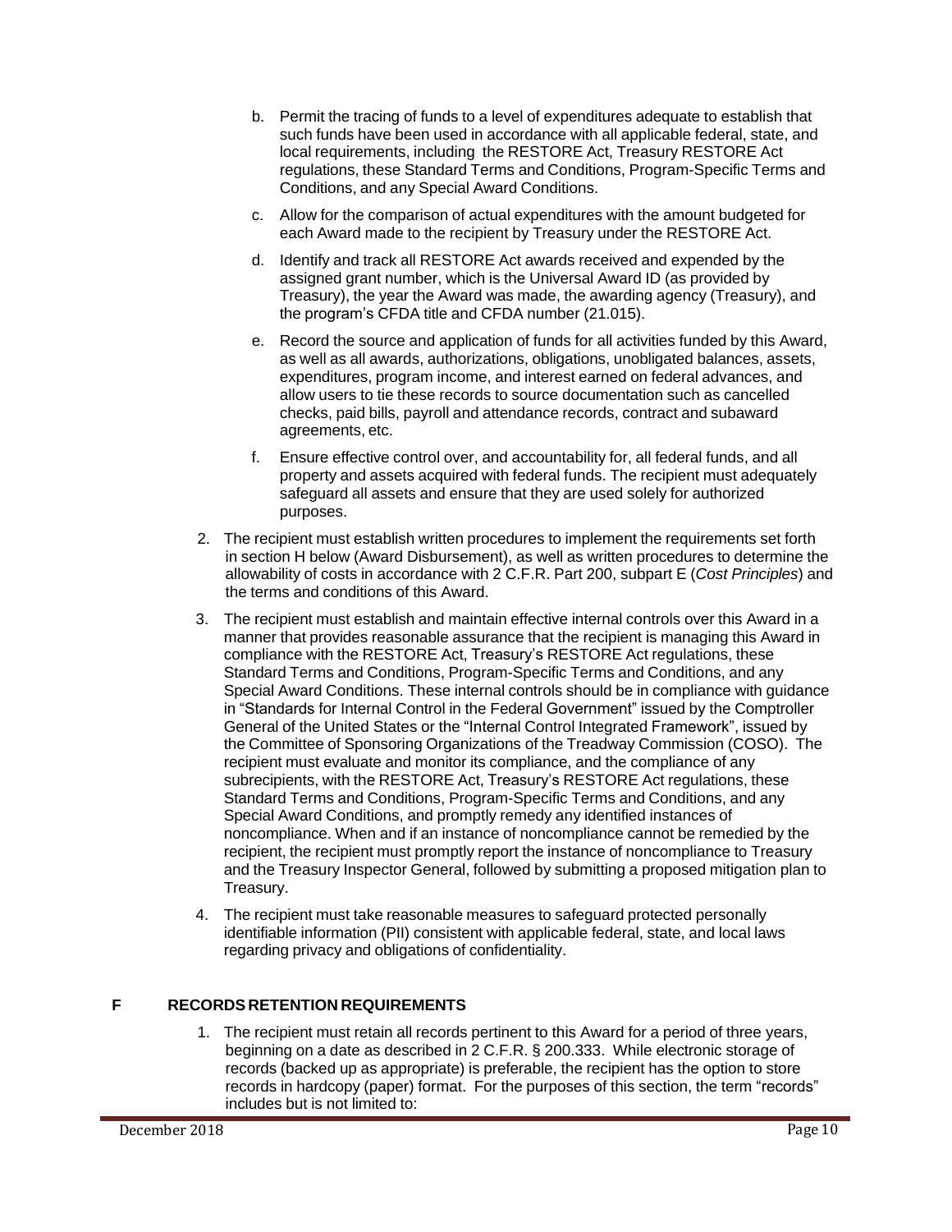b. Permit the tracing of funds to a level of expenditures adequate to establish that such funds have been used in accordance with all applicable federal, state, and local requirements, including the RESTORE Act, Treasury RESTORE Act regulations, these Standard Terms and Conditions, Program-Specific Terms and Conditions, and any Special Award Conditions.

c. Allow for the comparison of actual expenditures with the amount budgeted for each Award made to the recipient by Treasury under the RESTORE Act.

d. Identify and track all RESTORE Act awards received and expended by the assigned grant number, which is the Universal Award ID (as provided by Treasury), the year the Award was made, the awarding agency (Treasury), and the program's CFDA title and CFDA number (21.015).

e. Record the source and application of funds for all activities funded by this Award, as well as all awards, authorizations, obligations, unobligated balances, assets, expenditures, program income, and interest earned on federal advances, and allow users to tie these records to source documentation such as cancelled checks, paid bills, payroll and attendance records, contract and subaward agreements, etc.

f. Ensure effective control over, and accountability for, all federal funds, and all property and assets acquired with federal funds. The recipient must adequately safeguard all assets and ensure that they are used solely for authorized purposes.

2. The recipient must establish written procedures to implement the requirements set forth in section H below (Award Disbursement), as well as written procedures to determine the allowability of costs in accordance with 2 C.F.R. Part 200, subpart E (*Cost Principles*) and the terms and conditions of this Award.

3. The recipient must establish and maintain effective internal controls over this Award in a manner that provides reasonable assurance that the recipient is managing this Award in compliance with the RESTORE Act, Treasury's RESTORE Act regulations, these Standard Terms and Conditions, Program-Specific Terms and Conditions, and any Special Award Conditions. These internal controls should be in compliance with guidance in "Standards for Internal Control in the Federal Government" issued by the Comptroller General of the United States or the "Internal Control Integrated Framework", issued by the Committee of Sponsoring Organizations of the Treadway Commission (COSO). The recipient must evaluate and monitor its compliance, and the compliance of any subrecipients, with the RESTORE Act, Treasury's RESTORE Act regulations, these Standard Terms and Conditions, Program-Specific Terms and Conditions, and any Special Award Conditions, and promptly remedy any identified instances of noncompliance. When and if an instance of noncompliance cannot be remedied by the recipient, the recipient must promptly report the instance of noncompliance to Treasury and the Treasury Inspector General, followed by submitting a proposed mitigation plan to Treasury.

4. The recipient must take reasonable measures to safeguard protected personally identifiable information (PII) consistent with applicable federal, state, and local laws regarding privacy and obligations of confidentiality.

## F RECORDS RETENTION REQUIREMENTS

1. The recipient must retain all records pertinent to this Award for a period of three years, beginning on a date as described in 2 C.F.R. § 200.333. While electronic storage of records (backed up as appropriate) is preferable, the recipient has the option to store records in hardcopy (paper) format. For the purposes of this section, the term "records" includes but is not limited to: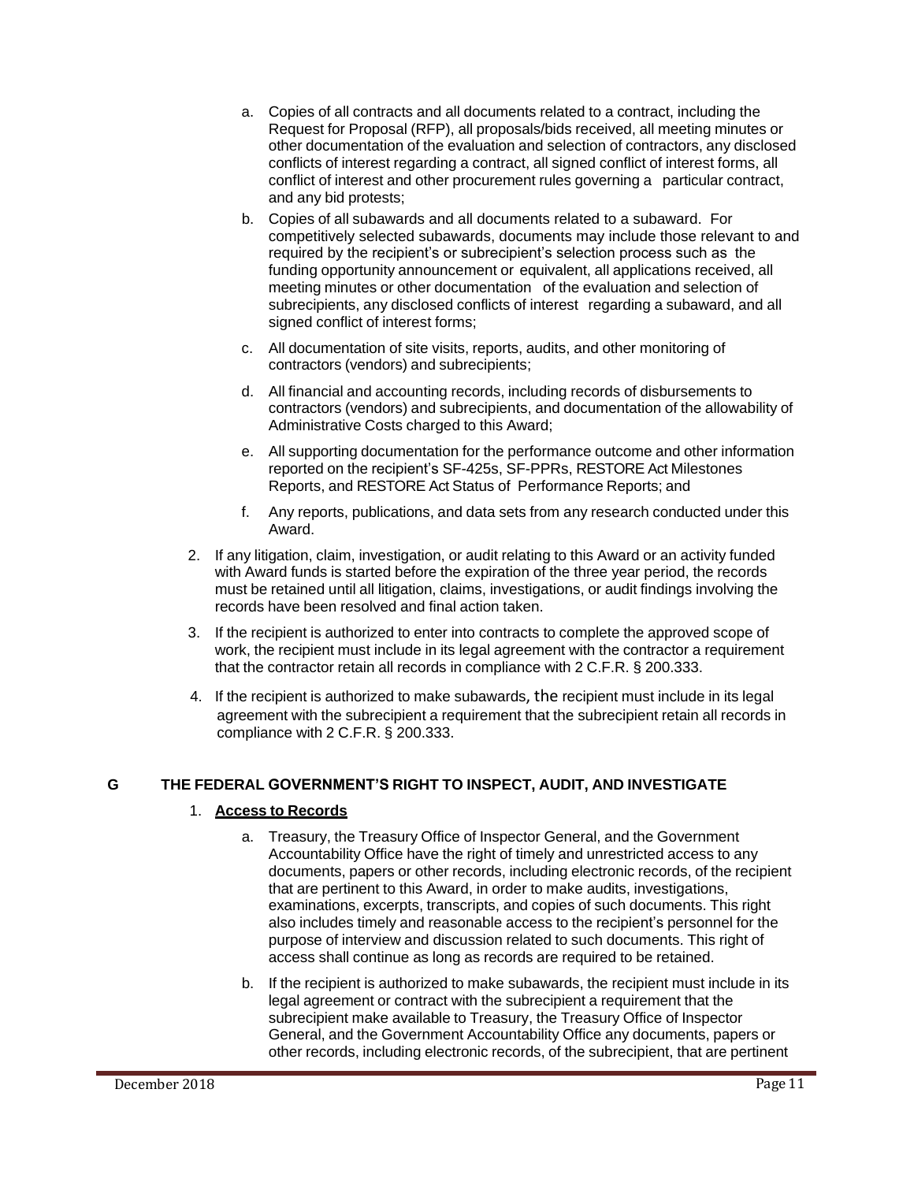a. Copies of all contracts and all documents related to a contract, including the Request for Proposal (RFP), all proposals/bids received, all meeting minutes or other documentation of the evaluation and selection of contractors, any disclosed conflicts of interest regarding a contract, all signed conflict of interest forms, all conflict of interest and other procurement rules governing a particular contract, and any bid protests;

b. Copies of all subawards and all documents related to a subaward. For competitively selected subawards, documents may include those relevant to and required by the recipient's or subrecipient's selection process such as the funding opportunity announcement or equivalent, all applications received, all meeting minutes or other documentation of the evaluation and selection of subrecipients, any disclosed conflicts of interest regarding a subaward, and all signed conflict of interest forms;

c. All documentation of site visits, reports, audits, and other monitoring of contractors (vendors) and subrecipients;

d. All financial and accounting records, including records of disbursements to contractors (vendors) and subrecipients, and documentation of the allowability of Administrative Costs charged to this Award;

e. All supporting documentation for the performance outcome and other information reported on the recipient's SF-425s, SF-PPRs, RESTORE Act Milestones Reports, and RESTORE Act Status of Performance Reports; and

f. Any reports, publications, and data sets from any research conducted under this Award.

2. If any litigation, claim, investigation, or audit relating to this Award or an activity funded with Award funds is started before the expiration of the three year period, the records must be retained until all litigation, claims, investigations, or audit findings involving the records have been resolved and final action taken.

3. If the recipient is authorized to enter into contracts to complete the approved scope of work, the recipient must include in its legal agreement with the contractor a requirement that the contractor retain all records in compliance with 2 C.F.R. § 200.333.

4. If the recipient is authorized to make subawards, the recipient must include in its legal agreement with the subrecipient a requirement that the subrecipient retain all records in compliance with 2 C.F.R. § 200.333.

## G THE FEDERAL GOVERNMENT'S RIGHT TO INSPECT, AUDIT, AND INVESTIGATE

1. **<u>Access to Records</u>**

   a. Treasury, the Treasury Office of Inspector General, and the Government Accountability Office have the right of timely and unrestricted access to any documents, papers or other records, including electronic records, of the recipient that are pertinent to this Award, in order to make audits, investigations, examinations, excerpts, transcripts, and copies of such documents. This right also includes timely and reasonable access to the recipient's personnel for the purpose of interview and discussion related to such documents. This right of access shall continue as long as records are required to be retained.

   b. If the recipient is authorized to make subawards, the recipient must include in its legal agreement or contract with the subrecipient a requirement that the subrecipient make available to Treasury, the Treasury Office of Inspector General, and the Government Accountability Office any documents, papers or other records, including electronic records, of the subrecipient, that are pertinent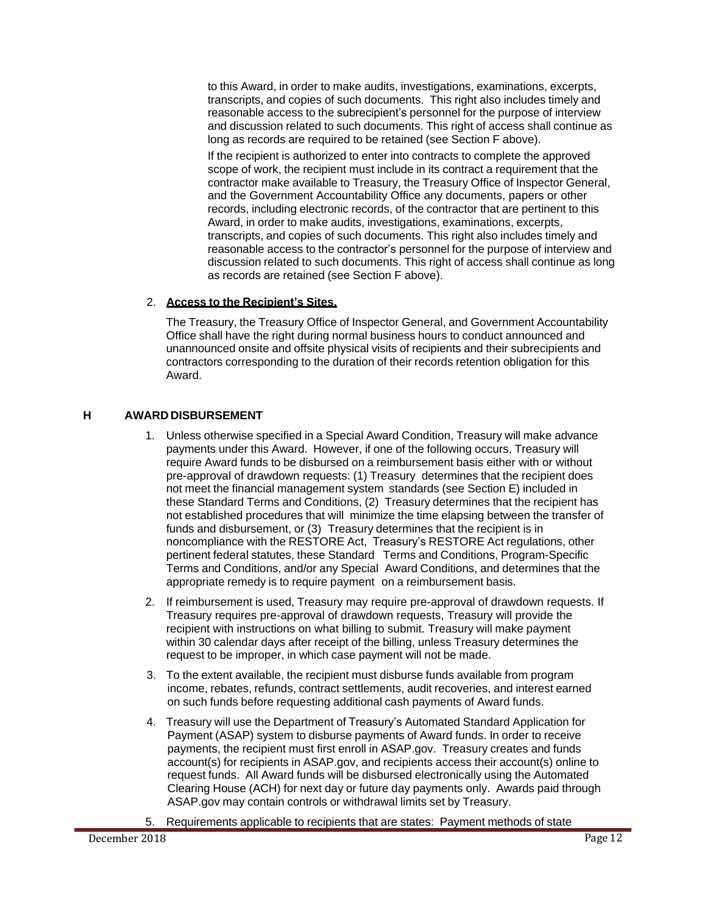to this Award, in order to make audits, investigations, examinations, excerpts, transcripts, and copies of such documents. This right also includes timely and reasonable access to the subrecipient's personnel for the purpose of interview and discussion related to such documents. This right of access shall continue as long as records are required to be retained (see Section F above).

If the recipient is authorized to enter into contracts to complete the approved scope of work, the recipient must include in its contract a requirement that the contractor make available to Treasury, the Treasury Office of Inspector General, and the Government Accountability Office any documents, papers or other records, including electronic records, of the contractor that are pertinent to this Award, in order to make audits, investigations, examinations, excerpts, transcripts, and copies of such documents. This right also includes timely and reasonable access to the contractor's personnel for the purpose of interview and discussion related to such documents. This right of access shall continue as long as records are retained (see Section F above).

2. **Access to the Recipient's Sites.**

   The Treasury, the Treasury Office of Inspector General, and Government Accountability Office shall have the right during normal business hours to conduct announced and unannounced onsite and offsite physical visits of recipients and their subrecipients and contractors corresponding to the duration of their records retention obligation for this Award.

## H AWARD DISBURSEMENT

1. Unless otherwise specified in a Special Award Condition, Treasury will make advance payments under this Award. However, if one of the following occurs, Treasury will require Award funds to be disbursed on a reimbursement basis either with or without pre-approval of drawdown requests: (1) Treasury determines that the recipient does not meet the financial management system standards (see Section E) included in these Standard Terms and Conditions, (2) Treasury determines that the recipient has not established procedures that will minimize the time elapsing between the transfer of funds and disbursement, or (3) Treasury determines that the recipient is in noncompliance with the RESTORE Act, Treasury's RESTORE Act regulations, other pertinent federal statutes, these Standard Terms and Conditions, Program-Specific Terms and Conditions, and/or any Special Award Conditions, and determines that the appropriate remedy is to require payment on a reimbursement basis.
2. If reimbursement is used, Treasury may require pre-approval of drawdown requests. If Treasury requires pre-approval of drawdown requests, Treasury will provide the recipient with instructions on what billing to submit. Treasury will make payment within 30 calendar days after receipt of the billing, unless Treasury determines the request to be improper, in which case payment will not be made.
3. To the extent available, the recipient must disburse funds available from program income, rebates, refunds, contract settlements, audit recoveries, and interest earned on such funds before requesting additional cash payments of Award funds.
4. Treasury will use the Department of Treasury's Automated Standard Application for Payment (ASAP) system to disburse payments of Award funds. In order to receive payments, the recipient must first enroll in ASAP.gov. Treasury creates and funds account(s) for recipients in ASAP.gov, and recipients access their account(s) online to request funds. All Award funds will be disbursed electronically using the Automated Clearing House (ACH) for next day or future day payments only. Awards paid through ASAP.gov may contain controls or withdrawal limits set by Treasury.
5. Requirements applicable to recipients that are states: Payment methods of state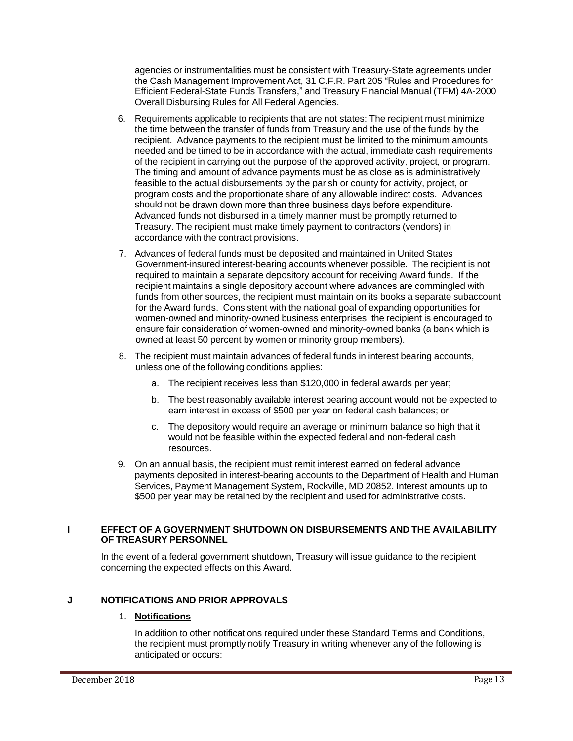agencies or instrumentalities must be consistent with Treasury-State agreements under the Cash Management Improvement Act, 31 C.F.R. Part 205 "Rules and Procedures for Efficient Federal-State Funds Transfers," and Treasury Financial Manual (TFM) 4A-2000 Overall Disbursing Rules for All Federal Agencies.

6. Requirements applicable to recipients that are not states: The recipient must minimize the time between the transfer of funds from Treasury and the use of the funds by the recipient. Advance payments to the recipient must be limited to the minimum amounts needed and be timed to be in accordance with the actual, immediate cash requirements of the recipient in carrying out the purpose of the approved activity, project, or program. The timing and amount of advance payments must be as close as is administratively feasible to the actual disbursements by the parish or county for activity, project, or program costs and the proportionate share of any allowable indirect costs. Advances should not be drawn down more than three business days before expenditure. Advanced funds not disbursed in a timely manner must be promptly returned to Treasury. The recipient must make timely payment to contractors (vendors) in accordance with the contract provisions.

7. Advances of federal funds must be deposited and maintained in United States Government-insured interest-bearing accounts whenever possible. The recipient is not required to maintain a separate depository account for receiving Award funds. If the recipient maintains a single depository account where advances are commingled with funds from other sources, the recipient must maintain on its books a separate subaccount for the Award funds. Consistent with the national goal of expanding opportunities for women-owned and minority-owned business enterprises, the recipient is encouraged to ensure fair consideration of women-owned and minority-owned banks (a bank which is owned at least 50 percent by women or minority group members).

8. The recipient must maintain advances of federal funds in interest bearing accounts, unless one of the following conditions applies:

   a. The recipient receives less than $120,000 in federal awards per year;

   b. The best reasonably available interest bearing account would not be expected to earn interest in excess of $500 per year on federal cash balances; or

   c. The depository would require an average or minimum balance so high that it would not be feasible within the expected federal and non-federal cash resources.

9. On an annual basis, the recipient must remit interest earned on federal advance payments deposited in interest-bearing accounts to the Department of Health and Human Services, Payment Management System, Rockville, MD 20852. Interest amounts up to $500 per year may be retained by the recipient and used for administrative costs.

## I EFFECT OF A GOVERNMENT SHUTDOWN ON DISBURSEMENTS AND THE AVAILABILITY OF TREASURY PERSONNEL

In the event of a federal government shutdown, Treasury will issue guidance to the recipient concerning the expected effects on this Award.

## J NOTIFICATIONS AND PRIOR APPROVALS

### 1. **Notifications**

In addition to other notifications required under these Standard Terms and Conditions, the recipient must promptly notify Treasury in writing whenever any of the following is anticipated or occurs: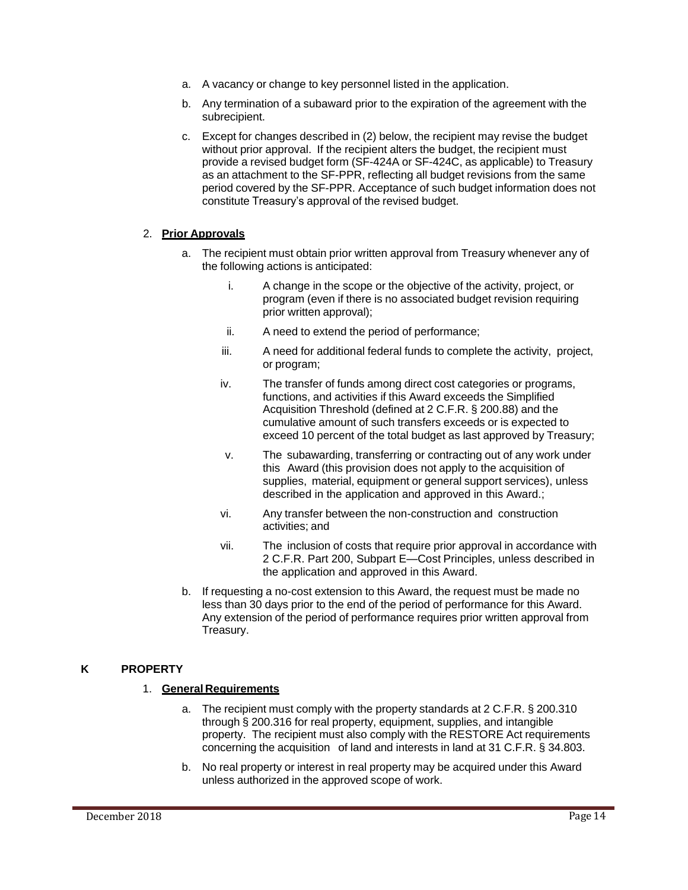a. A vacancy or change to key personnel listed in the application.

b. Any termination of a subaward prior to the expiration of the agreement with the subrecipient.

c. Except for changes described in (2) below, the recipient may revise the budget without prior approval. If the recipient alters the budget, the recipient must provide a revised budget form (SF-424A or SF-424C, as applicable) to Treasury as an attachment to the SF-PPR, reflecting all budget revisions from the same period covered by the SF-PPR. Acceptance of such budget information does not constitute Treasury's approval of the revised budget.

2. **Prior Approvals**

   a. The recipient must obtain prior written approval from Treasury whenever any of the following actions is anticipated:

      i. A change in the scope or the objective of the activity, project, or program (even if there is no associated budget revision requiring prior written approval);

      ii. A need to extend the period of performance;

      iii. A need for additional federal funds to complete the activity, project, or program;

      iv. The transfer of funds among direct cost categories or programs, functions, and activities if this Award exceeds the Simplified Acquisition Threshold (defined at 2 C.F.R. § 200.88) and the cumulative amount of such transfers exceeds or is expected to exceed 10 percent of the total budget as last approved by Treasury;

      v. The subawarding, transferring or contracting out of any work under this Award (this provision does not apply to the acquisition of supplies, material, equipment or general support services), unless described in the application and approved in this Award.;

      vi. Any transfer between the non-construction and construction activities; and

      vii. The inclusion of costs that require prior approval in accordance with 2 C.F.R. Part 200, Subpart E—Cost Principles, unless described in the application and approved in this Award.

   b. If requesting a no-cost extension to this Award, the request must be made no less than 30 days prior to the end of the period of performance for this Award. Any extension of the period of performance requires prior written approval from Treasury.

## K PROPERTY

1. **General Requirements**

   a. The recipient must comply with the property standards at 2 C.F.R. § 200.310 through § 200.316 for real property, equipment, supplies, and intangible property. The recipient must also comply with the RESTORE Act requirements concerning the acquisition of land and interests in land at 31 C.F.R. § 34.803.

   b. No real property or interest in real property may be acquired under this Award unless authorized in the approved scope of work.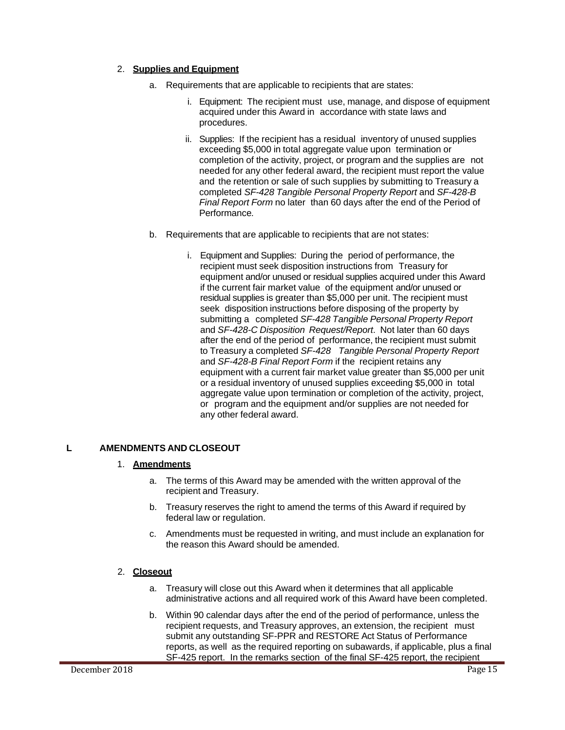2. **Supplies and Equipment**

   a. Requirements that are applicable to recipients that are states:

      i. Equipment: The recipient must use, manage, and dispose of equipment acquired under this Award in accordance with state laws and procedures.

      ii. Supplies: If the recipient has a residual inventory of unused supplies exceeding $5,000 in total aggregate value upon termination or completion of the activity, project, or program and the supplies are not needed for any other federal award, the recipient must report the value and the retention or sale of such supplies by submitting to Treasury a completed *SF-428 Tangible Personal Property Report* and *SF-428-B Final Report Form* no later than 60 days after the end of the Period of Performance*.*

   b. Requirements that are applicable to recipients that are not states:

      i. Equipment and Supplies: During the period of performance, the recipient must seek disposition instructions from Treasury for equipment and/or unused or residual supplies acquired under this Award if the current fair market value of the equipment and/or unused or residual supplies is greater than $5,000 per unit. The recipient must seek disposition instructions before disposing of the property by submitting a completed *SF-428 Tangible Personal Property Report* and *SF-428-C Disposition Request/Report*. Not later than 60 days after the end of the period of performance, the recipient must submit to Treasury a completed *SF-428 Tangible Personal Property Report* and *SF-428-B Final Report Form* if the recipient retains any equipment with a current fair market value greater than $5,000 per unit or a residual inventory of unused supplies exceeding $5,000 in total aggregate value upon termination or completion of the activity, project, or program and the equipment and/or supplies are not needed for any other federal award.

## L AMENDMENTS AND CLOSEOUT

1. **Amendments**

   a. The terms of this Award may be amended with the written approval of the recipient and Treasury.

   b. Treasury reserves the right to amend the terms of this Award if required by federal law or regulation.

   c. Amendments must be requested in writing, and must include an explanation for the reason this Award should be amended.

2. **Closeout**

   a. Treasury will close out this Award when it determines that all applicable administrative actions and all required work of this Award have been completed.

   b. Within 90 calendar days after the end of the period of performance, unless the recipient requests, and Treasury approves, an extension, the recipient must submit any outstanding SF-PPR and RESTORE Act Status of Performance reports, as well as the required reporting on subawards, if applicable, plus a final SF-425 report. In the remarks section of the final SF-425 report, the recipient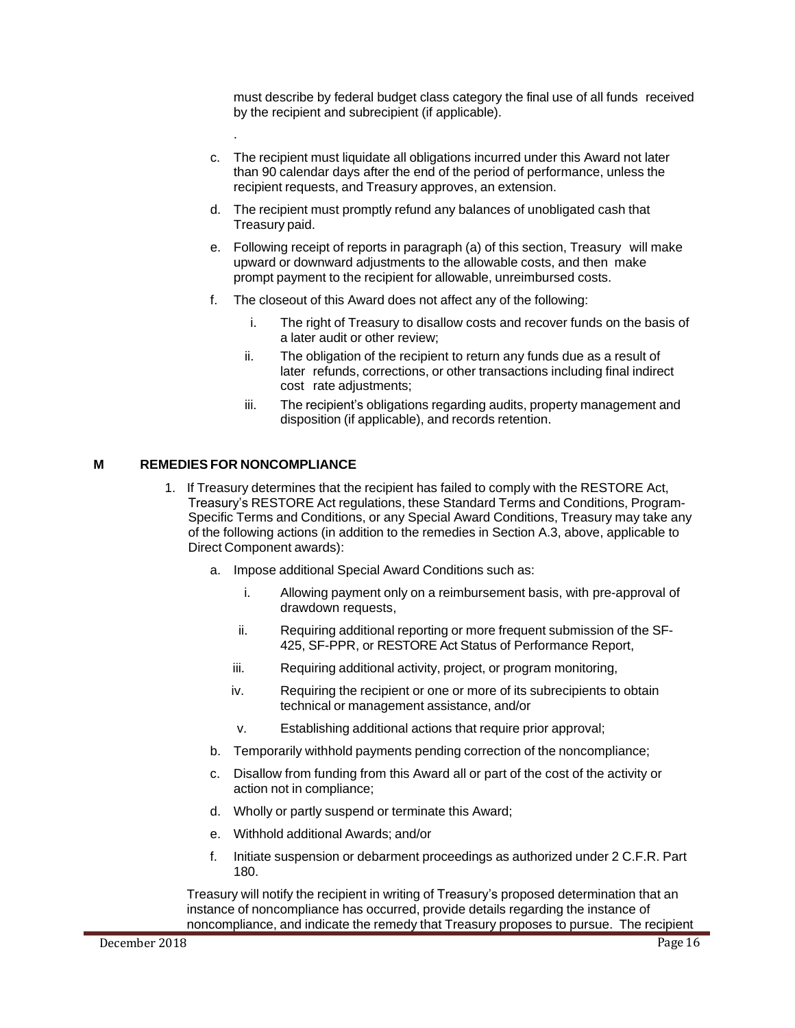must describe by federal budget class category the final use of all funds received by the recipient and subrecipient (if applicable).

.

c. The recipient must liquidate all obligations incurred under this Award not later than 90 calendar days after the end of the period of performance, unless the recipient requests, and Treasury approves, an extension.

d. The recipient must promptly refund any balances of unobligated cash that Treasury paid.

e. Following receipt of reports in paragraph (a) of this section, Treasury will make upward or downward adjustments to the allowable costs, and then make prompt payment to the recipient for allowable, unreimbursed costs.

f. The closeout of this Award does not affect any of the following:

   i. The right of Treasury to disallow costs and recover funds on the basis of a later audit or other review;

   ii. The obligation of the recipient to return any funds due as a result of later refunds, corrections, or other transactions including final indirect cost rate adjustments;

   iii. The recipient's obligations regarding audits, property management and disposition (if applicable), and records retention.

## M REMEDIES FOR NONCOMPLIANCE

1. If Treasury determines that the recipient has failed to comply with the RESTORE Act, Treasury's RESTORE Act regulations, these Standard Terms and Conditions, Program-Specific Terms and Conditions, or any Special Award Conditions, Treasury may take any of the following actions (in addition to the remedies in Section A.3, above, applicable to Direct Component awards):

   a. Impose additional Special Award Conditions such as:

      i. Allowing payment only on a reimbursement basis, with pre-approval of drawdown requests,

      ii. Requiring additional reporting or more frequent submission of the SF-425, SF-PPR, or RESTORE Act Status of Performance Report,

      iii. Requiring additional activity, project, or program monitoring,

      iv. Requiring the recipient or one or more of its subrecipients to obtain technical or management assistance, and/or

      v. Establishing additional actions that require prior approval;

   b. Temporarily withhold payments pending correction of the noncompliance;

   c. Disallow from funding from this Award all or part of the cost of the activity or action not in compliance;

   d. Wholly or partly suspend or terminate this Award;

   e. Withhold additional Awards; and/or

   f. Initiate suspension or debarment proceedings as authorized under 2 C.F.R. Part 180.

   Treasury will notify the recipient in writing of Treasury's proposed determination that an instance of noncompliance has occurred, provide details regarding the instance of noncompliance, and indicate the remedy that Treasury proposes to pursue. The recipient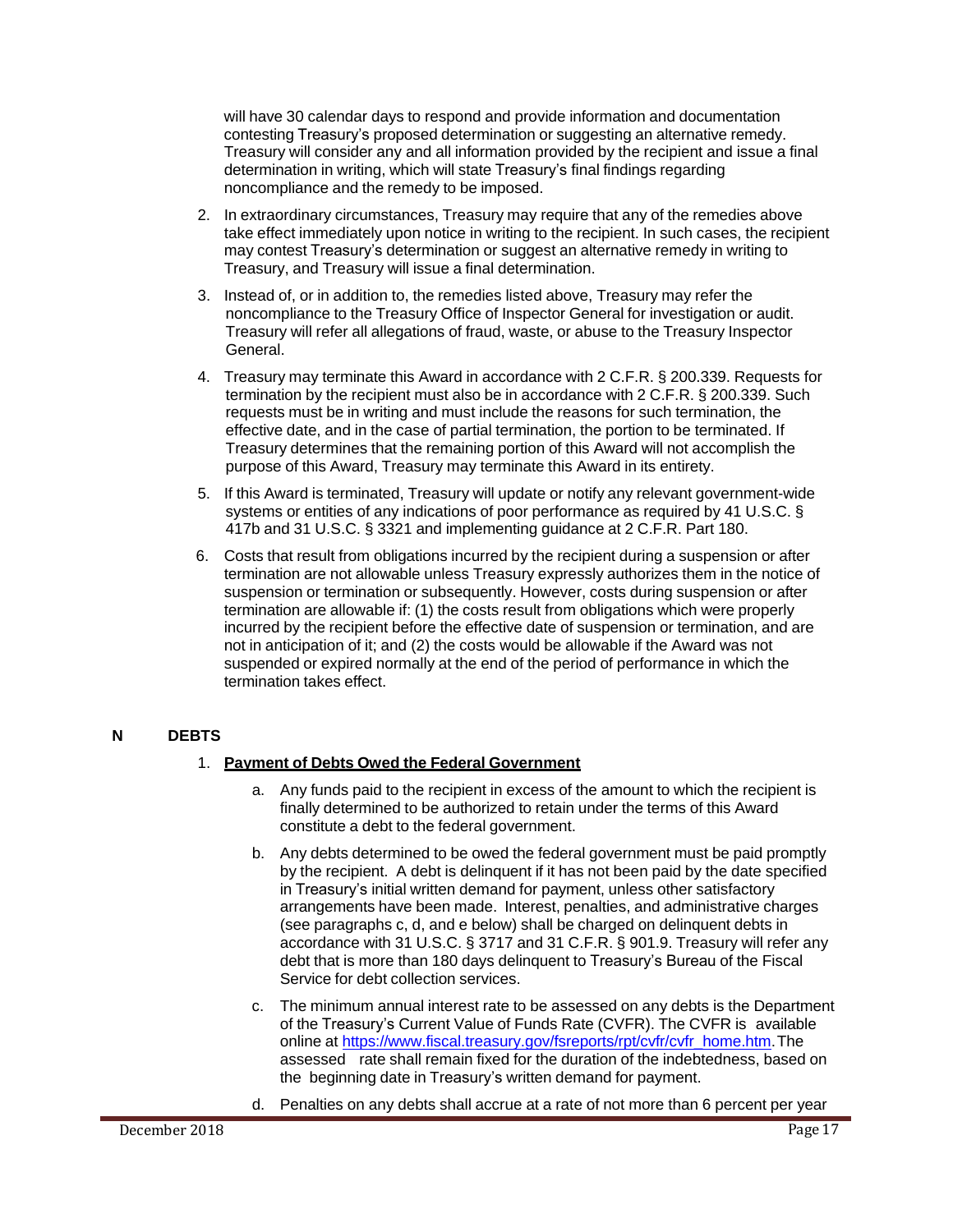will have 30 calendar days to respond and provide information and documentation contesting Treasury's proposed determination or suggesting an alternative remedy. Treasury will consider any and all information provided by the recipient and issue a final determination in writing, which will state Treasury's final findings regarding noncompliance and the remedy to be imposed.

2. In extraordinary circumstances, Treasury may require that any of the remedies above take effect immediately upon notice in writing to the recipient. In such cases, the recipient may contest Treasury's determination or suggest an alternative remedy in writing to Treasury, and Treasury will issue a final determination.
3. Instead of, or in addition to, the remedies listed above, Treasury may refer the noncompliance to the Treasury Office of Inspector General for investigation or audit. Treasury will refer all allegations of fraud, waste, or abuse to the Treasury Inspector General.
4. Treasury may terminate this Award in accordance with 2 C.F.R. § 200.339. Requests for termination by the recipient must also be in accordance with 2 C.F.R. § 200.339. Such requests must be in writing and must include the reasons for such termination, the effective date, and in the case of partial termination, the portion to be terminated. If Treasury determines that the remaining portion of this Award will not accomplish the purpose of this Award, Treasury may terminate this Award in its entirety.
5. If this Award is terminated, Treasury will update or notify any relevant government-wide systems or entities of any indications of poor performance as required by 41 U.S.C. § 417b and 31 U.S.C. § 3321 and implementing guidance at 2 C.F.R. Part 180.
6. Costs that result from obligations incurred by the recipient during a suspension or after termination are not allowable unless Treasury expressly authorizes them in the notice of suspension or termination or subsequently. However, costs during suspension or after termination are allowable if: (1) the costs result from obligations which were properly incurred by the recipient before the effective date of suspension or termination, and are not in anticipation of it; and (2) the costs would be allowable if the Award was not suspended or expired normally at the end of the period of performance in which the termination takes effect.

## N DEBTS

1. **Payment of Debts Owed the Federal Government**

   a. Any funds paid to the recipient in excess of the amount to which the recipient is finally determined to be authorized to retain under the terms of this Award constitute a debt to the federal government.

   b. Any debts determined to be owed the federal government must be paid promptly by the recipient. A debt is delinquent if it has not been paid by the date specified in Treasury's initial written demand for payment, unless other satisfactory arrangements have been made. Interest, penalties, and administrative charges (see paragraphs c, d, and e below) shall be charged on delinquent debts in accordance with 31 U.S.C. § 3717 and 31 C.F.R. § 901.9. Treasury will refer any debt that is more than 180 days delinquent to Treasury's Bureau of the Fiscal Service for debt collection services.

   c. The minimum annual interest rate to be assessed on any debts is the Department of the Treasury's Current Value of Funds Rate (CVFR). The CVFR is available online at https://www.fiscal.treasury.gov/fsreports/rpt/cvfr/cvfr_home.htm. The assessed rate shall remain fixed for the duration of the indebtedness, based on the beginning date in Treasury's written demand for payment.

   d. Penalties on any debts shall accrue at a rate of not more than 6 percent per year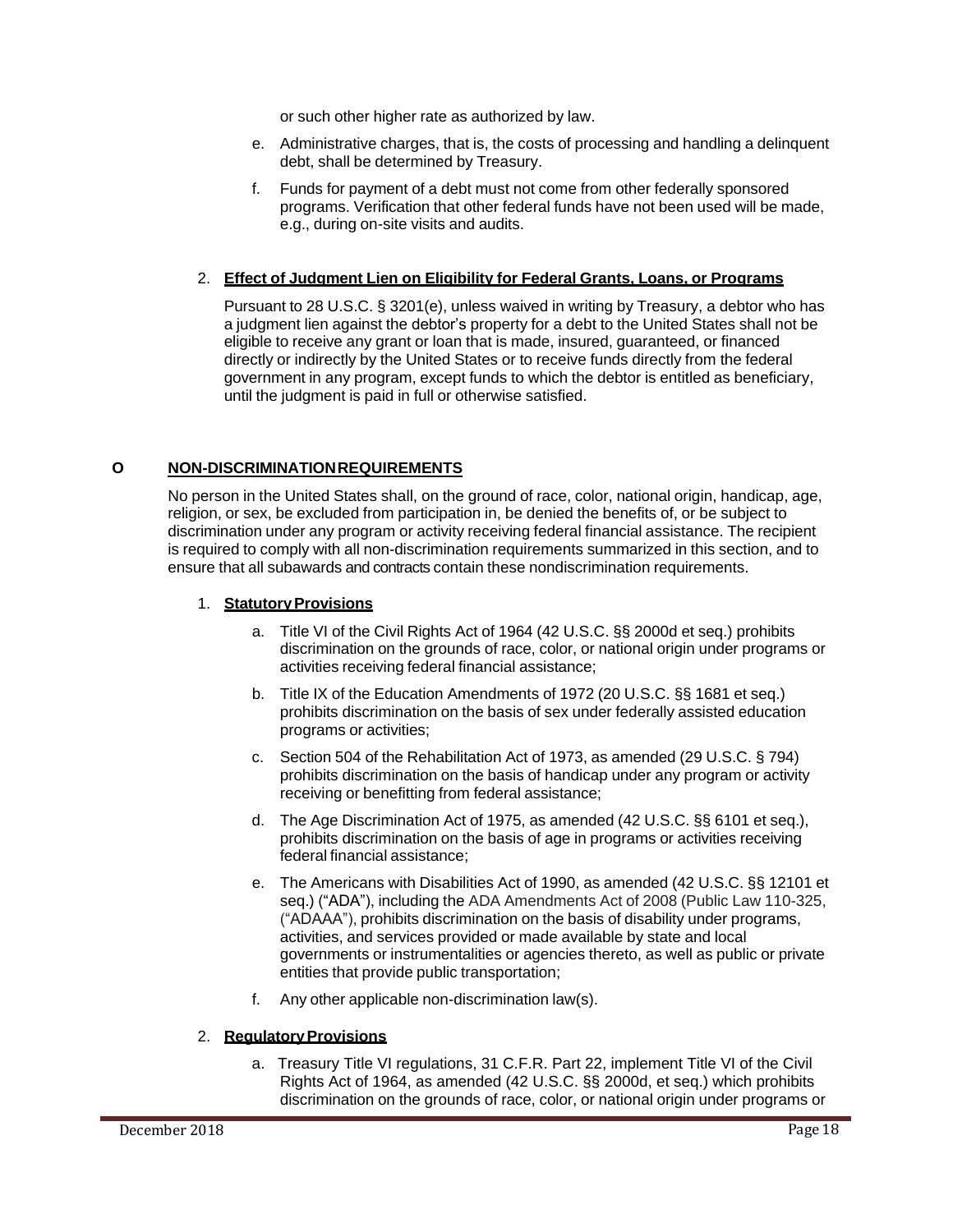or such other higher rate as authorized by law.

e. Administrative charges, that is, the costs of processing and handling a delinquent debt, shall be determined by Treasury.

f. Funds for payment of a debt must not come from other federally sponsored programs. Verification that other federal funds have not been used will be made, e.g., during on-site visits and audits.

2. **Effect of Judgment Lien on Eligibility for Federal Grants, Loans, or Programs**

   Pursuant to 28 U.S.C. § 3201(e), unless waived in writing by Treasury, a debtor who has a judgment lien against the debtor's property for a debt to the United States shall not be eligible to receive any grant or loan that is made, insured, guaranteed, or financed directly or indirectly by the United States or to receive funds directly from the federal government in any program, except funds to which the debtor is entitled as beneficiary, until the judgment is paid in full or otherwise satisfied.

## O NON-DISCRIMINATION REQUIREMENTS

No person in the United States shall, on the ground of race, color, national origin, handicap, age, religion, or sex, be excluded from participation in, be denied the benefits of, or be subject to discrimination under any program or activity receiving federal financial assistance. The recipient is required to comply with all non-discrimination requirements summarized in this section, and to ensure that all subawards and contracts contain these nondiscrimination requirements.

1. **Statutory Provisions**

   a. Title VI of the Civil Rights Act of 1964 (42 U.S.C. §§ 2000d et seq.) prohibits discrimination on the grounds of race, color, or national origin under programs or activities receiving federal financial assistance;

   b. Title IX of the Education Amendments of 1972 (20 U.S.C. §§ 1681 et seq.) prohibits discrimination on the basis of sex under federally assisted education programs or activities;

   c. Section 504 of the Rehabilitation Act of 1973, as amended (29 U.S.C. § 794) prohibits discrimination on the basis of handicap under any program or activity receiving or benefitting from federal assistance;

   d. The Age Discrimination Act of 1975, as amended (42 U.S.C. §§ 6101 et seq.), prohibits discrimination on the basis of age in programs or activities receiving federal financial assistance;

   e. The Americans with Disabilities Act of 1990, as amended (42 U.S.C. §§ 12101 et seq.) ("ADA"), including the ADA Amendments Act of 2008 (Public Law 110-325, ("ADAAA"), prohibits discrimination on the basis of disability under programs, activities, and services provided or made available by state and local governments or instrumentalities or agencies thereto, as well as public or private entities that provide public transportation;

   f. Any other applicable non-discrimination law(s).

2. **Regulatory Provisions**

   a. Treasury Title VI regulations, 31 C.F.R. Part 22, implement Title VI of the Civil Rights Act of 1964, as amended (42 U.S.C. §§ 2000d, et seq.) which prohibits discrimination on the grounds of race, color, or national origin under programs or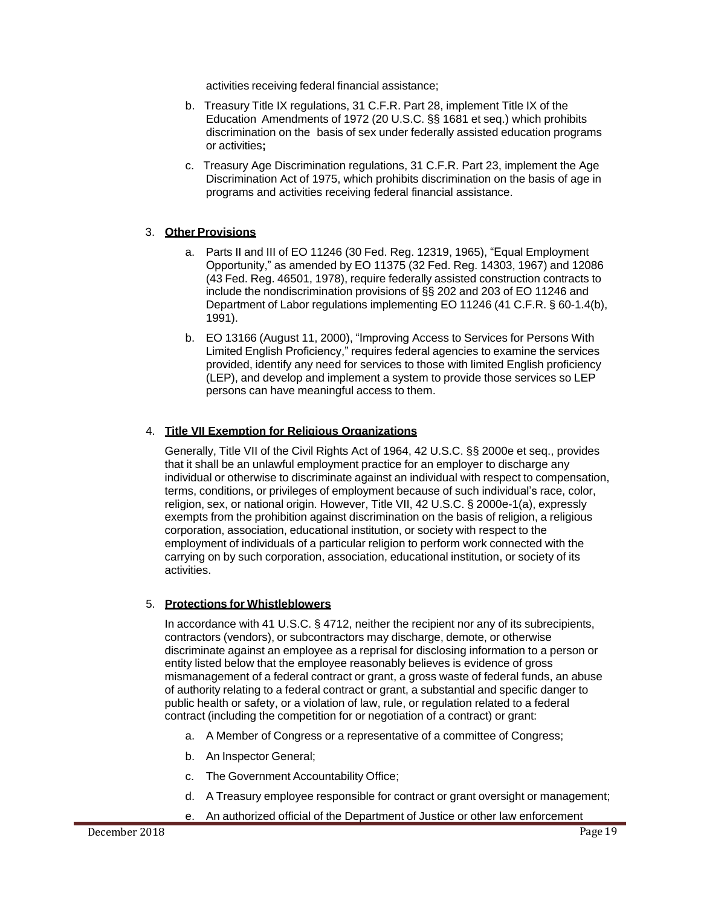activities receiving federal financial assistance;

b. Treasury Title IX regulations, 31 C.F.R. Part 28, implement Title IX of the Education Amendments of 1972 (20 U.S.C. §§ 1681 et seq.) which prohibits discrimination on the basis of sex under federally assisted education programs or activities**;**

c. Treasury Age Discrimination regulations, 31 C.F.R. Part 23, implement the Age Discrimination Act of 1975, which prohibits discrimination on the basis of age in programs and activities receiving federal financial assistance.

3. **Other Provisions**

   a. Parts II and III of EO 11246 (30 Fed. Reg. 12319, 1965), "Equal Employment Opportunity," as amended by EO 11375 (32 Fed. Reg. 14303, 1967) and 12086 (43 Fed. Reg. 46501, 1978), require federally assisted construction contracts to include the nondiscrimination provisions of §§ 202 and 203 of EO 11246 and Department of Labor regulations implementing EO 11246 (41 C.F.R. § 60-1.4(b), 1991).

   b. EO 13166 (August 11, 2000), "Improving Access to Services for Persons With Limited English Proficiency," requires federal agencies to examine the services provided, identify any need for services to those with limited English proficiency (LEP), and develop and implement a system to provide those services so LEP persons can have meaningful access to them.

4. **Title VII Exemption for Religious Organizations**

   Generally, Title VII of the Civil Rights Act of 1964, 42 U.S.C. §§ 2000e et seq., provides that it shall be an unlawful employment practice for an employer to discharge any individual or otherwise to discriminate against an individual with respect to compensation, terms, conditions, or privileges of employment because of such individual's race, color, religion, sex, or national origin. However, Title VII, 42 U.S.C. § 2000e-1(a), expressly exempts from the prohibition against discrimination on the basis of religion, a religious corporation, association, educational institution, or society with respect to the employment of individuals of a particular religion to perform work connected with the carrying on by such corporation, association, educational institution, or society of its activities.

5. **Protections for Whistleblowers**

   In accordance with 41 U.S.C. § 4712, neither the recipient nor any of its subrecipients, contractors (vendors), or subcontractors may discharge, demote, or otherwise discriminate against an employee as a reprisal for disclosing information to a person or entity listed below that the employee reasonably believes is evidence of gross mismanagement of a federal contract or grant, a gross waste of federal funds, an abuse of authority relating to a federal contract or grant, a substantial and specific danger to public health or safety, or a violation of law, rule, or regulation related to a federal contract (including the competition for or negotiation of a contract) or grant:

   a. A Member of Congress or a representative of a committee of Congress;

   b. An Inspector General;

   c. The Government Accountability Office;

   d. A Treasury employee responsible for contract or grant oversight or management;

   e. An authorized official of the Department of Justice or other law enforcement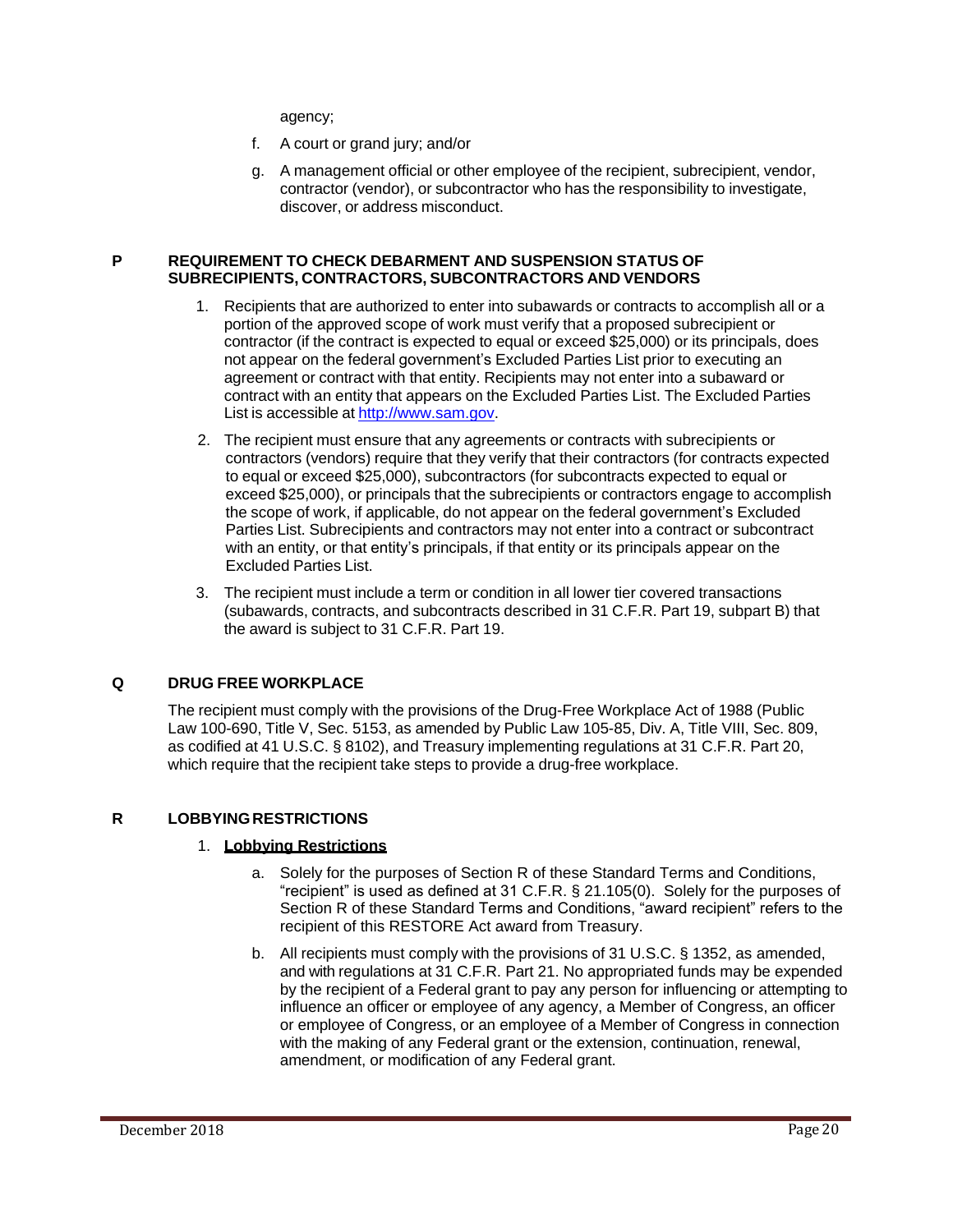agency;

f. A court or grand jury; and/or

g. A management official or other employee of the recipient, subrecipient, vendor, contractor (vendor), or subcontractor who has the responsibility to investigate, discover, or address misconduct.

## P REQUIREMENT TO CHECK DEBARMENT AND SUSPENSION STATUS OF SUBRECIPIENTS, CONTRACTORS, SUBCONTRACTORS AND VENDORS

1. Recipients that are authorized to enter into subawards or contracts to accomplish all or a portion of the approved scope of work must verify that a proposed subrecipient or contractor (if the contract is expected to equal or exceed $25,000) or its principals, does not appear on the federal government's Excluded Parties List prior to executing an agreement or contract with that entity. Recipients may not enter into a subaward or contract with an entity that appears on the Excluded Parties List. The Excluded Parties List is accessible at [http://www.sam.gov](http://www.sam.gov).

2. The recipient must ensure that any agreements or contracts with subrecipients or contractors (vendors) require that they verify that their contractors (for contracts expected to equal or exceed $25,000), subcontractors (for subcontracts expected to equal or exceed $25,000), or principals that the subrecipients or contractors engage to accomplish the scope of work, if applicable, do not appear on the federal government's Excluded Parties List. Subrecipients and contractors may not enter into a contract or subcontract with an entity, or that entity's principals, if that entity or its principals appear on the Excluded Parties List.

3. The recipient must include a term or condition in all lower tier covered transactions (subawards, contracts, and subcontracts described in 31 C.F.R. Part 19, subpart B) that the award is subject to 31 C.F.R. Part 19.

## Q DRUG FREE WORKPLACE

The recipient must comply with the provisions of the Drug-Free Workplace Act of 1988 (Public Law 100-690, Title V, Sec. 5153, as amended by Public Law 105-85, Div. A, Title VIII, Sec. 809, as codified at 41 U.S.C. § 8102), and Treasury implementing regulations at 31 C.F.R. Part 20, which require that the recipient take steps to provide a drug-free workplace.

## R LOBBYING RESTRICTIONS

1. **Lobbying Restrictions**

   a. Solely for the purposes of Section R of these Standard Terms and Conditions, "recipient" is used as defined at 31 C.F.R. § 21.105(0). Solely for the purposes of Section R of these Standard Terms and Conditions, "award recipient" refers to the recipient of this RESTORE Act award from Treasury.

   b. All recipients must comply with the provisions of 31 U.S.C. § 1352, as amended, and with regulations at 31 C.F.R. Part 21. No appropriated funds may be expended by the recipient of a Federal grant to pay any person for influencing or attempting to influence an officer or employee of any agency, a Member of Congress, an officer or employee of Congress, or an employee of a Member of Congress in connection with the making of any Federal grant or the extension, continuation, renewal, amendment, or modification of any Federal grant.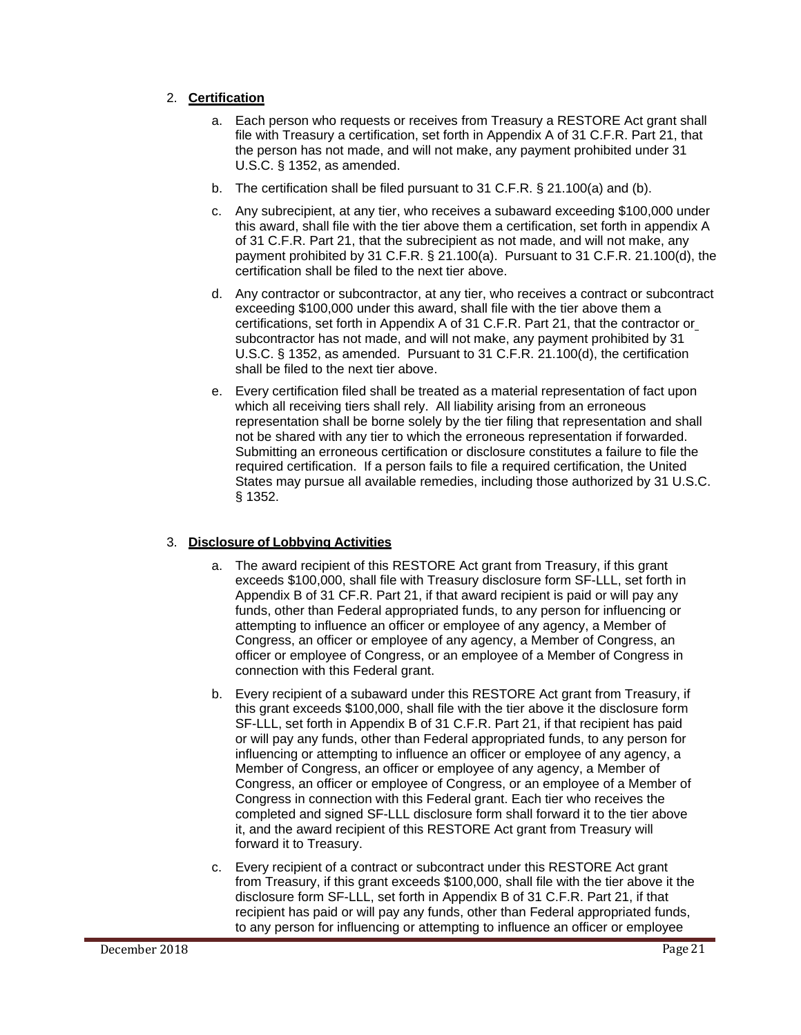2. **Certification**

   a. Each person who requests or receives from Treasury a RESTORE Act grant shall file with Treasury a certification, set forth in Appendix A of 31 C.F.R. Part 21, that the person has not made, and will not make, any payment prohibited under 31 U.S.C. § 1352, as amended.

   b. The certification shall be filed pursuant to 31 C.F.R. § 21.100(a) and (b).

   c. Any subrecipient, at any tier, who receives a subaward exceeding $100,000 under this award, shall file with the tier above them a certification, set forth in appendix A of 31 C.F.R. Part 21, that the subrecipient as not made, and will not make, any payment prohibited by 31 C.F.R. § 21.100(a). Pursuant to 31 C.F.R. 21.100(d), the certification shall be filed to the next tier above.

   d. Any contractor or subcontractor, at any tier, who receives a contract or subcontract exceeding $100,000 under this award, shall file with the tier above them a certifications, set forth in Appendix A of 31 C.F.R. Part 21, that the contractor or subcontractor has not made, and will not make, any payment prohibited by 31 U.S.C. § 1352, as amended. Pursuant to 31 C.F.R. 21.100(d), the certification shall be filed to the next tier above.

   e. Every certification filed shall be treated as a material representation of fact upon which all receiving tiers shall rely. All liability arising from an erroneous representation shall be borne solely by the tier filing that representation and shall not be shared with any tier to which the erroneous representation if forwarded. Submitting an erroneous certification or disclosure constitutes a failure to file the required certification. If a person fails to file a required certification, the United States may pursue all available remedies, including those authorized by 31 U.S.C. § 1352.

3. **Disclosure of Lobbying Activities**

   a. The award recipient of this RESTORE Act grant from Treasury, if this grant exceeds $100,000, shall file with Treasury disclosure form SF-LLL, set forth in Appendix B of 31 CF.R. Part 21, if that award recipient is paid or will pay any funds, other than Federal appropriated funds, to any person for influencing or attempting to influence an officer or employee of any agency, a Member of Congress, an officer or employee of any agency, a Member of Congress, an officer or employee of Congress, or an employee of a Member of Congress in connection with this Federal grant.

   b. Every recipient of a subaward under this RESTORE Act grant from Treasury, if this grant exceeds $100,000, shall file with the tier above it the disclosure form SF-LLL, set forth in Appendix B of 31 C.F.R. Part 21, if that recipient has paid or will pay any funds, other than Federal appropriated funds, to any person for influencing or attempting to influence an officer or employee of any agency, a Member of Congress, an officer or employee of any agency, a Member of Congress, an officer or employee of Congress, or an employee of a Member of Congress in connection with this Federal grant. Each tier who receives the completed and signed SF-LLL disclosure form shall forward it to the tier above it, and the award recipient of this RESTORE Act grant from Treasury will forward it to Treasury.

   c. Every recipient of a contract or subcontract under this RESTORE Act grant from Treasury, if this grant exceeds $100,000, shall file with the tier above it the disclosure form SF-LLL, set forth in Appendix B of 31 C.F.R. Part 21, if that recipient has paid or will pay any funds, other than Federal appropriated funds, to any person for influencing or attempting to influence an officer or employee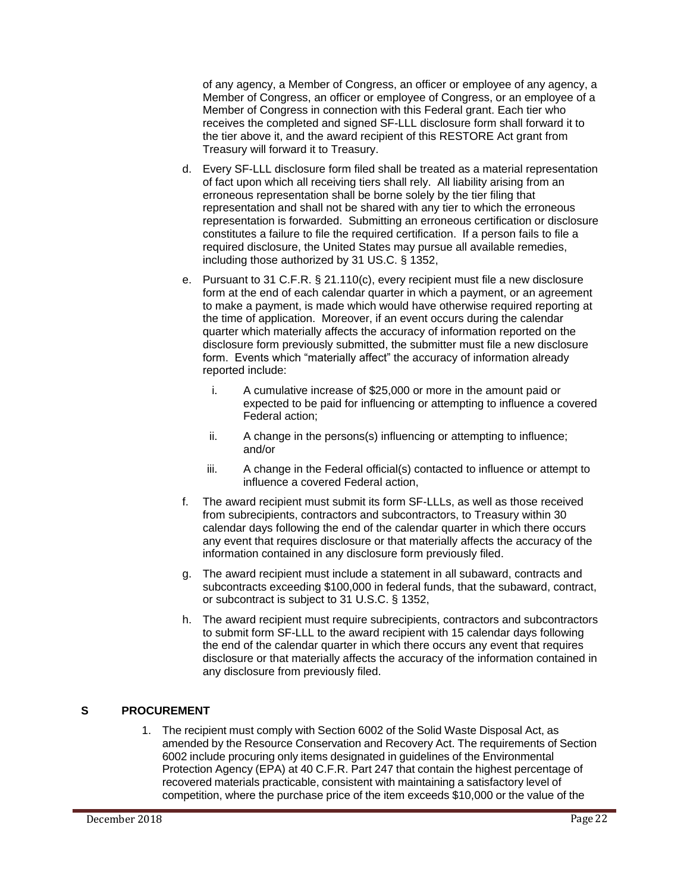of any agency, a Member of Congress, an officer or employee of any agency, a Member of Congress, an officer or employee of Congress, or an employee of a Member of Congress in connection with this Federal grant. Each tier who receives the completed and signed SF-LLL disclosure form shall forward it to the tier above it, and the award recipient of this RESTORE Act grant from Treasury will forward it to Treasury.

d. Every SF-LLL disclosure form filed shall be treated as a material representation of fact upon which all receiving tiers shall rely. All liability arising from an erroneous representation shall be borne solely by the tier filing that representation and shall not be shared with any tier to which the erroneous representation is forwarded. Submitting an erroneous certification or disclosure constitutes a failure to file the required certification. If a person fails to file a required disclosure, the United States may pursue all available remedies, including those authorized by 31 US.C. § 1352,

e. Pursuant to 31 C.F.R. § 21.110(c), every recipient must file a new disclosure form at the end of each calendar quarter in which a payment, or an agreement to make a payment, is made which would have otherwise required reporting at the time of application. Moreover, if an event occurs during the calendar quarter which materially affects the accuracy of information reported on the disclosure form previously submitted, the submitter must file a new disclosure form. Events which "materially affect" the accuracy of information already reported include:

   i. A cumulative increase of $25,000 or more in the amount paid or expected to be paid for influencing or attempting to influence a covered Federal action;

   ii. A change in the persons(s) influencing or attempting to influence; and/or

   iii. A change in the Federal official(s) contacted to influence or attempt to influence a covered Federal action,

f. The award recipient must submit its form SF-LLLs, as well as those received from subrecipients, contractors and subcontractors, to Treasury within 30 calendar days following the end of the calendar quarter in which there occurs any event that requires disclosure or that materially affects the accuracy of the information contained in any disclosure form previously filed.

g. The award recipient must include a statement in all subaward, contracts and subcontracts exceeding $100,000 in federal funds, that the subaward, contract, or subcontract is subject to 31 U.S.C. § 1352,

h. The award recipient must require subrecipients, contractors and subcontractors to submit form SF-LLL to the award recipient with 15 calendar days following the end of the calendar quarter in which there occurs any event that requires disclosure or that materially affects the accuracy of the information contained in any disclosure from previously filed.

## S PROCUREMENT

1. The recipient must comply with Section 6002 of the Solid Waste Disposal Act, as amended by the Resource Conservation and Recovery Act. The requirements of Section 6002 include procuring only items designated in guidelines of the Environmental Protection Agency (EPA) at 40 C.F.R. Part 247 that contain the highest percentage of recovered materials practicable, consistent with maintaining a satisfactory level of competition, where the purchase price of the item exceeds $10,000 or the value of the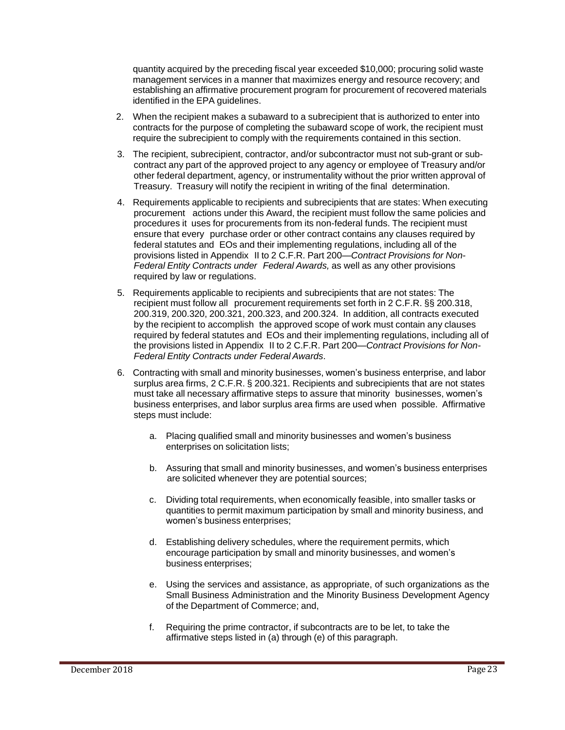quantity acquired by the preceding fiscal year exceeded $10,000; procuring solid waste management services in a manner that maximizes energy and resource recovery; and establishing an affirmative procurement program for procurement of recovered materials identified in the EPA guidelines.

2. When the recipient makes a subaward to a subrecipient that is authorized to enter into contracts for the purpose of completing the subaward scope of work, the recipient must require the subrecipient to comply with the requirements contained in this section.

3. The recipient, subrecipient, contractor, and/or subcontractor must not sub-grant or sub-contract any part of the approved project to any agency or employee of Treasury and/or other federal department, agency, or instrumentality without the prior written approval of Treasury. Treasury will notify the recipient in writing of the final determination.

4. Requirements applicable to recipients and subrecipients that are states: When executing procurement actions under this Award, the recipient must follow the same policies and procedures it uses for procurements from its non-federal funds. The recipient must ensure that every purchase order or other contract contains any clauses required by federal statutes and EOs and their implementing regulations, including all of the provisions listed in Appendix II to 2 C.F.R. Part 200—*Contract Provisions for Non-Federal Entity Contracts under Federal Awards,* as well as any other provisions required by law or regulations.

5. Requirements applicable to recipients and subrecipients that are not states: The recipient must follow all procurement requirements set forth in 2 C.F.R. §§ 200.318, 200.319, 200.320, 200.321, 200.323, and 200.324. In addition, all contracts executed by the recipient to accomplish the approved scope of work must contain any clauses required by federal statutes and EOs and their implementing regulations, including all of the provisions listed in Appendix II to 2 C.F.R. Part 200—*Contract Provisions for Non-Federal Entity Contracts under Federal Awards*.

6. Contracting with small and minority businesses, women's business enterprise, and labor surplus area firms, 2 C.F.R. § 200.321. Recipients and subrecipients that are not states must take all necessary affirmative steps to assure that minority businesses, women's business enterprises, and labor surplus area firms are used when possible. Affirmative steps must include:

   a. Placing qualified small and minority businesses and women's business enterprises on solicitation lists;

   b. Assuring that small and minority businesses, and women's business enterprises are solicited whenever they are potential sources;

   c. Dividing total requirements, when economically feasible, into smaller tasks or quantities to permit maximum participation by small and minority business, and women's business enterprises;

   d. Establishing delivery schedules, where the requirement permits, which encourage participation by small and minority businesses, and women's business enterprises;

   e. Using the services and assistance, as appropriate, of such organizations as the Small Business Administration and the Minority Business Development Agency of the Department of Commerce; and,

   f. Requiring the prime contractor, if subcontracts are to be let, to take the affirmative steps listed in (a) through (e) of this paragraph.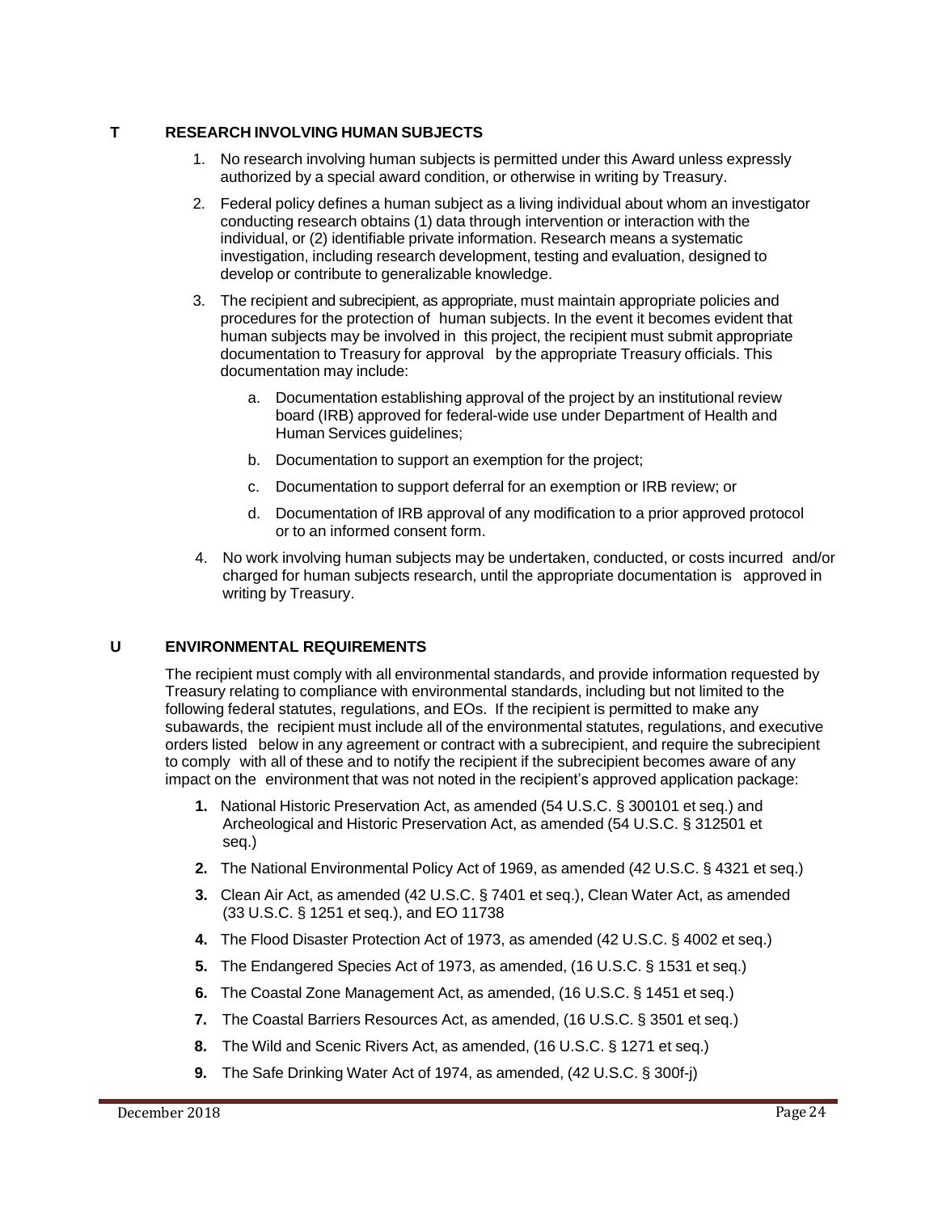## T RESEARCH INVOLVING HUMAN SUBJECTS

1. No research involving human subjects is permitted under this Award unless expressly authorized by a special award condition, or otherwise in writing by Treasury.
2. Federal policy defines a human subject as a living individual about whom an investigator conducting research obtains (1) data through intervention or interaction with the individual, or (2) identifiable private information. Research means a systematic investigation, including research development, testing and evaluation, designed to develop or contribute to generalizable knowledge.
3. The recipient and subrecipient, as appropriate, must maintain appropriate policies and procedures for the protection of human subjects. In the event it becomes evident that human subjects may be involved in this project, the recipient must submit appropriate documentation to Treasury for approval by the appropriate Treasury officials. This documentation may include:
   a. Documentation establishing approval of the project by an institutional review board (IRB) approved for federal-wide use under Department of Health and Human Services guidelines;
   b. Documentation to support an exemption for the project;
   c. Documentation to support deferral for an exemption or IRB review; or
   d. Documentation of IRB approval of any modification to a prior approved protocol or to an informed consent form.
4. No work involving human subjects may be undertaken, conducted, or costs incurred and/or charged for human subjects research, until the appropriate documentation is approved in writing by Treasury.

## U ENVIRONMENTAL REQUIREMENTS

The recipient must comply with all environmental standards, and provide information requested by Treasury relating to compliance with environmental standards, including but not limited to the following federal statutes, regulations, and EOs. If the recipient is permitted to make any subawards, the recipient must include all of the environmental statutes, regulations, and executive orders listed below in any agreement or contract with a subrecipient, and require the subrecipient to comply with all of these and to notify the recipient if the subrecipient becomes aware of any impact on the environment that was not noted in the recipient's approved application package:

1. National Historic Preservation Act, as amended (54 U.S.C. § 300101 et seq.) and Archeological and Historic Preservation Act, as amended (54 U.S.C. § 312501 et seq.)
2. The National Environmental Policy Act of 1969, as amended (42 U.S.C. § 4321 et seq.)
3. Clean Air Act, as amended (42 U.S.C. § 7401 et seq.), Clean Water Act, as amended (33 U.S.C. § 1251 et seq.), and EO 11738
4. The Flood Disaster Protection Act of 1973, as amended (42 U.S.C. § 4002 et seq.)
5. The Endangered Species Act of 1973, as amended, (16 U.S.C. § 1531 et seq.)
6. The Coastal Zone Management Act, as amended, (16 U.S.C. § 1451 et seq.)
7. The Coastal Barriers Resources Act, as amended, (16 U.S.C. § 3501 et seq.)
8. The Wild and Scenic Rivers Act, as amended, (16 U.S.C. § 1271 et seq.)
9. The Safe Drinking Water Act of 1974, as amended, (42 U.S.C. § 300f-j)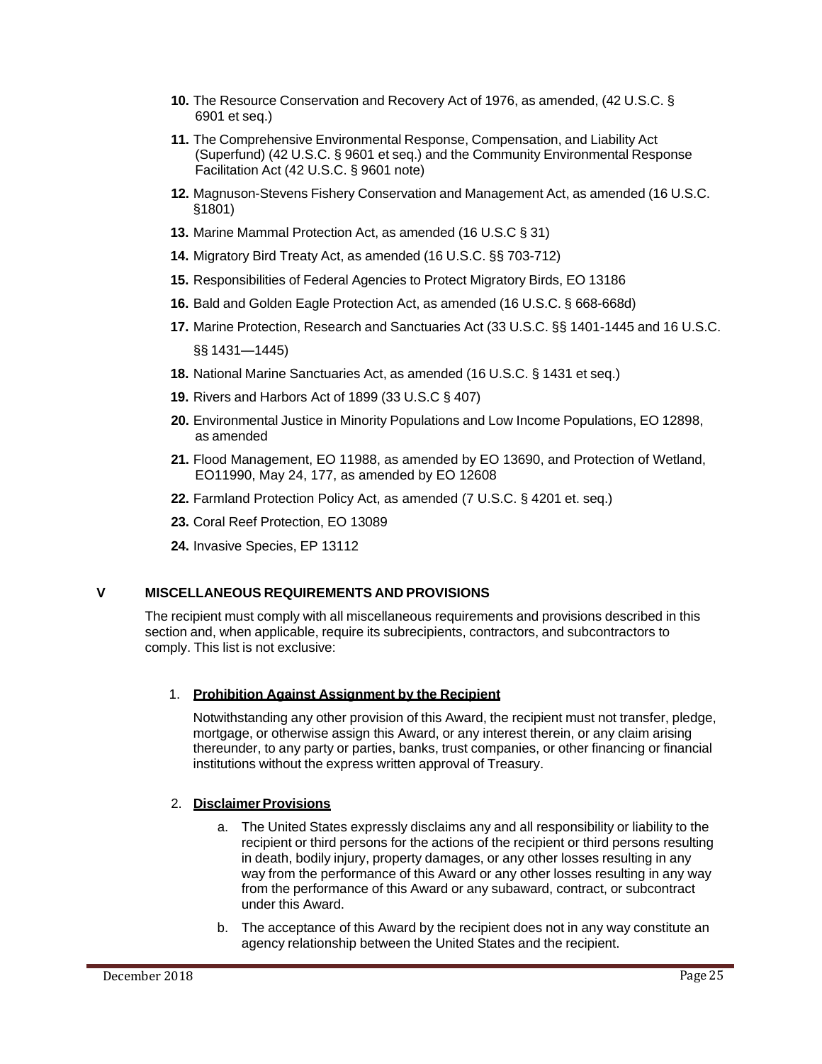10. The Resource Conservation and Recovery Act of 1976, as amended, (42 U.S.C. § 6901 et seq.)
11. The Comprehensive Environmental Response, Compensation, and Liability Act (Superfund) (42 U.S.C. § 9601 et seq.) and the Community Environmental Response Facilitation Act (42 U.S.C. § 9601 note)
12. Magnuson-Stevens Fishery Conservation and Management Act, as amended (16 U.S.C. §1801)
13. Marine Mammal Protection Act, as amended (16 U.S.C § 31)
14. Migratory Bird Treaty Act, as amended (16 U.S.C. §§ 703-712)
15. Responsibilities of Federal Agencies to Protect Migratory Birds, EO 13186
16. Bald and Golden Eagle Protection Act, as amended (16 U.S.C. § 668-668d)
17. Marine Protection, Research and Sanctuaries Act (33 U.S.C. §§ 1401-1445 and 16 U.S.C. §§ 1431—1445)
18. National Marine Sanctuaries Act, as amended (16 U.S.C. § 1431 et seq.)
19. Rivers and Harbors Act of 1899 (33 U.S.C § 407)
20. Environmental Justice in Minority Populations and Low Income Populations, EO 12898, as amended
21. Flood Management, EO 11988, as amended by EO 13690, and Protection of Wetland, EO11990, May 24, 177, as amended by EO 12608
22. Farmland Protection Policy Act, as amended (7 U.S.C. § 4201 et. seq.)
23. Coral Reef Protection, EO 13089
24. Invasive Species, EP 13112

## V MISCELLANEOUS REQUIREMENTS AND PROVISIONS

The recipient must comply with all miscellaneous requirements and provisions described in this section and, when applicable, require its subrecipients, contractors, and subcontractors to comply. This list is not exclusive:

1. **Prohibition Against Assignment by the Recipient**

   Notwithstanding any other provision of this Award, the recipient must not transfer, pledge, mortgage, or otherwise assign this Award, or any interest therein, or any claim arising thereunder, to any party or parties, banks, trust companies, or other financing or financial institutions without the express written approval of Treasury.

2. **Disclaimer Provisions**

   a. The United States expressly disclaims any and all responsibility or liability to the recipient or third persons for the actions of the recipient or third persons resulting in death, bodily injury, property damages, or any other losses resulting in any way from the performance of this Award or any other losses resulting in any way from the performance of this Award or any subaward, contract, or subcontract under this Award.

   b. The acceptance of this Award by the recipient does not in any way constitute an agency relationship between the United States and the recipient.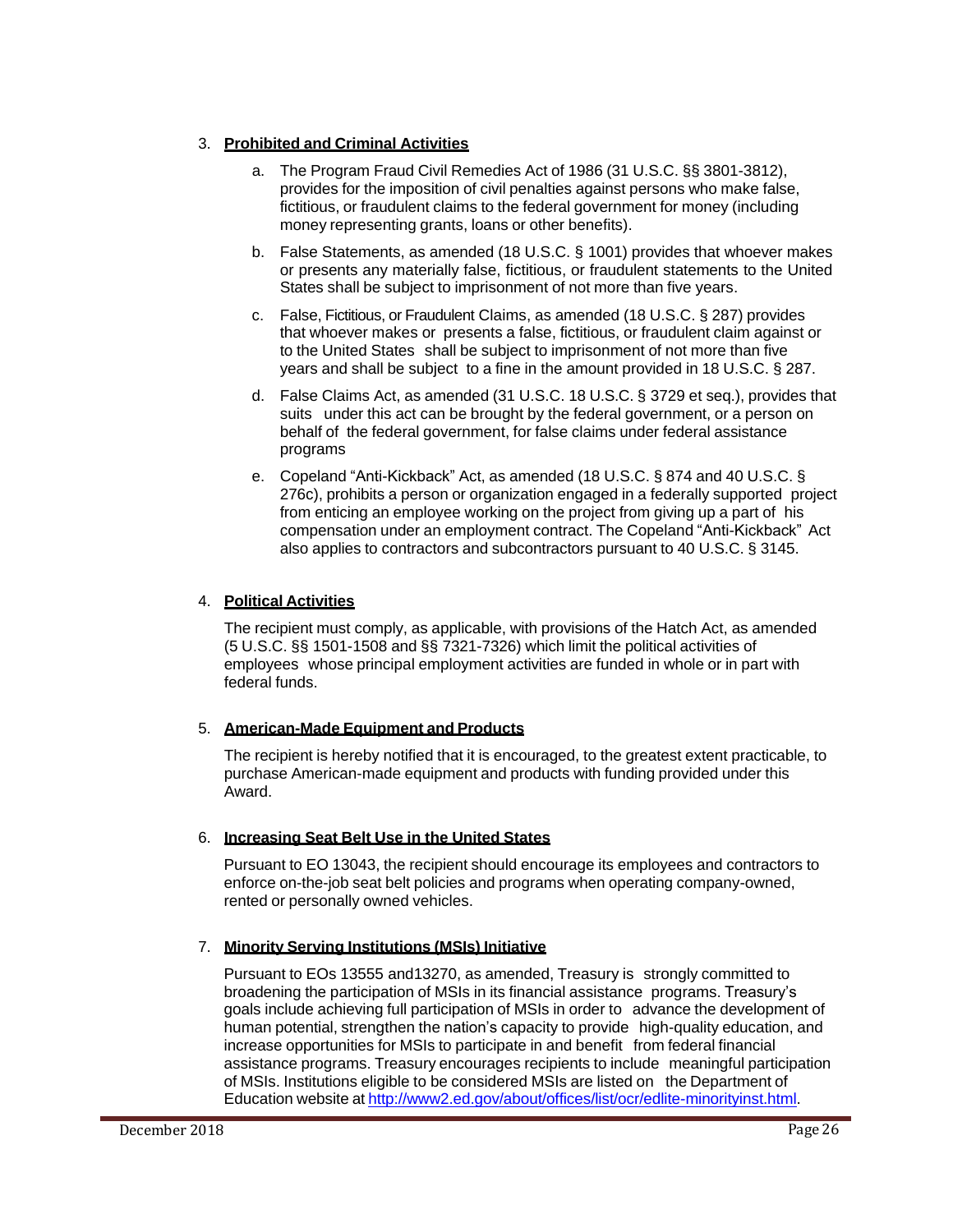3. **Prohibited and Criminal Activities**

    a. The Program Fraud Civil Remedies Act of 1986 (31 U.S.C. §§ 3801-3812), provides for the imposition of civil penalties against persons who make false, fictitious, or fraudulent claims to the federal government for money (including money representing grants, loans or other benefits).

    b. False Statements, as amended (18 U.S.C. § 1001) provides that whoever makes or presents any materially false, fictitious, or fraudulent statements to the United States shall be subject to imprisonment of not more than five years.

    c. False, Fictitious, or Fraudulent Claims, as amended (18 U.S.C. § 287) provides that whoever makes or presents a false, fictitious, or fraudulent claim against or to the United States shall be subject to imprisonment of not more than five years and shall be subject to a fine in the amount provided in 18 U.S.C. § 287.

    d. False Claims Act, as amended (31 U.S.C. 18 U.S.C. § 3729 et seq.), provides that suits under this act can be brought by the federal government, or a person on behalf of the federal government, for false claims under federal assistance programs

    e. Copeland "Anti-Kickback" Act, as amended (18 U.S.C. § 874 and 40 U.S.C. § 276c), prohibits a person or organization engaged in a federally supported project from enticing an employee working on the project from giving up a part of his compensation under an employment contract. The Copeland "Anti-Kickback" Act also applies to contractors and subcontractors pursuant to 40 U.S.C. § 3145.

4. **Political Activities**

    The recipient must comply, as applicable, with provisions of the Hatch Act, as amended (5 U.S.C. §§ 1501-1508 and §§ 7321-7326) which limit the political activities of employees whose principal employment activities are funded in whole or in part with federal funds.

5. **American-Made Equipment and Products**

    The recipient is hereby notified that it is encouraged, to the greatest extent practicable, to purchase American-made equipment and products with funding provided under this Award.

6. **Increasing Seat Belt Use in the United States**

    Pursuant to EO 13043, the recipient should encourage its employees and contractors to enforce on-the-job seat belt policies and programs when operating company-owned, rented or personally owned vehicles.

7. **Minority Serving Institutions (MSIs) Initiative**

    Pursuant to EOs 13555 and13270, as amended, Treasury is strongly committed to broadening the participation of MSIs in its financial assistance programs. Treasury's goals include achieving full participation of MSIs in order to advance the development of human potential, strengthen the nation's capacity to provide high-quality education, and increase opportunities for MSIs to participate in and benefit from federal financial assistance programs. Treasury encourages recipients to include meaningful participation of MSIs. Institutions eligible to be considered MSIs are listed on the Department of Education website at http://www2.ed.gov/about/offices/list/ocr/edlite-minorityinst.html.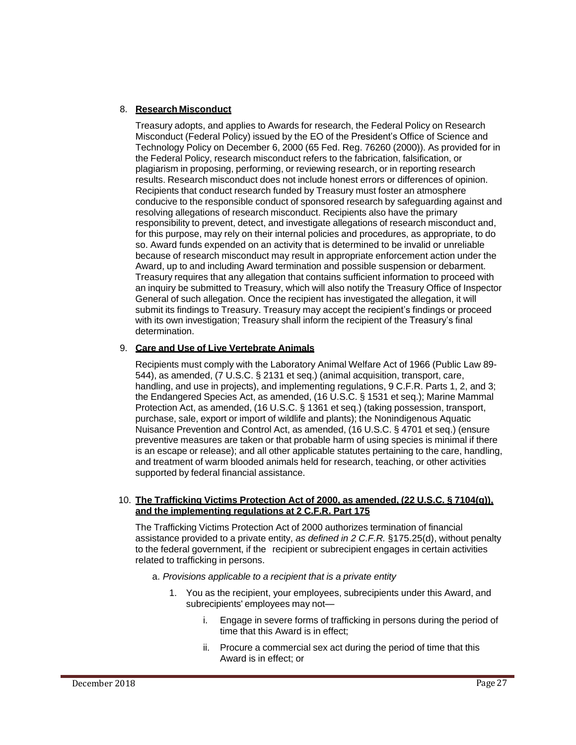8. **Research Misconduct**

   Treasury adopts, and applies to Awards for research, the Federal Policy on Research Misconduct (Federal Policy) issued by the EO of the President's Office of Science and Technology Policy on December 6, 2000 (65 Fed. Reg. 76260 (2000)). As provided for in the Federal Policy, research misconduct refers to the fabrication, falsification, or plagiarism in proposing, performing, or reviewing research, or in reporting research results. Research misconduct does not include honest errors or differences of opinion. Recipients that conduct research funded by Treasury must foster an atmosphere conducive to the responsible conduct of sponsored research by safeguarding against and resolving allegations of research misconduct. Recipients also have the primary responsibility to prevent, detect, and investigate allegations of research misconduct and, for this purpose, may rely on their internal policies and procedures, as appropriate, to do so. Award funds expended on an activity that is determined to be invalid or unreliable because of research misconduct may result in appropriate enforcement action under the Award, up to and including Award termination and possible suspension or debarment. Treasury requires that any allegation that contains sufficient information to proceed with an inquiry be submitted to Treasury, which will also notify the Treasury Office of Inspector General of such allegation. Once the recipient has investigated the allegation, it will submit its findings to Treasury. Treasury may accept the recipient's findings or proceed with its own investigation; Treasury shall inform the recipient of the Treasury's final determination.

9. **Care and Use of Live Vertebrate Animals**

   Recipients must comply with the Laboratory Animal Welfare Act of 1966 (Public Law 89-544), as amended, (7 U.S.C. § 2131 et seq.) (animal acquisition, transport, care, handling, and use in projects), and implementing regulations, 9 C.F.R. Parts 1, 2, and 3; the Endangered Species Act, as amended, (16 U.S.C. § 1531 et seq.); Marine Mammal Protection Act, as amended, (16 U.S.C. § 1361 et seq.) (taking possession, transport, purchase, sale, export or import of wildlife and plants); the Nonindigenous Aquatic Nuisance Prevention and Control Act, as amended, (16 U.S.C. § 4701 et seq.) (ensure preventive measures are taken or that probable harm of using species is minimal if there is an escape or release); and all other applicable statutes pertaining to the care, handling, and treatment of warm blooded animals held for research, teaching, or other activities supported by federal financial assistance.

10. **The Trafficking Victims Protection Act of 2000, as amended, (22 U.S.C. § 7104(g)), and the implementing regulations at 2 C.F.R. Part 175**

    The Trafficking Victims Protection Act of 2000 authorizes termination of financial assistance provided to a private entity, *as defined in 2 C.F.R.* §175.25(d), without penalty to the federal government, if the recipient or subrecipient engages in certain activities related to trafficking in persons.

    a. *Provisions applicable to a recipient that is a private entity*

       1. You as the recipient, your employees, subrecipients under this Award, and subrecipients' employees may not—

          i. Engage in severe forms of trafficking in persons during the period of time that this Award is in effect;

          ii. Procure a commercial sex act during the period of time that this Award is in effect; or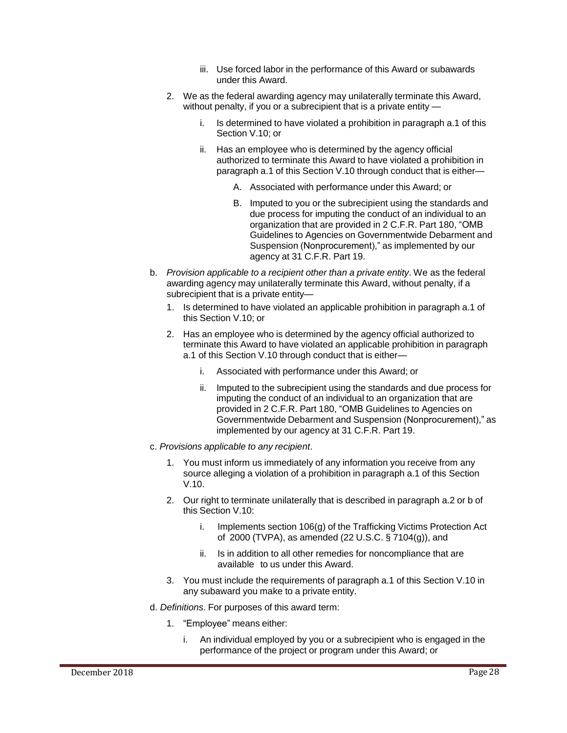iii. Use forced labor in the performance of this Award or subawards under this Award.

2. We as the federal awarding agency may unilaterally terminate this Award, without penalty, if you or a subrecipient that is a private entity —

   i. Is determined to have violated a prohibition in paragraph a.1 of this Section V.10; or

   ii. Has an employee who is determined by the agency official authorized to terminate this Award to have violated a prohibition in paragraph a.1 of this Section V.10 through conduct that is either—

      A. Associated with performance under this Award; or

      B. Imputed to you or the subrecipient using the standards and due process for imputing the conduct of an individual to an organization that are provided in 2 C.F.R. Part 180, "OMB Guidelines to Agencies on Governmentwide Debarment and Suspension (Nonprocurement)," as implemented by our agency at 31 C.F.R. Part 19.

b. *Provision applicable to a recipient other than a private entity*. We as the federal awarding agency may unilaterally terminate this Award, without penalty, if a subrecipient that is a private entity—

   1. Is determined to have violated an applicable prohibition in paragraph a.1 of this Section V.10; or

   2. Has an employee who is determined by the agency official authorized to terminate this Award to have violated an applicable prohibition in paragraph a.1 of this Section V.10 through conduct that is either—

      i. Associated with performance under this Award; or

      ii. Imputed to the subrecipient using the standards and due process for imputing the conduct of an individual to an organization that are provided in 2 C.F.R. Part 180, "OMB Guidelines to Agencies on Governmentwide Debarment and Suspension (Nonprocurement)," as implemented by our agency at 31 C.F.R. Part 19.

c. *Provisions applicable to any recipient*.

   1. You must inform us immediately of any information you receive from any source alleging a violation of a prohibition in paragraph a.1 of this Section V.10.

   2. Our right to terminate unilaterally that is described in paragraph a.2 or b of this Section V.10:

      i. Implements section 106(g) of the Trafficking Victims Protection Act of 2000 (TVPA), as amended (22 U.S.C. § 7104(g)), and

      ii. Is in addition to all other remedies for noncompliance that are available to us under this Award.

   3. You must include the requirements of paragraph a.1 of this Section V.10 in any subaward you make to a private entity.

d. *Definitions*. For purposes of this award term:

   1. "Employee" means either:

      i. An individual employed by you or a subrecipient who is engaged in the performance of the project or program under this Award; or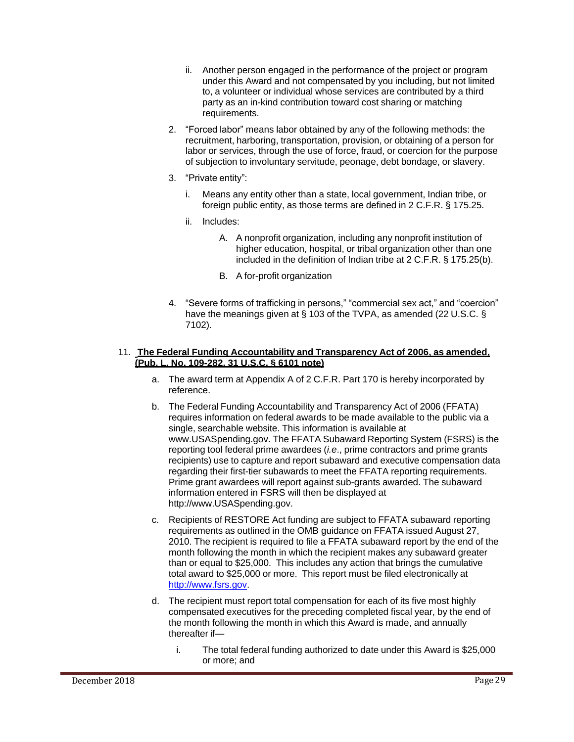ii. Another person engaged in the performance of the project or program under this Award and not compensated by you including, but not limited to, a volunteer or individual whose services are contributed by a third party as an in-kind contribution toward cost sharing or matching requirements.

2. "Forced labor" means labor obtained by any of the following methods: the recruitment, harboring, transportation, provision, or obtaining of a person for labor or services, through the use of force, fraud, or coercion for the purpose of subjection to involuntary servitude, peonage, debt bondage, or slavery.

3. "Private entity":

   i. Means any entity other than a state, local government, Indian tribe, or foreign public entity, as those terms are defined in 2 C.F.R. § 175.25.

   ii. Includes:

      A. A nonprofit organization, including any nonprofit institution of higher education, hospital, or tribal organization other than one included in the definition of Indian tribe at 2 C.F.R. § 175.25(b).

      B. A for-profit organization

4. "Severe forms of trafficking in persons," "commercial sex act," and "coercion" have the meanings given at § 103 of the TVPA, as amended (22 U.S.C. § 7102).

11. **The Federal Funding Accountability and Transparency Act of 2006, as amended, (Pub. L. No. 109-282, 31 U.S.C. § 6101 note)**

   a. The award term at Appendix A of 2 C.F.R. Part 170 is hereby incorporated by reference.

   b. The Federal Funding Accountability and Transparency Act of 2006 (FFATA) requires information on federal awards to be made available to the public via a single, searchable website. This information is available at www.USASpending.gov. The FFATA Subaward Reporting System (FSRS) is the reporting tool federal prime awardees (*i.e*., prime contractors and prime grants recipients) use to capture and report subaward and executive compensation data regarding their first-tier subawards to meet the FFATA reporting requirements. Prime grant awardees will report against sub-grants awarded. The subaward information entered in FSRS will then be displayed at http://www.USASpending.gov.

   c. Recipients of RESTORE Act funding are subject to FFATA subaward reporting requirements as outlined in the OMB guidance on FFATA issued August 27, 2010. The recipient is required to file a FFATA subaward report by the end of the month following the month in which the recipient makes any subaward greater than or equal to $25,000. This includes any action that brings the cumulative total award to $25,000 or more. This report must be filed electronically at http://www.fsrs.gov.

   d. The recipient must report total compensation for each of its five most highly compensated executives for the preceding completed fiscal year, by the end of the month following the month in which this Award is made, and annually thereafter if—

      i. The total federal funding authorized to date under this Award is $25,000 or more; and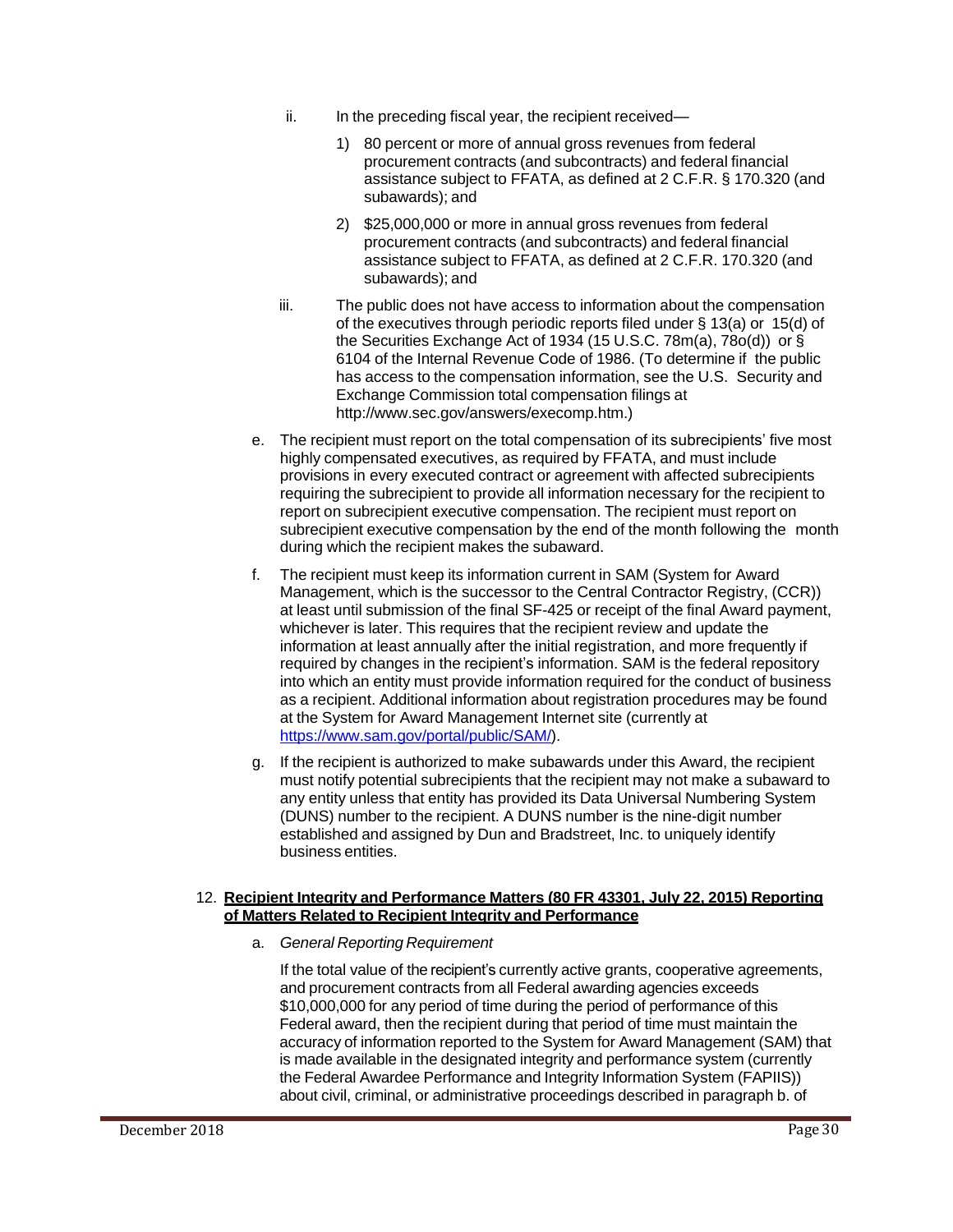ii. In the preceding fiscal year, the recipient received—

   1) 80 percent or more of annual gross revenues from federal procurement contracts (and subcontracts) and federal financial assistance subject to FFATA, as defined at 2 C.F.R. § 170.320 (and subawards); and

   2) $25,000,000 or more in annual gross revenues from federal procurement contracts (and subcontracts) and federal financial assistance subject to FFATA, as defined at 2 C.F.R. 170.320 (and subawards); and

iii. The public does not have access to information about the compensation of the executives through periodic reports filed under § 13(a) or 15(d) of the Securities Exchange Act of 1934 (15 U.S.C. 78m(a), 78o(d)) or § 6104 of the Internal Revenue Code of 1986. (To determine if the public has access to the compensation information, see the U.S. Security and Exchange Commission total compensation filings at http://www.sec.gov/answers/execomp.htm.)

e. The recipient must report on the total compensation of its subrecipients' five most highly compensated executives, as required by FFATA, and must include provisions in every executed contract or agreement with affected subrecipients requiring the subrecipient to provide all information necessary for the recipient to report on subrecipient executive compensation. The recipient must report on subrecipient executive compensation by the end of the month following the month during which the recipient makes the subaward.

f. The recipient must keep its information current in SAM (System for Award Management, which is the successor to the Central Contractor Registry, (CCR)) at least until submission of the final SF-425 or receipt of the final Award payment, whichever is later. This requires that the recipient review and update the information at least annually after the initial registration, and more frequently if required by changes in the recipient's information. SAM is the federal repository into which an entity must provide information required for the conduct of business as a recipient. Additional information about registration procedures may be found at the System for Award Management Internet site (currently at [https://www.sam.gov/portal/public/SAM/](https://www.sam.gov/portal/public/SAM/)).

g. If the recipient is authorized to make subawards under this Award, the recipient must notify potential subrecipients that the recipient may not make a subaward to any entity unless that entity has provided its Data Universal Numbering System (DUNS) number to the recipient. A DUNS number is the nine-digit number established and assigned by Dun and Bradstreet, Inc. to uniquely identify business entities.

12. **Recipient Integrity and Performance Matters (80 FR 43301, July 22, 2015) Reporting of Matters Related to Recipient Integrity and Performance**

   a. *General Reporting Requirement*

   If the total value of the recipient's currently active grants, cooperative agreements, and procurement contracts from all Federal awarding agencies exceeds $10,000,000 for any period of time during the period of performance of this Federal award, then the recipient during that period of time must maintain the accuracy of information reported to the System for Award Management (SAM) that is made available in the designated integrity and performance system (currently the Federal Awardee Performance and Integrity Information System (FAPIIS)) about civil, criminal, or administrative proceedings described in paragraph b. of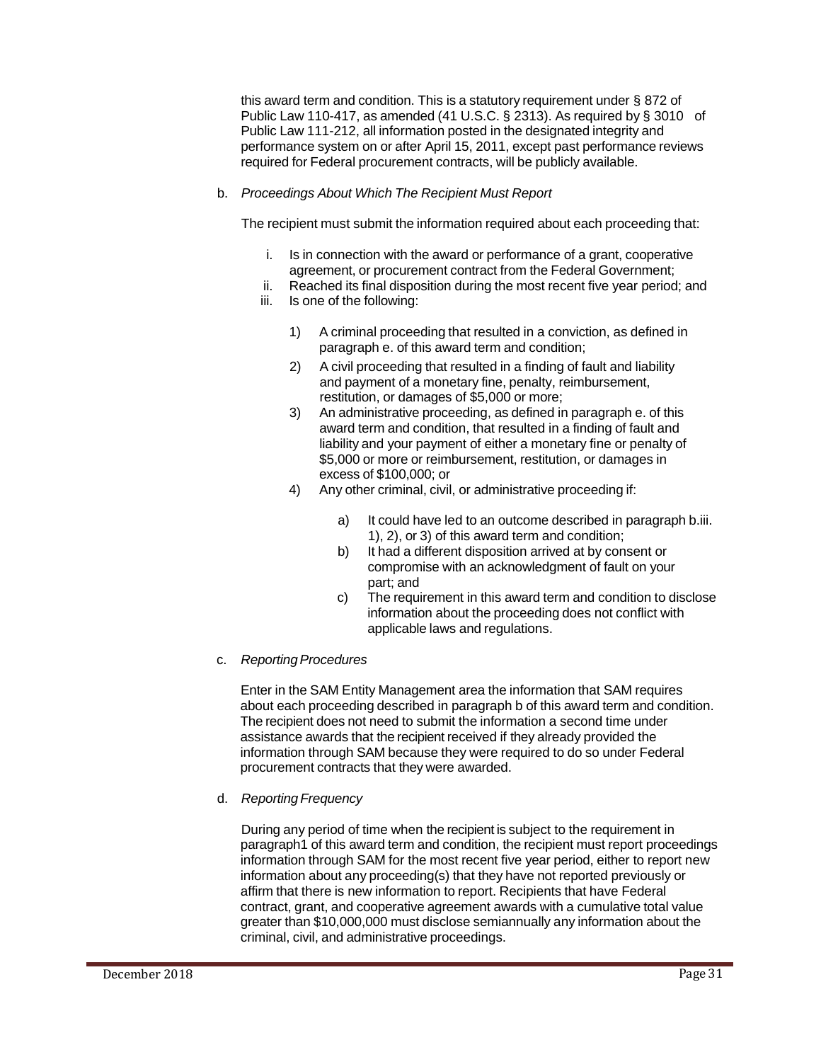this award term and condition. This is a statutory requirement under § 872 of Public Law 110-417, as amended (41 U.S.C. § 2313). As required by § 3010 of Public Law 111-212, all information posted in the designated integrity and performance system on or after April 15, 2011, except past performance reviews required for Federal procurement contracts, will be publicly available.

b. *Proceedings About Which The Recipient Must Report*

The recipient must submit the information required about each proceeding that:

i. Is in connection with the award or performance of a grant, cooperative agreement, or procurement contract from the Federal Government;
ii. Reached its final disposition during the most recent five year period; and
iii. Is one of the following:

1) A criminal proceeding that resulted in a conviction, as defined in paragraph e. of this award term and condition;
2) A civil proceeding that resulted in a finding of fault and liability and payment of a monetary fine, penalty, reimbursement, restitution, or damages of $5,000 or more;
3) An administrative proceeding, as defined in paragraph e. of this award term and condition, that resulted in a finding of fault and liability and your payment of either a monetary fine or penalty of $5,000 or more or reimbursement, restitution, or damages in excess of $100,000; or
4) Any other criminal, civil, or administrative proceeding if:

a) It could have led to an outcome described in paragraph b.iii. 1), 2), or 3) of this award term and condition;
b) It had a different disposition arrived at by consent or compromise with an acknowledgment of fault on your part; and
c) The requirement in this award term and condition to disclose information about the proceeding does not conflict with applicable laws and regulations.

c. *Reporting Procedures*

Enter in the SAM Entity Management area the information that SAM requires about each proceeding described in paragraph b of this award term and condition. The recipient does not need to submit the information a second time under assistance awards that the recipient received if they already provided the information through SAM because they were required to do so under Federal procurement contracts that they were awarded.

d. *Reporting Frequency*

During any period of time when the recipient is subject to the requirement in paragraph1 of this award term and condition, the recipient must report proceedings information through SAM for the most recent five year period, either to report new information about any proceeding(s) that they have not reported previously or affirm that there is new information to report. Recipients that have Federal contract, grant, and cooperative agreement awards with a cumulative total value greater than $10,000,000 must disclose semiannually any information about the criminal, civil, and administrative proceedings.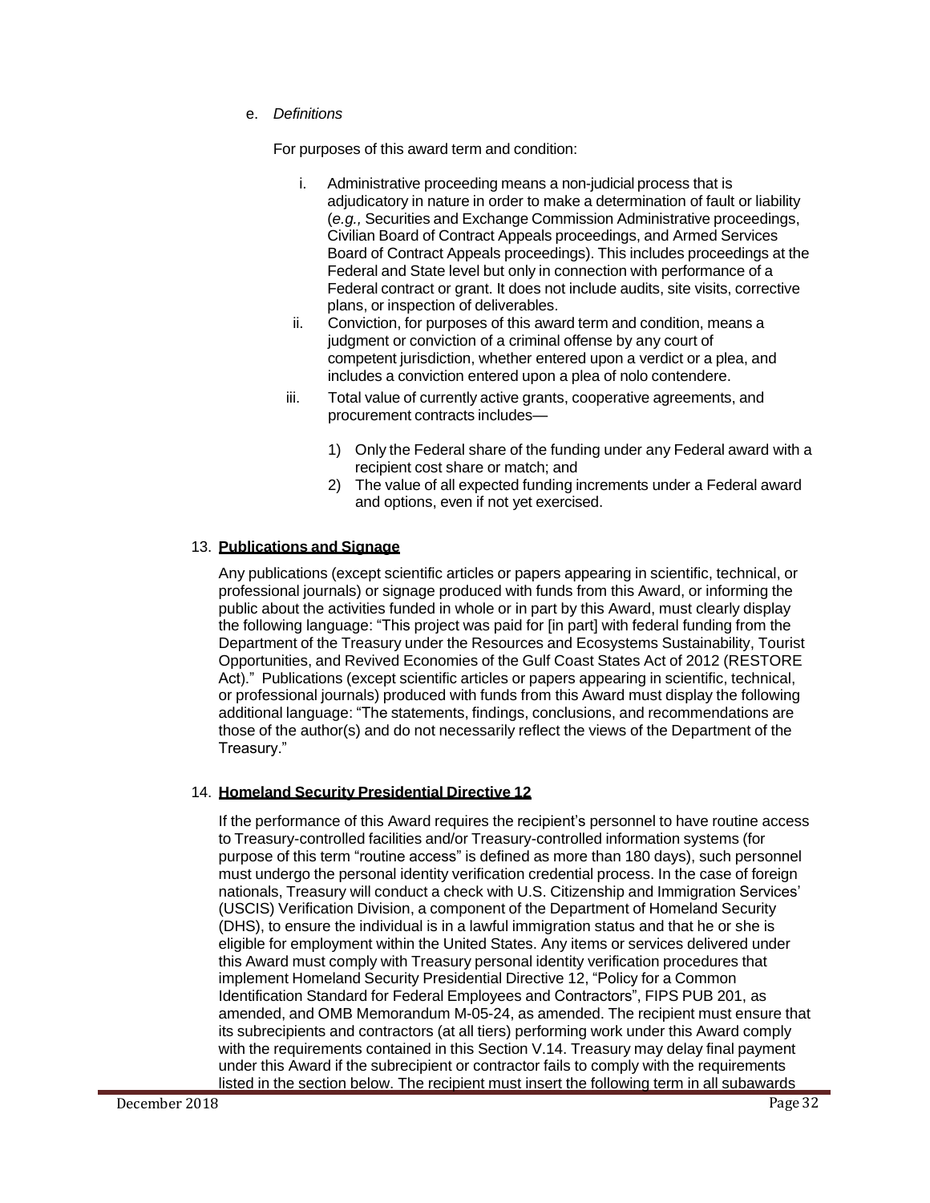e. *Definitions*

For purposes of this award term and condition:

i. Administrative proceeding means a non-judicial process that is adjudicatory in nature in order to make a determination of fault or liability (*e.g.,* Securities and Exchange Commission Administrative proceedings, Civilian Board of Contract Appeals proceedings, and Armed Services Board of Contract Appeals proceedings). This includes proceedings at the Federal and State level but only in connection with performance of a Federal contract or grant. It does not include audits, site visits, corrective plans, or inspection of deliverables.

ii. Conviction, for purposes of this award term and condition, means a judgment or conviction of a criminal offense by any court of competent jurisdiction, whether entered upon a verdict or a plea, and includes a conviction entered upon a plea of nolo contendere.

iii. Total value of currently active grants, cooperative agreements, and procurement contracts includes—

1) Only the Federal share of the funding under any Federal award with a recipient cost share or match; and
2) The value of all expected funding increments under a Federal award and options, even if not yet exercised.

## 13. Publications and Signage

Any publications (except scientific articles or papers appearing in scientific, technical, or professional journals) or signage produced with funds from this Award, or informing the public about the activities funded in whole or in part by this Award, must clearly display the following language: "This project was paid for [in part] with federal funding from the Department of the Treasury under the Resources and Ecosystems Sustainability, Tourist Opportunities, and Revived Economies of the Gulf Coast States Act of 2012 (RESTORE Act)." Publications (except scientific articles or papers appearing in scientific, technical, or professional journals) produced with funds from this Award must display the following additional language: "The statements, findings, conclusions, and recommendations are those of the author(s) and do not necessarily reflect the views of the Department of the Treasury."

## 14. Homeland Security Presidential Directive 12

If the performance of this Award requires the recipient's personnel to have routine access to Treasury-controlled facilities and/or Treasury-controlled information systems (for purpose of this term "routine access" is defined as more than 180 days), such personnel must undergo the personal identity verification credential process. In the case of foreign nationals, Treasury will conduct a check with U.S. Citizenship and Immigration Services' (USCIS) Verification Division, a component of the Department of Homeland Security (DHS), to ensure the individual is in a lawful immigration status and that he or she is eligible for employment within the United States. Any items or services delivered under this Award must comply with Treasury personal identity verification procedures that implement Homeland Security Presidential Directive 12, "Policy for a Common Identification Standard for Federal Employees and Contractors", FIPS PUB 201, as amended, and OMB Memorandum M-05-24, as amended. The recipient must ensure that its subrecipients and contractors (at all tiers) performing work under this Award comply with the requirements contained in this Section V.14. Treasury may delay final payment under this Award if the subrecipient or contractor fails to comply with the requirements listed in the section below. The recipient must insert the following term in all subawards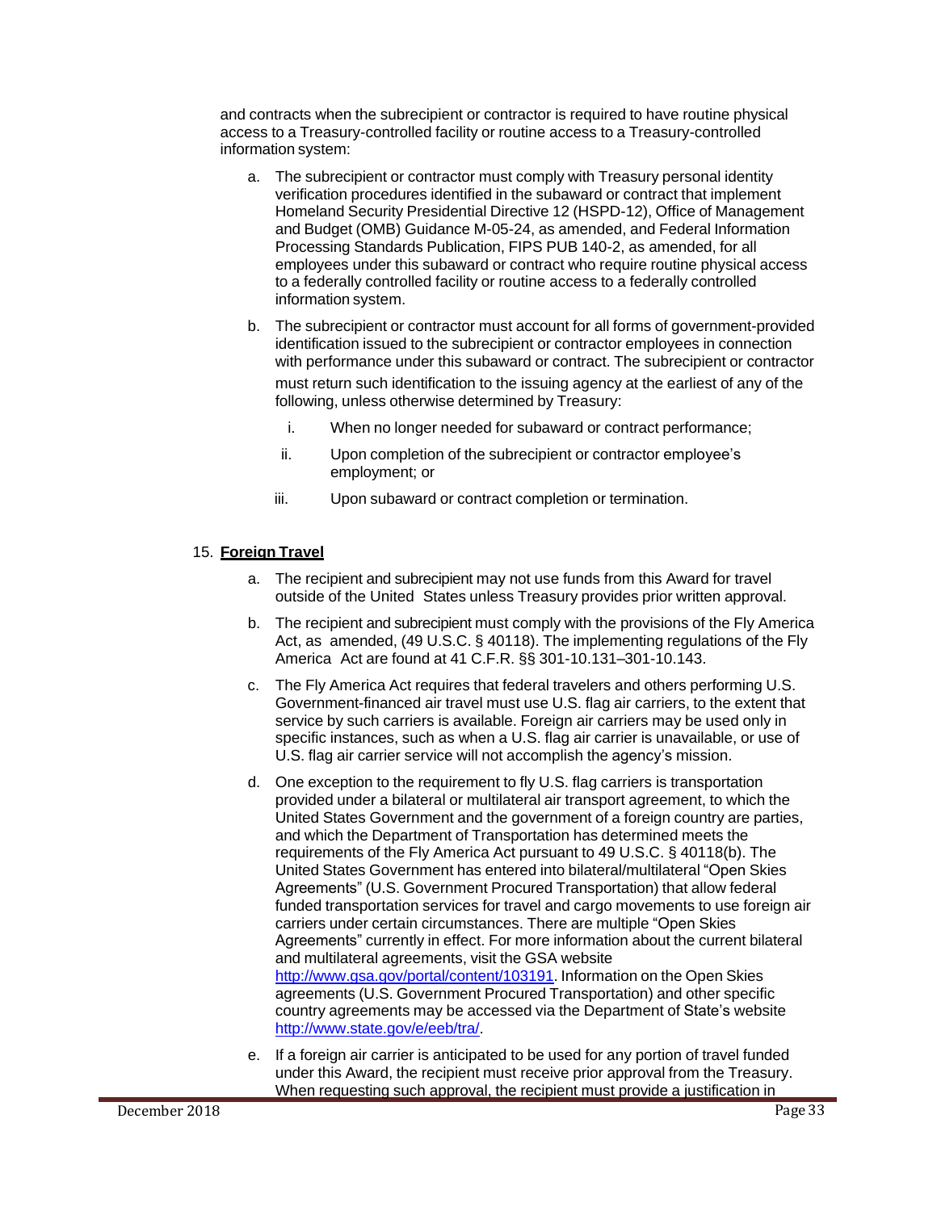and contracts when the subrecipient or contractor is required to have routine physical access to a Treasury-controlled facility or routine access to a Treasury-controlled information system:

a. The subrecipient or contractor must comply with Treasury personal identity verification procedures identified in the subaward or contract that implement Homeland Security Presidential Directive 12 (HSPD-12), Office of Management and Budget (OMB) Guidance M-05-24, as amended, and Federal Information Processing Standards Publication, FIPS PUB 140-2, as amended, for all employees under this subaward or contract who require routine physical access to a federally controlled facility or routine access to a federally controlled information system.

b. The subrecipient or contractor must account for all forms of government-provided identification issued to the subrecipient or contractor employees in connection with performance under this subaward or contract. The subrecipient or contractor must return such identification to the issuing agency at the earliest of any of the following, unless otherwise determined by Treasury:

   i. When no longer needed for subaward or contract performance;

   ii. Upon completion of the subrecipient or contractor employee's employment; or

   iii. Upon subaward or contract completion or termination.

15. **Foreign Travel**

a. The recipient and subrecipient may not use funds from this Award for travel outside of the United States unless Treasury provides prior written approval.

b. The recipient and subrecipient must comply with the provisions of the Fly America Act, as amended, (49 U.S.C. § 40118). The implementing regulations of the Fly America Act are found at 41 C.F.R. §§ 301-10.131–301-10.143.

c. The Fly America Act requires that federal travelers and others performing U.S. Government-financed air travel must use U.S. flag air carriers, to the extent that service by such carriers is available. Foreign air carriers may be used only in specific instances, such as when a U.S. flag air carrier is unavailable, or use of U.S. flag air carrier service will not accomplish the agency's mission.

d. One exception to the requirement to fly U.S. flag carriers is transportation provided under a bilateral or multilateral air transport agreement, to which the United States Government and the government of a foreign country are parties, and which the Department of Transportation has determined meets the requirements of the Fly America Act pursuant to 49 U.S.C. § 40118(b). The United States Government has entered into bilateral/multilateral "Open Skies Agreements" (U.S. Government Procured Transportation) that allow federal funded transportation services for travel and cargo movements to use foreign air carriers under certain circumstances. There are multiple "Open Skies Agreements" currently in effect. For more information about the current bilateral and multilateral agreements, visit the GSA website http://www.gsa.gov/portal/content/103191. Information on the Open Skies agreements (U.S. Government Procured Transportation) and other specific country agreements may be accessed via the Department of State's website http://www.state.gov/e/eeb/tra/.

e. If a foreign air carrier is anticipated to be used for any portion of travel funded under this Award, the recipient must receive prior approval from the Treasury. When requesting such approval, the recipient must provide a justification in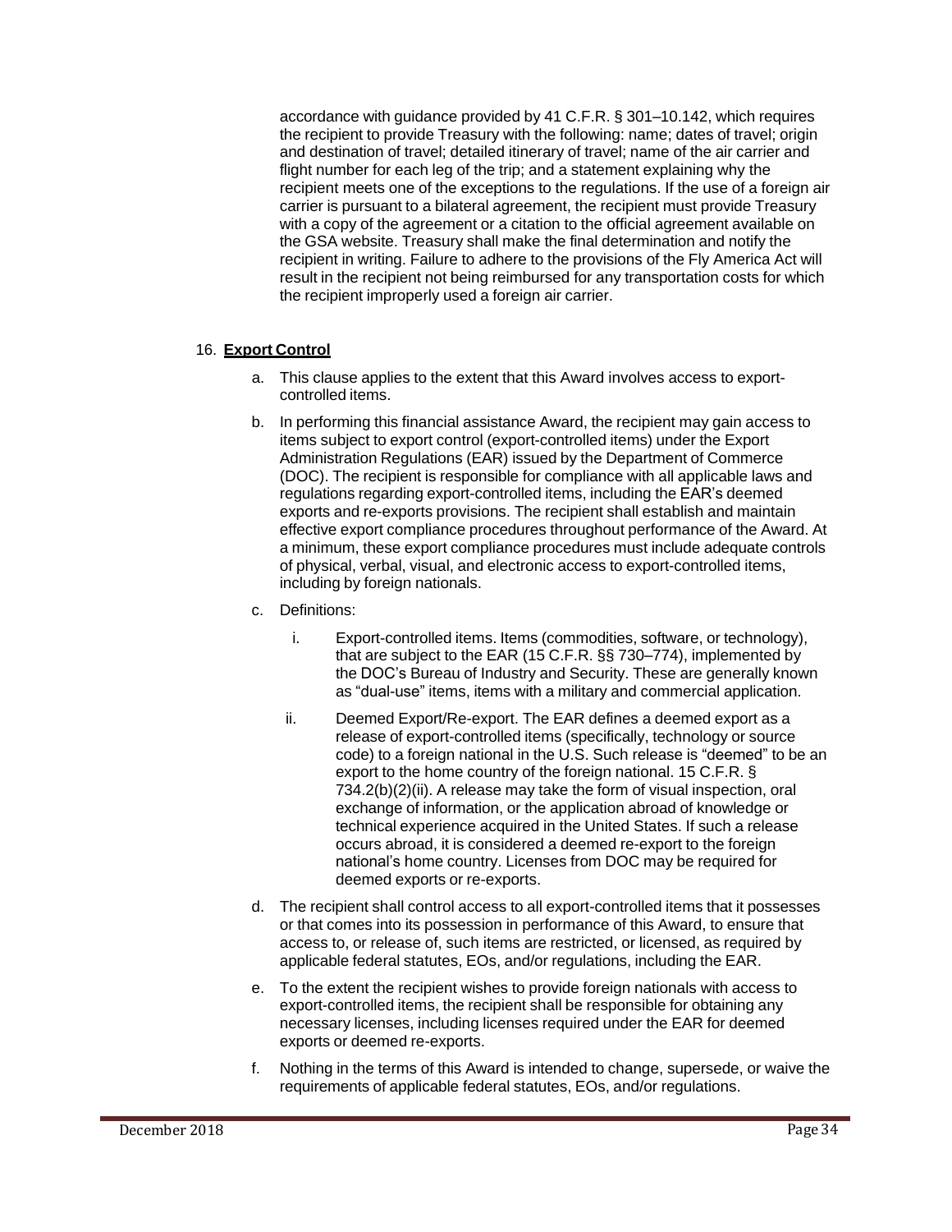accordance with guidance provided by 41 C.F.R. § 301–10.142, which requires the recipient to provide Treasury with the following: name; dates of travel; origin and destination of travel; detailed itinerary of travel; name of the air carrier and flight number for each leg of the trip; and a statement explaining why the recipient meets one of the exceptions to the regulations. If the use of a foreign air carrier is pursuant to a bilateral agreement, the recipient must provide Treasury with a copy of the agreement or a citation to the official agreement available on the GSA website. Treasury shall make the final determination and notify the recipient in writing. Failure to adhere to the provisions of the Fly America Act will result in the recipient not being reimbursed for any transportation costs for which the recipient improperly used a foreign air carrier.

16. **Export Control**

  a. This clause applies to the extent that this Award involves access to export-controlled items.

  b. In performing this financial assistance Award, the recipient may gain access to items subject to export control (export-controlled items) under the Export Administration Regulations (EAR) issued by the Department of Commerce (DOC). The recipient is responsible for compliance with all applicable laws and regulations regarding export-controlled items, including the EAR's deemed exports and re-exports provisions. The recipient shall establish and maintain effective export compliance procedures throughout performance of the Award. At a minimum, these export compliance procedures must include adequate controls of physical, verbal, visual, and electronic access to export-controlled items, including by foreign nationals.

  c. Definitions:

     i. Export-controlled items. Items (commodities, software, or technology), that are subject to the EAR (15 C.F.R. §§ 730–774), implemented by the DOC's Bureau of Industry and Security. These are generally known as "dual-use" items, items with a military and commercial application.

     ii. Deemed Export/Re-export. The EAR defines a deemed export as a release of export-controlled items (specifically, technology or source code) to a foreign national in the U.S. Such release is "deemed" to be an export to the home country of the foreign national. 15 C.F.R. § 734.2(b)(2)(ii). A release may take the form of visual inspection, oral exchange of information, or the application abroad of knowledge or technical experience acquired in the United States. If such a release occurs abroad, it is considered a deemed re-export to the foreign national's home country. Licenses from DOC may be required for deemed exports or re-exports.

  d. The recipient shall control access to all export-controlled items that it possesses or that comes into its possession in performance of this Award, to ensure that access to, or release of, such items are restricted, or licensed, as required by applicable federal statutes, EOs, and/or regulations, including the EAR.

  e. To the extent the recipient wishes to provide foreign nationals with access to export-controlled items, the recipient shall be responsible for obtaining any necessary licenses, including licenses required under the EAR for deemed exports or deemed re-exports.

  f. Nothing in the terms of this Award is intended to change, supersede, or waive the requirements of applicable federal statutes, EOs, and/or regulations.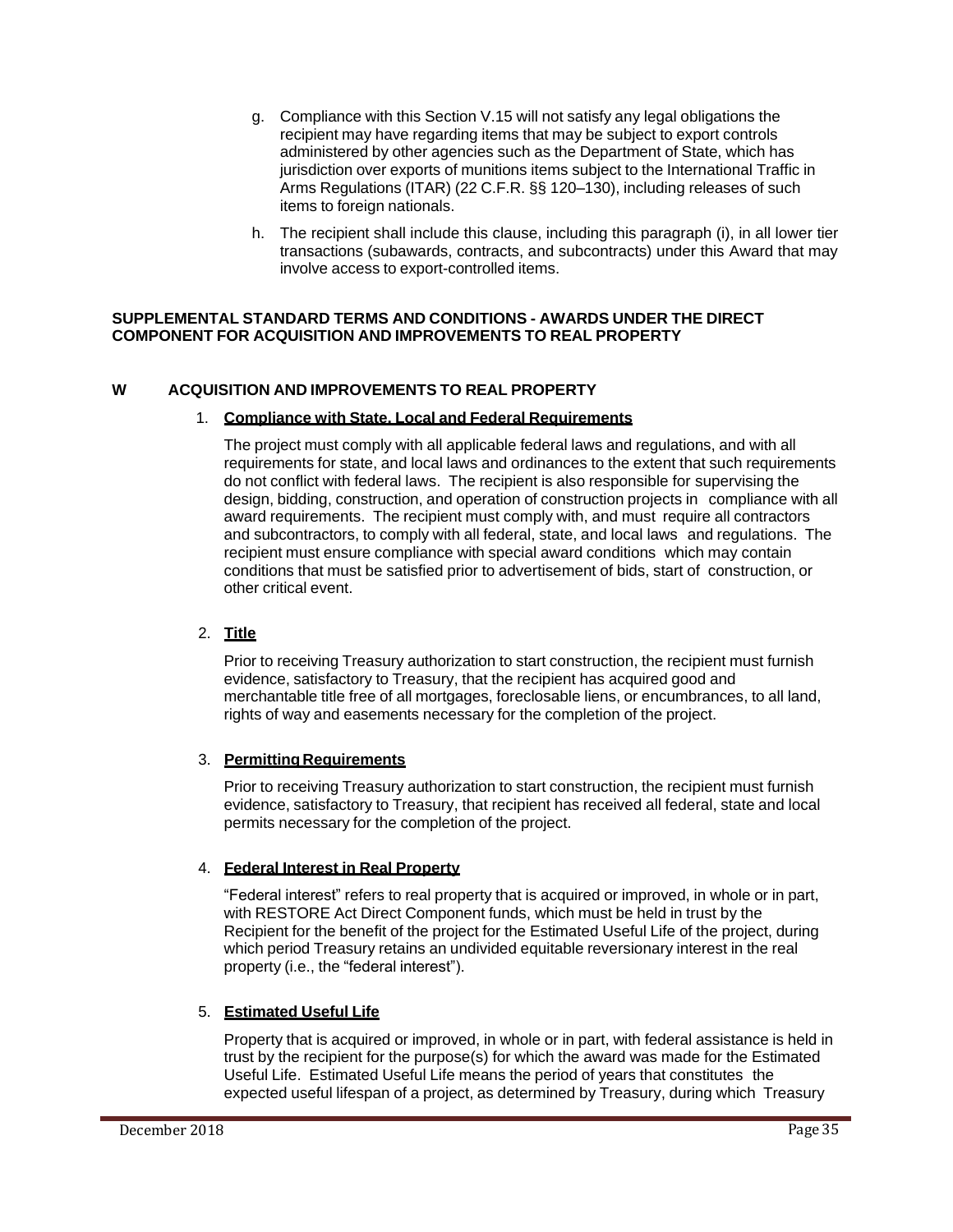g. Compliance with this Section V.15 will not satisfy any legal obligations the recipient may have regarding items that may be subject to export controls administered by other agencies such as the Department of State, which has jurisdiction over exports of munitions items subject to the International Traffic in Arms Regulations (ITAR) (22 C.F.R. §§ 120–130), including releases of such items to foreign nationals.

h. The recipient shall include this clause, including this paragraph (i), in all lower tier transactions (subawards, contracts, and subcontracts) under this Award that may involve access to export-controlled items.

**SUPPLEMENTAL STANDARD TERMS AND CONDITIONS - AWARDS UNDER THE DIRECT COMPONENT FOR ACQUISITION AND IMPROVEMENTS TO REAL PROPERTY**

## W ACQUISITION AND IMPROVEMENTS TO REAL PROPERTY

1. **Compliance with State, Local and Federal Requirements**

   The project must comply with all applicable federal laws and regulations, and with all requirements for state, and local laws and ordinances to the extent that such requirements do not conflict with federal laws. The recipient is also responsible for supervising the design, bidding, construction, and operation of construction projects in compliance with all award requirements. The recipient must comply with, and must require all contractors and subcontractors, to comply with all federal, state, and local laws and regulations. The recipient must ensure compliance with special award conditions which may contain conditions that must be satisfied prior to advertisement of bids, start of construction, or other critical event.

2. **Title**

   Prior to receiving Treasury authorization to start construction, the recipient must furnish evidence, satisfactory to Treasury, that the recipient has acquired good and merchantable title free of all mortgages, foreclosable liens, or encumbrances, to all land, rights of way and easements necessary for the completion of the project.

3. **Permitting Requirements**

   Prior to receiving Treasury authorization to start construction, the recipient must furnish evidence, satisfactory to Treasury, that recipient has received all federal, state and local permits necessary for the completion of the project.

4. **Federal Interest in Real Property**

   "Federal interest" refers to real property that is acquired or improved, in whole or in part, with RESTORE Act Direct Component funds, which must be held in trust by the Recipient for the benefit of the project for the Estimated Useful Life of the project, during which period Treasury retains an undivided equitable reversionary interest in the real property (i.e., the "federal interest").

5. **Estimated Useful Life**

   Property that is acquired or improved, in whole or in part, with federal assistance is held in trust by the recipient for the purpose(s) for which the award was made for the Estimated Useful Life. Estimated Useful Life means the period of years that constitutes the expected useful lifespan of a project, as determined by Treasury, during which Treasury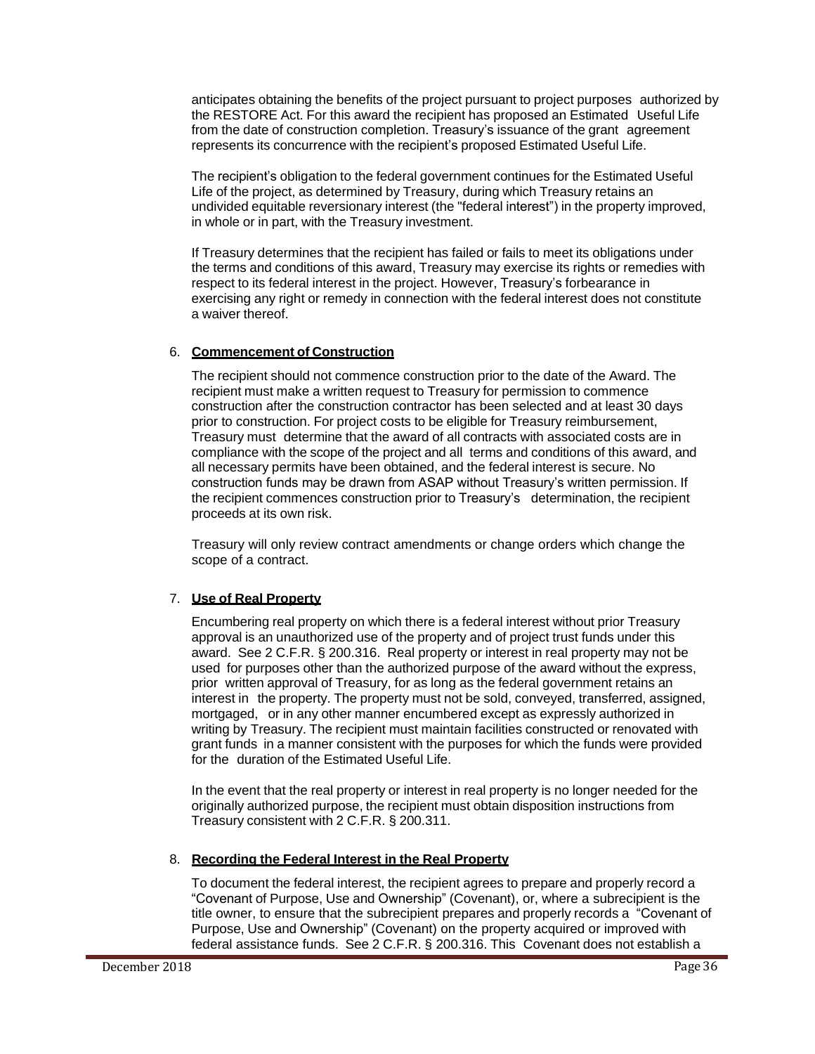anticipates obtaining the benefits of the project pursuant to project purposes authorized by the RESTORE Act. For this award the recipient has proposed an Estimated Useful Life from the date of construction completion. Treasury's issuance of the grant agreement represents its concurrence with the recipient's proposed Estimated Useful Life.

The recipient's obligation to the federal government continues for the Estimated Useful Life of the project, as determined by Treasury, during which Treasury retains an undivided equitable reversionary interest (the "federal interest") in the property improved, in whole or in part, with the Treasury investment.

If Treasury determines that the recipient has failed or fails to meet its obligations under the terms and conditions of this award, Treasury may exercise its rights or remedies with respect to its federal interest in the project. However, Treasury's forbearance in exercising any right or remedy in connection with the federal interest does not constitute a waiver thereof.

6. **Commencement of Construction**

   The recipient should not commence construction prior to the date of the Award. The recipient must make a written request to Treasury for permission to commence construction after the construction contractor has been selected and at least 30 days prior to construction. For project costs to be eligible for Treasury reimbursement, Treasury must determine that the award of all contracts with associated costs are in compliance with the scope of the project and all terms and conditions of this award, and all necessary permits have been obtained, and the federal interest is secure. No construction funds may be drawn from ASAP without Treasury's written permission. If the recipient commences construction prior to Treasury's determination, the recipient proceeds at its own risk.

   Treasury will only review contract amendments or change orders which change the scope of a contract.

7. **Use of Real Property**

   Encumbering real property on which there is a federal interest without prior Treasury approval is an unauthorized use of the property and of project trust funds under this award. See 2 C.F.R. § 200.316. Real property or interest in real property may not be used for purposes other than the authorized purpose of the award without the express, prior written approval of Treasury, for as long as the federal government retains an interest in the property. The property must not be sold, conveyed, transferred, assigned, mortgaged, or in any other manner encumbered except as expressly authorized in writing by Treasury. The recipient must maintain facilities constructed or renovated with grant funds in a manner consistent with the purposes for which the funds were provided for the duration of the Estimated Useful Life.

   In the event that the real property or interest in real property is no longer needed for the originally authorized purpose, the recipient must obtain disposition instructions from Treasury consistent with 2 C.F.R. § 200.311.

8. **Recording the Federal Interest in the Real Property**

   To document the federal interest, the recipient agrees to prepare and properly record a "Covenant of Purpose, Use and Ownership" (Covenant), or, where a subrecipient is the title owner, to ensure that the subrecipient prepares and properly records a "Covenant of Purpose, Use and Ownership" (Covenant) on the property acquired or improved with federal assistance funds. See 2 C.F.R. § 200.316. This Covenant does not establish a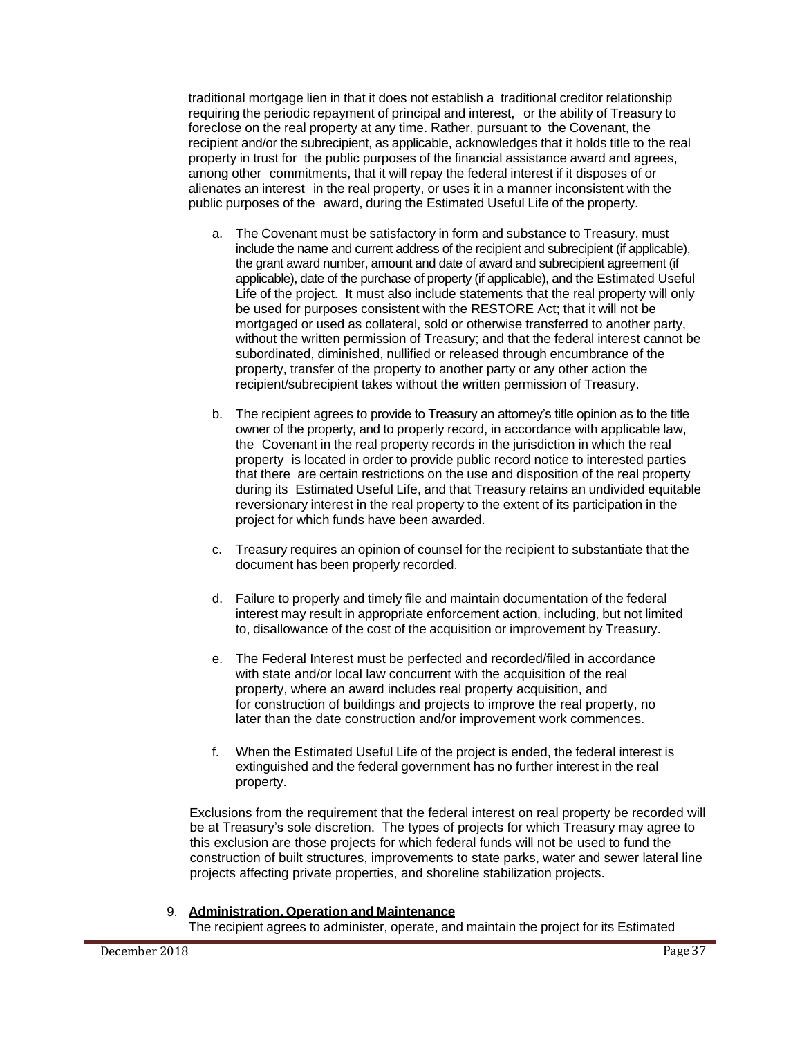traditional mortgage lien in that it does not establish a traditional creditor relationship requiring the periodic repayment of principal and interest, or the ability of Treasury to foreclose on the real property at any time. Rather, pursuant to the Covenant, the recipient and/or the subrecipient, as applicable, acknowledges that it holds title to the real property in trust for the public purposes of the financial assistance award and agrees, among other commitments, that it will repay the federal interest if it disposes of or alienates an interest in the real property, or uses it in a manner inconsistent with the public purposes of the award, during the Estimated Useful Life of the property.

a. The Covenant must be satisfactory in form and substance to Treasury, must include the name and current address of the recipient and subrecipient (if applicable), the grant award number, amount and date of award and subrecipient agreement (if applicable), date of the purchase of property (if applicable), and the Estimated Useful Life of the project. It must also include statements that the real property will only be used for purposes consistent with the RESTORE Act; that it will not be mortgaged or used as collateral, sold or otherwise transferred to another party, without the written permission of Treasury; and that the federal interest cannot be subordinated, diminished, nullified or released through encumbrance of the property, transfer of the property to another party or any other action the recipient/subrecipient takes without the written permission of Treasury.

b. The recipient agrees to provide to Treasury an attorney's title opinion as to the title owner of the property, and to properly record, in accordance with applicable law, the Covenant in the real property records in the jurisdiction in which the real property is located in order to provide public record notice to interested parties that there are certain restrictions on the use and disposition of the real property during its Estimated Useful Life, and that Treasury retains an undivided equitable reversionary interest in the real property to the extent of its participation in the project for which funds have been awarded.

c. Treasury requires an opinion of counsel for the recipient to substantiate that the document has been properly recorded.

d. Failure to properly and timely file and maintain documentation of the federal interest may result in appropriate enforcement action, including, but not limited to, disallowance of the cost of the acquisition or improvement by Treasury.

e. The Federal Interest must be perfected and recorded/filed in accordance with state and/or local law concurrent with the acquisition of the real property, where an award includes real property acquisition, and for construction of buildings and projects to improve the real property, no later than the date construction and/or improvement work commences.

f. When the Estimated Useful Life of the project is ended, the federal interest is extinguished and the federal government has no further interest in the real property.

Exclusions from the requirement that the federal interest on real property be recorded will be at Treasury's sole discretion. The types of projects for which Treasury may agree to this exclusion are those projects for which federal funds will not be used to fund the construction of built structures, improvements to state parks, water and sewer lateral line projects affecting private properties, and shoreline stabilization projects.

9. **Administration, Operation and Maintenance**

The recipient agrees to administer, operate, and maintain the project for its Estimated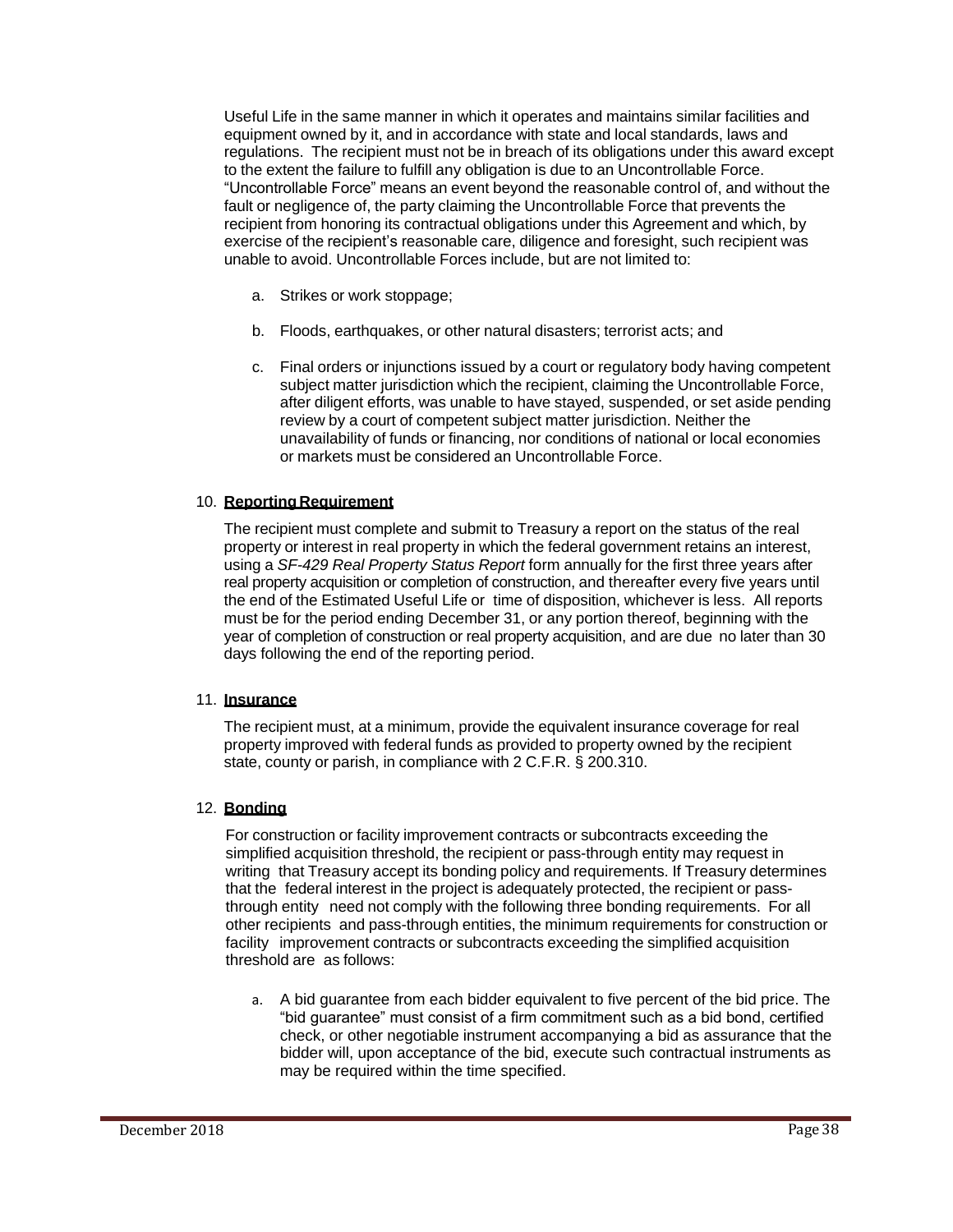Useful Life in the same manner in which it operates and maintains similar facilities and equipment owned by it, and in accordance with state and local standards, laws and regulations. The recipient must not be in breach of its obligations under this award except to the extent the failure to fulfill any obligation is due to an Uncontrollable Force. "Uncontrollable Force" means an event beyond the reasonable control of, and without the fault or negligence of, the party claiming the Uncontrollable Force that prevents the recipient from honoring its contractual obligations under this Agreement and which, by exercise of the recipient's reasonable care, diligence and foresight, such recipient was unable to avoid. Uncontrollable Forces include, but are not limited to:

a. Strikes or work stoppage;

b. Floods, earthquakes, or other natural disasters; terrorist acts; and

c. Final orders or injunctions issued by a court or regulatory body having competent subject matter jurisdiction which the recipient, claiming the Uncontrollable Force, after diligent efforts, was unable to have stayed, suspended, or set aside pending review by a court of competent subject matter jurisdiction. Neither the unavailability of funds or financing, nor conditions of national or local economies or markets must be considered an Uncontrollable Force.

10. **Reporting Requirement**

The recipient must complete and submit to Treasury a report on the status of the real property or interest in real property in which the federal government retains an interest, using a *SF-429 Real Property Status Report* form annually for the first three years after real property acquisition or completion of construction, and thereafter every five years until the end of the Estimated Useful Life or time of disposition, whichever is less. All reports must be for the period ending December 31, or any portion thereof, beginning with the year of completion of construction or real property acquisition, and are due no later than 30 days following the end of the reporting period.

11. **Insurance**

The recipient must, at a minimum, provide the equivalent insurance coverage for real property improved with federal funds as provided to property owned by the recipient state, county or parish, in compliance with 2 C.F.R. § 200.310.

12. **Bonding**

For construction or facility improvement contracts or subcontracts exceeding the simplified acquisition threshold, the recipient or pass-through entity may request in writing that Treasury accept its bonding policy and requirements. If Treasury determines that the federal interest in the project is adequately protected, the recipient or pass-through entity need not comply with the following three bonding requirements. For all other recipients and pass-through entities, the minimum requirements for construction or facility improvement contracts or subcontracts exceeding the simplified acquisition threshold are as follows:

a. A bid guarantee from each bidder equivalent to five percent of the bid price. The "bid guarantee" must consist of a firm commitment such as a bid bond, certified check, or other negotiable instrument accompanying a bid as assurance that the bidder will, upon acceptance of the bid, execute such contractual instruments as may be required within the time specified.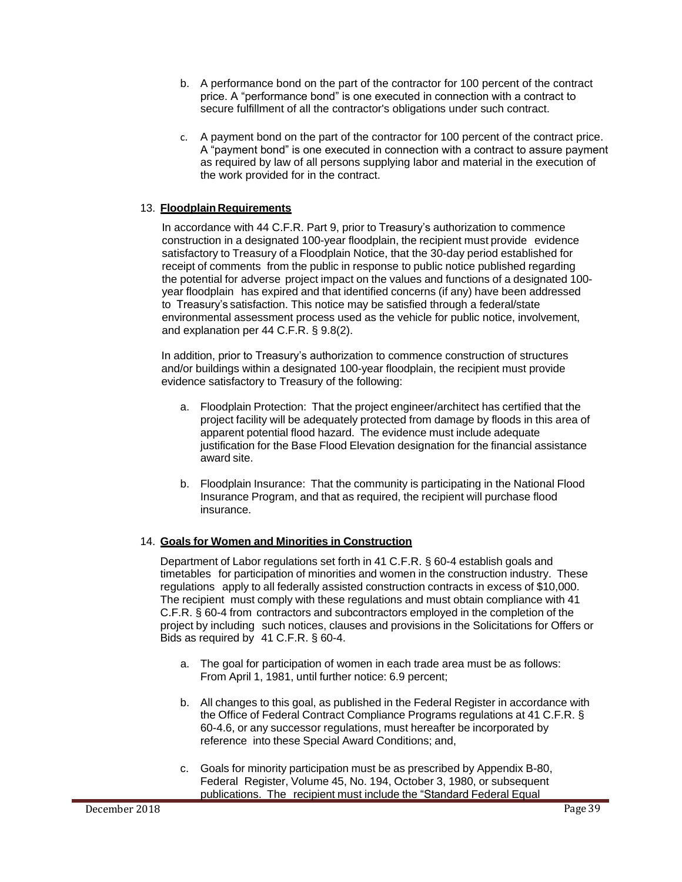b. A performance bond on the part of the contractor for 100 percent of the contract price. A "performance bond" is one executed in connection with a contract to secure fulfillment of all the contractor's obligations under such contract.

c. A payment bond on the part of the contractor for 100 percent of the contract price. A "payment bond" is one executed in connection with a contract to assure payment as required by law of all persons supplying labor and material in the execution of the work provided for in the contract.

13. **Floodplain Requirements**

In accordance with 44 C.F.R. Part 9, prior to Treasury's authorization to commence construction in a designated 100-year floodplain, the recipient must provide evidence satisfactory to Treasury of a Floodplain Notice, that the 30-day period established for receipt of comments from the public in response to public notice published regarding the potential for adverse project impact on the values and functions of a designated 100-year floodplain has expired and that identified concerns (if any) have been addressed to Treasury's satisfaction. This notice may be satisfied through a federal/state environmental assessment process used as the vehicle for public notice, involvement, and explanation per 44 C.F.R. § 9.8(2).

In addition, prior to Treasury's authorization to commence construction of structures and/or buildings within a designated 100-year floodplain, the recipient must provide evidence satisfactory to Treasury of the following:

a. Floodplain Protection: That the project engineer/architect has certified that the project facility will be adequately protected from damage by floods in this area of apparent potential flood hazard. The evidence must include adequate justification for the Base Flood Elevation designation for the financial assistance award site.

b. Floodplain Insurance: That the community is participating in the National Flood Insurance Program, and that as required, the recipient will purchase flood insurance.

14. **Goals for Women and Minorities in Construction**

Department of Labor regulations set forth in 41 C.F.R. § 60-4 establish goals and timetables for participation of minorities and women in the construction industry. These regulations apply to all federally assisted construction contracts in excess of $10,000. The recipient must comply with these regulations and must obtain compliance with 41 C.F.R. § 60-4 from contractors and subcontractors employed in the completion of the project by including such notices, clauses and provisions in the Solicitations for Offers or Bids as required by 41 C.F.R. § 60-4.

a. The goal for participation of women in each trade area must be as follows: From April 1, 1981, until further notice: 6.9 percent;

b. All changes to this goal, as published in the Federal Register in accordance with the Office of Federal Contract Compliance Programs regulations at 41 C.F.R. § 60-4.6, or any successor regulations, must hereafter be incorporated by reference into these Special Award Conditions; and,

c. Goals for minority participation must be as prescribed by Appendix B-80, Federal Register, Volume 45, No. 194, October 3, 1980, or subsequent publications. The recipient must include the "Standard Federal Equal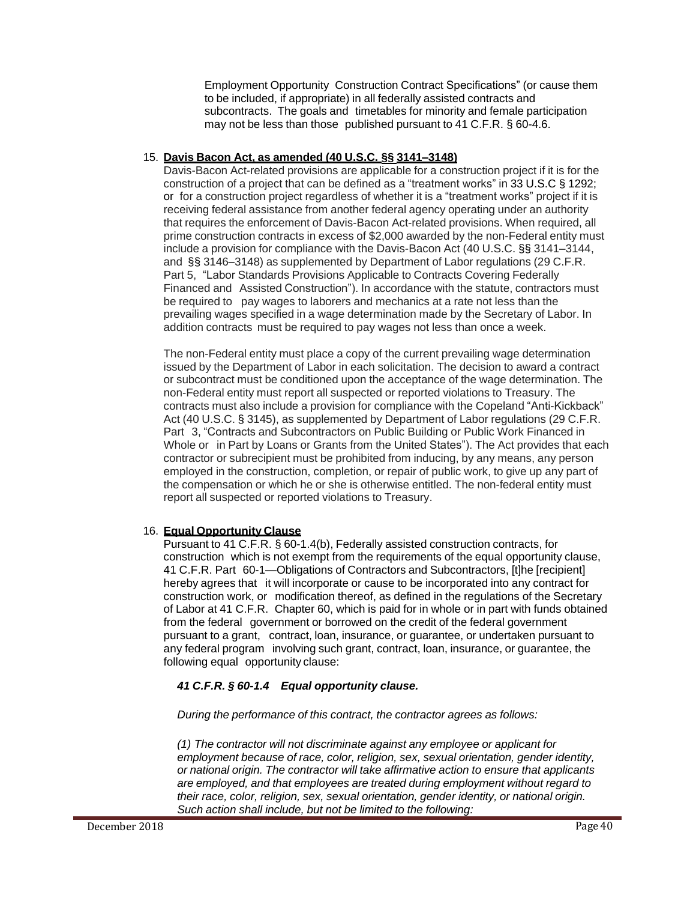Employment Opportunity Construction Contract Specifications" (or cause them to be included, if appropriate) in all federally assisted contracts and subcontracts. The goals and timetables for minority and female participation may not be less than those published pursuant to 41 C.F.R. § 60-4.6.

15. **Davis Bacon Act, as amended (40 U.S.C. §§ 3141–3148)**

    Davis-Bacon Act-related provisions are applicable for a construction project if it is for the construction of a project that can be defined as a "treatment works" in 33 U.S.C § 1292; or for a construction project regardless of whether it is a "treatment works" project if it is receiving federal assistance from another federal agency operating under an authority that requires the enforcement of Davis-Bacon Act-related provisions. When required, all prime construction contracts in excess of $2,000 awarded by the non-Federal entity must include a provision for compliance with the Davis-Bacon Act (40 U.S.C. §§ 3141–3144, and §§ 3146–3148) as supplemented by Department of Labor regulations (29 C.F.R. Part 5, "Labor Standards Provisions Applicable to Contracts Covering Federally Financed and Assisted Construction"). In accordance with the statute, contractors must be required to pay wages to laborers and mechanics at a rate not less than the prevailing wages specified in a wage determination made by the Secretary of Labor. In addition contracts must be required to pay wages not less than once a week.

    The non-Federal entity must place a copy of the current prevailing wage determination issued by the Department of Labor in each solicitation. The decision to award a contract or subcontract must be conditioned upon the acceptance of the wage determination. The non-Federal entity must report all suspected or reported violations to Treasury. The contracts must also include a provision for compliance with the Copeland "Anti-Kickback" Act (40 U.S.C. § 3145), as supplemented by Department of Labor regulations (29 C.F.R. Part 3, "Contracts and Subcontractors on Public Building or Public Work Financed in Whole or in Part by Loans or Grants from the United States"). The Act provides that each contractor or subrecipient must be prohibited from inducing, by any means, any person employed in the construction, completion, or repair of public work, to give up any part of the compensation or which he or she is otherwise entitled. The non-federal entity must report all suspected or reported violations to Treasury.

16. **Equal Opportunity Clause**

    Pursuant to 41 C.F.R. § 60-1.4(b), Federally assisted construction contracts, for construction which is not exempt from the requirements of the equal opportunity clause, 41 C.F.R. Part 60-1—Obligations of Contractors and Subcontractors, [t]he [recipient] hereby agrees that it will incorporate or cause to be incorporated into any contract for construction work, or modification thereof, as defined in the regulations of the Secretary of Labor at 41 C.F.R. Chapter 60, which is paid for in whole or in part with funds obtained from the federal government or borrowed on the credit of the federal government pursuant to a grant, contract, loan, insurance, or guarantee, or undertaken pursuant to any federal program involving such grant, contract, loan, insurance, or guarantee, the following equal opportunity clause:

    ***41 C.F.R. § 60-1.4 Equal opportunity clause.***

    *During the performance of this contract, the contractor agrees as follows:*

    *(1) The contractor will not discriminate against any employee or applicant for employment because of race, color, religion, sex, sexual orientation, gender identity, or national origin. The contractor will take affirmative action to ensure that applicants are employed, and that employees are treated during employment without regard to their race, color, religion, sex, sexual orientation, gender identity, or national origin. Such action shall include, but not be limited to the following:*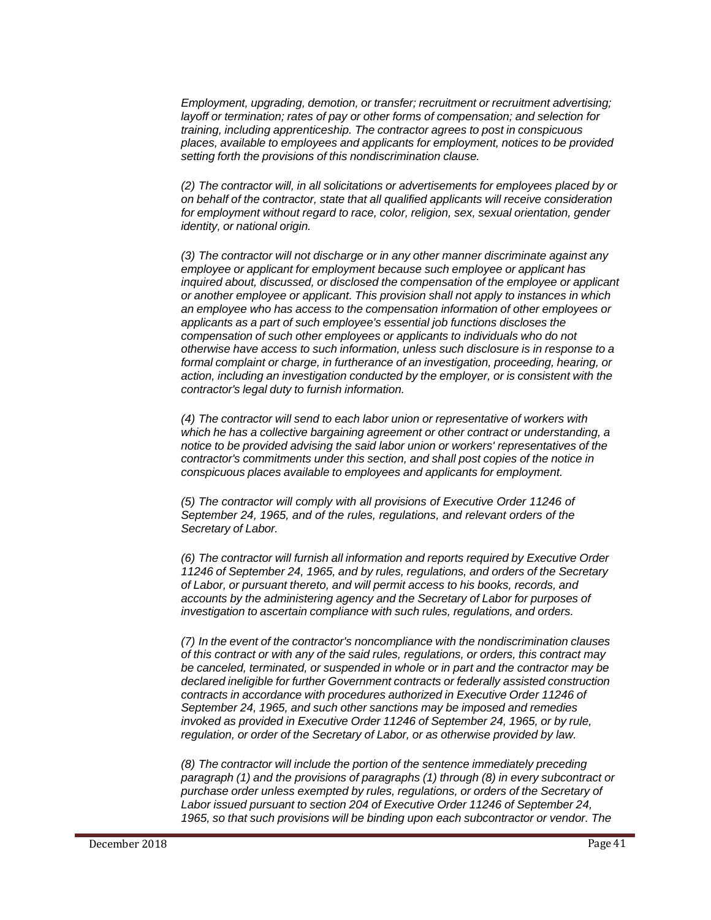*Employment, upgrading, demotion, or transfer; recruitment or recruitment advertising; layoff or termination; rates of pay or other forms of compensation; and selection for training, including apprenticeship. The contractor agrees to post in conspicuous places, available to employees and applicants for employment, notices to be provided setting forth the provisions of this nondiscrimination clause.*

*(2) The contractor will, in all solicitations or advertisements for employees placed by or on behalf of the contractor, state that all qualified applicants will receive consideration for employment without regard to race, color, religion, sex, sexual orientation, gender identity, or national origin.*

*(3) The contractor will not discharge or in any other manner discriminate against any employee or applicant for employment because such employee or applicant has inquired about, discussed, or disclosed the compensation of the employee or applicant or another employee or applicant. This provision shall not apply to instances in which an employee who has access to the compensation information of other employees or applicants as a part of such employee's essential job functions discloses the compensation of such other employees or applicants to individuals who do not otherwise have access to such information, unless such disclosure is in response to a formal complaint or charge, in furtherance of an investigation, proceeding, hearing, or action, including an investigation conducted by the employer, or is consistent with the contractor's legal duty to furnish information.*

*(4) The contractor will send to each labor union or representative of workers with which he has a collective bargaining agreement or other contract or understanding, a notice to be provided advising the said labor union or workers' representatives of the contractor's commitments under this section, and shall post copies of the notice in conspicuous places available to employees and applicants for employment.*

*(5) The contractor will comply with all provisions of Executive Order 11246 of September 24, 1965, and of the rules, regulations, and relevant orders of the Secretary of Labor.*

*(6) The contractor will furnish all information and reports required by Executive Order 11246 of September 24, 1965, and by rules, regulations, and orders of the Secretary of Labor, or pursuant thereto, and will permit access to his books, records, and accounts by the administering agency and the Secretary of Labor for purposes of investigation to ascertain compliance with such rules, regulations, and orders.*

*(7) In the event of the contractor's noncompliance with the nondiscrimination clauses of this contract or with any of the said rules, regulations, or orders, this contract may be canceled, terminated, or suspended in whole or in part and the contractor may be declared ineligible for further Government contracts or federally assisted construction contracts in accordance with procedures authorized in Executive Order 11246 of September 24, 1965, and such other sanctions may be imposed and remedies invoked as provided in Executive Order 11246 of September 24, 1965, or by rule, regulation, or order of the Secretary of Labor, or as otherwise provided by law.*

*(8) The contractor will include the portion of the sentence immediately preceding paragraph (1) and the provisions of paragraphs (1) through (8) in every subcontract or purchase order unless exempted by rules, regulations, or orders of the Secretary of Labor issued pursuant to section 204 of Executive Order 11246 of September 24, 1965, so that such provisions will be binding upon each subcontractor or vendor. The*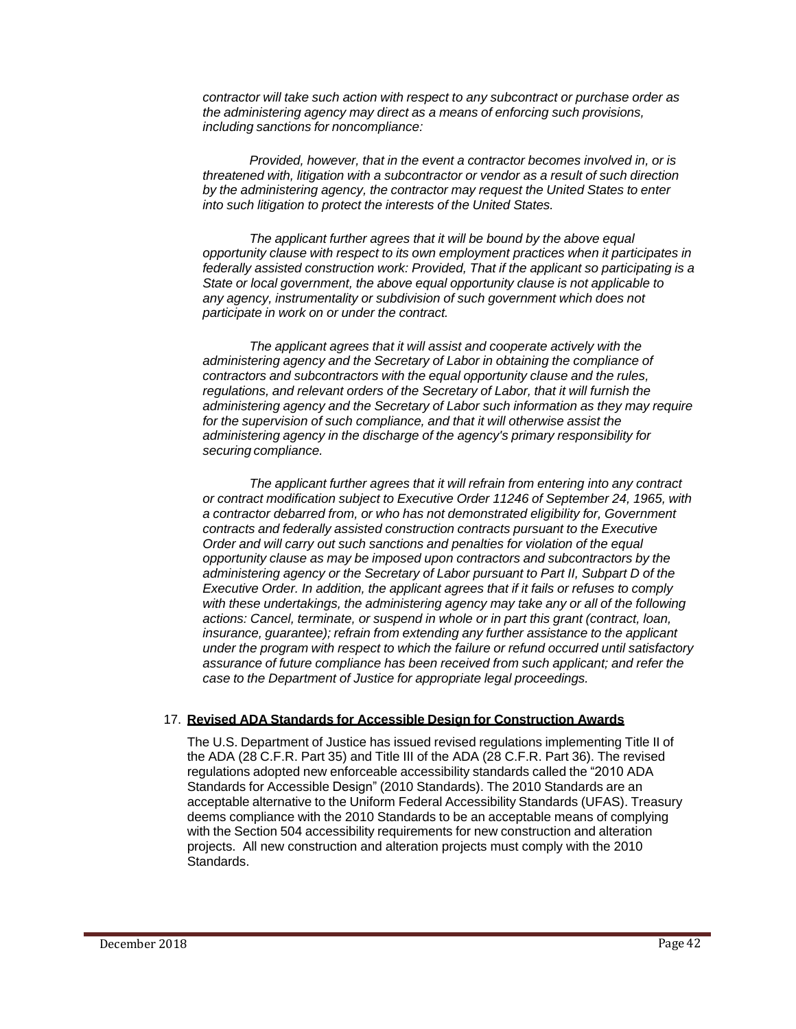*contractor will take such action with respect to any subcontract or purchase order as the administering agency may direct as a means of enforcing such provisions, including sanctions for noncompliance:*

*Provided, however, that in the event a contractor becomes involved in, or is threatened with, litigation with a subcontractor or vendor as a result of such direction by the administering agency, the contractor may request the United States to enter into such litigation to protect the interests of the United States.*

*The applicant further agrees that it will be bound by the above equal opportunity clause with respect to its own employment practices when it participates in federally assisted construction work: Provided, That if the applicant so participating is a State or local government, the above equal opportunity clause is not applicable to any agency, instrumentality or subdivision of such government which does not participate in work on or under the contract.*

*The applicant agrees that it will assist and cooperate actively with the administering agency and the Secretary of Labor in obtaining the compliance of contractors and subcontractors with the equal opportunity clause and the rules, regulations, and relevant orders of the Secretary of Labor, that it will furnish the administering agency and the Secretary of Labor such information as they may require for the supervision of such compliance, and that it will otherwise assist the administering agency in the discharge of the agency's primary responsibility for securing compliance.*

*The applicant further agrees that it will refrain from entering into any contract or contract modification subject to Executive Order 11246 of September 24, 1965, with a contractor debarred from, or who has not demonstrated eligibility for, Government contracts and federally assisted construction contracts pursuant to the Executive Order and will carry out such sanctions and penalties for violation of the equal opportunity clause as may be imposed upon contractors and subcontractors by the administering agency or the Secretary of Labor pursuant to Part II, Subpart D of the Executive Order. In addition, the applicant agrees that if it fails or refuses to comply with these undertakings, the administering agency may take any or all of the following actions: Cancel, terminate, or suspend in whole or in part this grant (contract, loan, insurance, guarantee); refrain from extending any further assistance to the applicant under the program with respect to which the failure or refund occurred until satisfactory assurance of future compliance has been received from such applicant; and refer the case to the Department of Justice for appropriate legal proceedings.*

17. **Revised ADA Standards for Accessible Design for Construction Awards**

The U.S. Department of Justice has issued revised regulations implementing Title II of the ADA (28 C.F.R. Part 35) and Title III of the ADA (28 C.F.R. Part 36). The revised regulations adopted new enforceable accessibility standards called the "2010 ADA Standards for Accessible Design" (2010 Standards). The 2010 Standards are an acceptable alternative to the Uniform Federal Accessibility Standards (UFAS). Treasury deems compliance with the 2010 Standards to be an acceptable means of complying with the Section 504 accessibility requirements for new construction and alteration projects. All new construction and alteration projects must comply with the 2010 Standards.